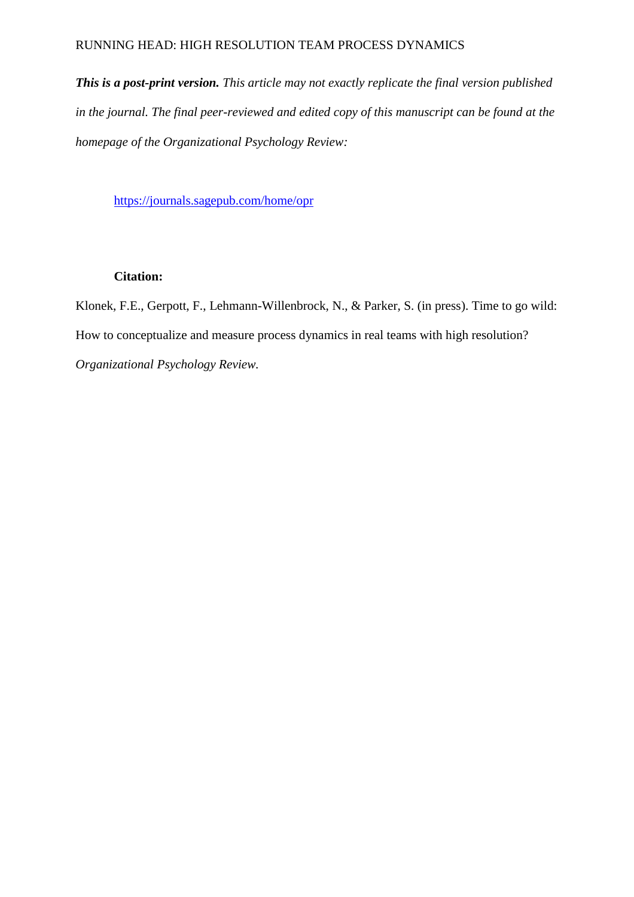***This is a post-print version.*** *This article may not exactly replicate the final version published in the journal. The final peer-reviewed and edited copy of this manuscript can be found at the homepage of the Organizational Psychology Review:*

https://journals.sagepub.com/home/opr

**Citation:**

Klonek, F.E., Gerpott, F., Lehmann-Willenbrock, N., & Parker, S. (in press). Time to go wild: How to conceptualize and measure process dynamics in real teams with high resolution? *Organizational Psychology Review*.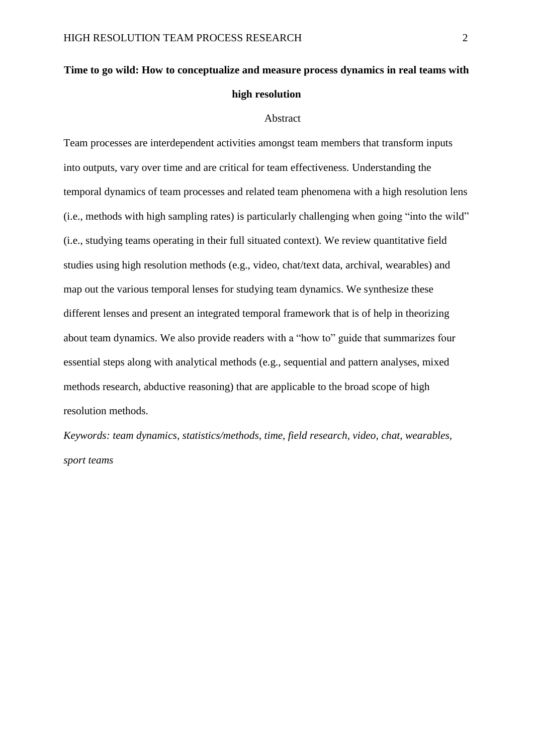# Time to go wild: How to conceptualize and measure process dynamics in real teams with high resolution

## Abstract

Team processes are interdependent activities amongst team members that transform inputs into outputs, vary over time and are critical for team effectiveness. Understanding the temporal dynamics of team processes and related team phenomena with a high resolution lens (i.e., methods with high sampling rates) is particularly challenging when going "into the wild" (i.e., studying teams operating in their full situated context). We review quantitative field studies using high resolution methods (e.g., video, chat/text data, archival, wearables) and map out the various temporal lenses for studying team dynamics. We synthesize these different lenses and present an integrated temporal framework that is of help in theorizing about team dynamics. We also provide readers with a "how to" guide that summarizes four essential steps along with analytical methods (e.g., sequential and pattern analyses, mixed methods research, abductive reasoning) that are applicable to the broad scope of high resolution methods.

*Keywords: team dynamics, statistics/methods, time, field research, video, chat, wearables, sport teams*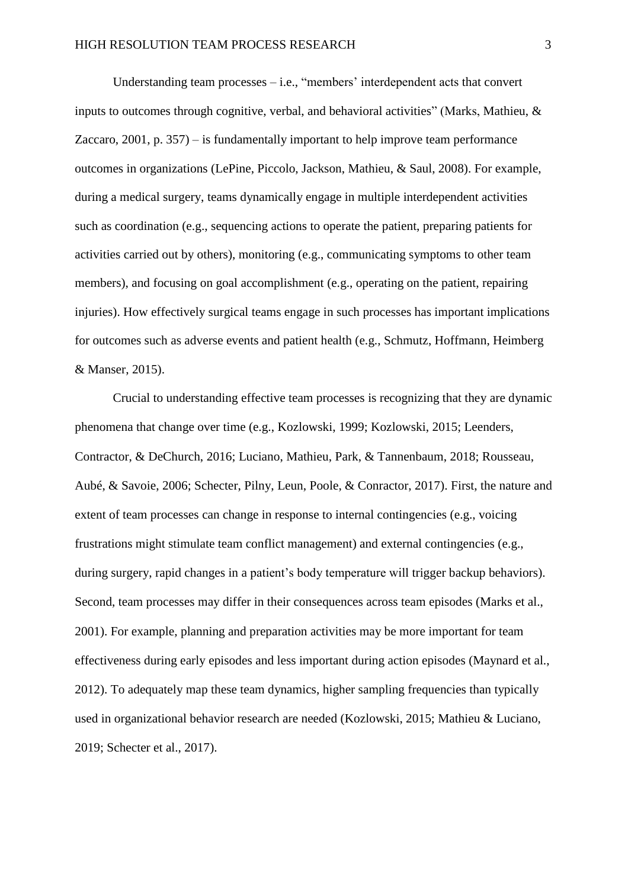Understanding team processes – i.e., "members' interdependent acts that convert inputs to outcomes through cognitive, verbal, and behavioral activities" (Marks, Mathieu, & Zaccaro, 2001, p. 357) – is fundamentally important to help improve team performance outcomes in organizations (LePine, Piccolo, Jackson, Mathieu, & Saul, 2008). For example, during a medical surgery, teams dynamically engage in multiple interdependent activities such as coordination (e.g., sequencing actions to operate the patient, preparing patients for activities carried out by others), monitoring (e.g., communicating symptoms to other team members), and focusing on goal accomplishment (e.g., operating on the patient, repairing injuries). How effectively surgical teams engage in such processes has important implications for outcomes such as adverse events and patient health (e.g., Schmutz, Hoffmann, Heimberg & Manser, 2015).

Crucial to understanding effective team processes is recognizing that they are dynamic phenomena that change over time (e.g., Kozlowski, 1999; Kozlowski, 2015; Leenders, Contractor, & DeChurch, 2016; Luciano, Mathieu, Park, & Tannenbaum, 2018; Rousseau, Aubé, & Savoie, 2006; Schecter, Pilny, Leun, Poole, & Conractor, 2017). First, the nature and extent of team processes can change in response to internal contingencies (e.g., voicing frustrations might stimulate team conflict management) and external contingencies (e.g., during surgery, rapid changes in a patient's body temperature will trigger backup behaviors). Second, team processes may differ in their consequences across team episodes (Marks et al., 2001). For example, planning and preparation activities may be more important for team effectiveness during early episodes and less important during action episodes (Maynard et al., 2012). To adequately map these team dynamics, higher sampling frequencies than typically used in organizational behavior research are needed (Kozlowski, 2015; Mathieu & Luciano, 2019; Schecter et al., 2017).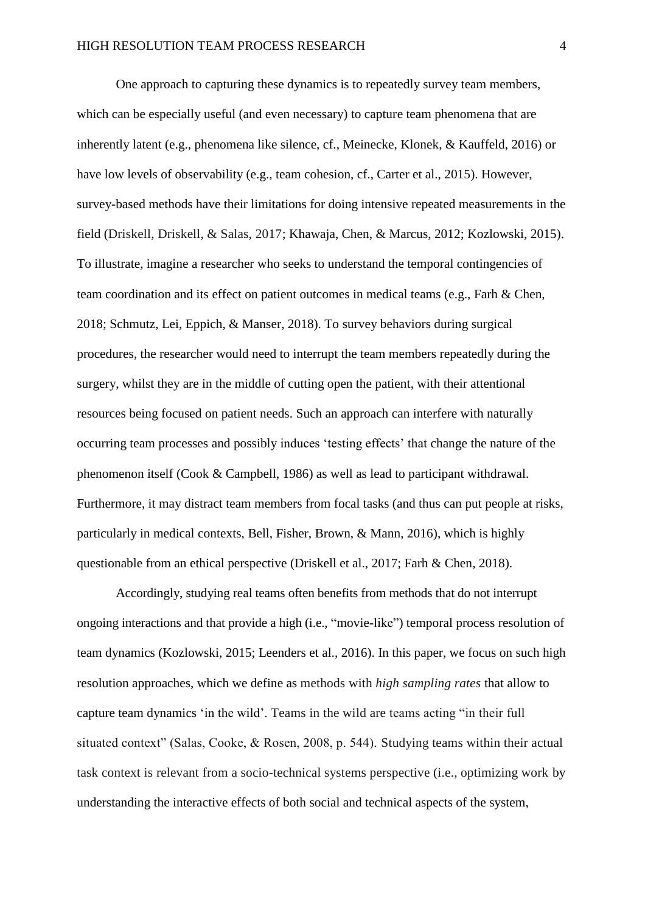One approach to capturing these dynamics is to repeatedly survey team members, which can be especially useful (and even necessary) to capture team phenomena that are inherently latent (e.g., phenomena like silence, cf., Meinecke, Klonek, & Kauffeld, 2016) or have low levels of observability (e.g., team cohesion, cf., Carter et al., 2015). However, survey-based methods have their limitations for doing intensive repeated measurements in the field (Driskell, Driskell, & Salas, 2017; Khawaja, Chen, & Marcus, 2012; Kozlowski, 2015). To illustrate, imagine a researcher who seeks to understand the temporal contingencies of team coordination and its effect on patient outcomes in medical teams (e.g., Farh & Chen, 2018; Schmutz, Lei, Eppich, & Manser, 2018). To survey behaviors during surgical procedures, the researcher would need to interrupt the team members repeatedly during the surgery, whilst they are in the middle of cutting open the patient, with their attentional resources being focused on patient needs. Such an approach can interfere with naturally occurring team processes and possibly induces 'testing effects' that change the nature of the phenomenon itself (Cook & Campbell, 1986) as well as lead to participant withdrawal. Furthermore, it may distract team members from focal tasks (and thus can put people at risks, particularly in medical contexts, Bell, Fisher, Brown, & Mann, 2016), which is highly questionable from an ethical perspective (Driskell et al., 2017; Farh & Chen, 2018).

Accordingly, studying real teams often benefits from methods that do not interrupt ongoing interactions and that provide a high (i.e., "movie-like") temporal process resolution of team dynamics (Kozlowski, 2015; Leenders et al., 2016). In this paper, we focus on such high resolution approaches, which we define as methods with *high sampling rates* that allow to capture team dynamics 'in the wild'. Teams in the wild are teams acting "in their full situated context" (Salas, Cooke, & Rosen, 2008, p. 544). Studying teams within their actual task context is relevant from a socio-technical systems perspective (i.e., optimizing work by understanding the interactive effects of both social and technical aspects of the system,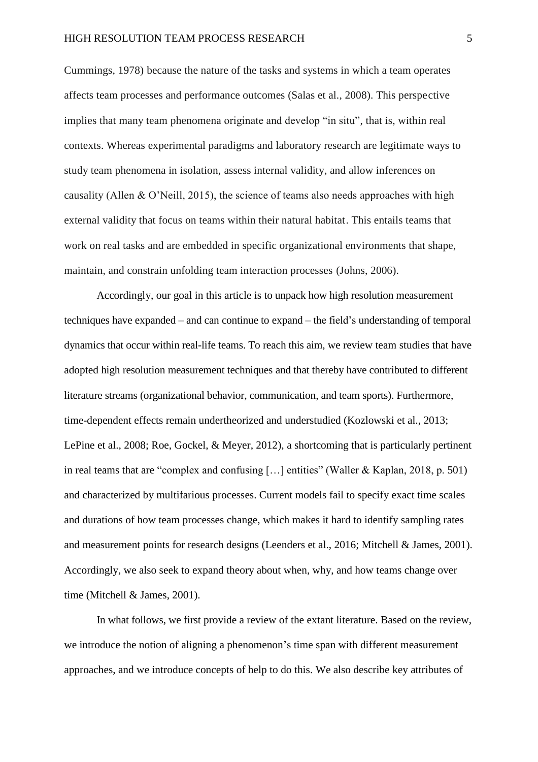Cummings, 1978) because the nature of the tasks and systems in which a team operates affects team processes and performance outcomes (Salas et al., 2008). This perspective implies that many team phenomena originate and develop "in situ", that is, within real contexts. Whereas experimental paradigms and laboratory research are legitimate ways to study team phenomena in isolation, assess internal validity, and allow inferences on causality (Allen & O'Neill, 2015), the science of teams also needs approaches with high external validity that focus on teams within their natural habitat. This entails teams that work on real tasks and are embedded in specific organizational environments that shape, maintain, and constrain unfolding team interaction processes (Johns, 2006).

Accordingly, our goal in this article is to unpack how high resolution measurement techniques have expanded – and can continue to expand – the field's understanding of temporal dynamics that occur within real-life teams. To reach this aim, we review team studies that have adopted high resolution measurement techniques and that thereby have contributed to different literature streams (organizational behavior, communication, and team sports). Furthermore, time-dependent effects remain undertheorized and understudied (Kozlowski et al., 2013; LePine et al., 2008; Roe, Gockel, & Meyer, 2012), a shortcoming that is particularly pertinent in real teams that are "complex and confusing […] entities" (Waller & Kaplan, 2018, p. 501) and characterized by multifarious processes. Current models fail to specify exact time scales and durations of how team processes change, which makes it hard to identify sampling rates and measurement points for research designs (Leenders et al., 2016; Mitchell & James, 2001). Accordingly, we also seek to expand theory about when, why, and how teams change over time (Mitchell & James, 2001).

In what follows, we first provide a review of the extant literature. Based on the review, we introduce the notion of aligning a phenomenon's time span with different measurement approaches, and we introduce concepts of help to do this. We also describe key attributes of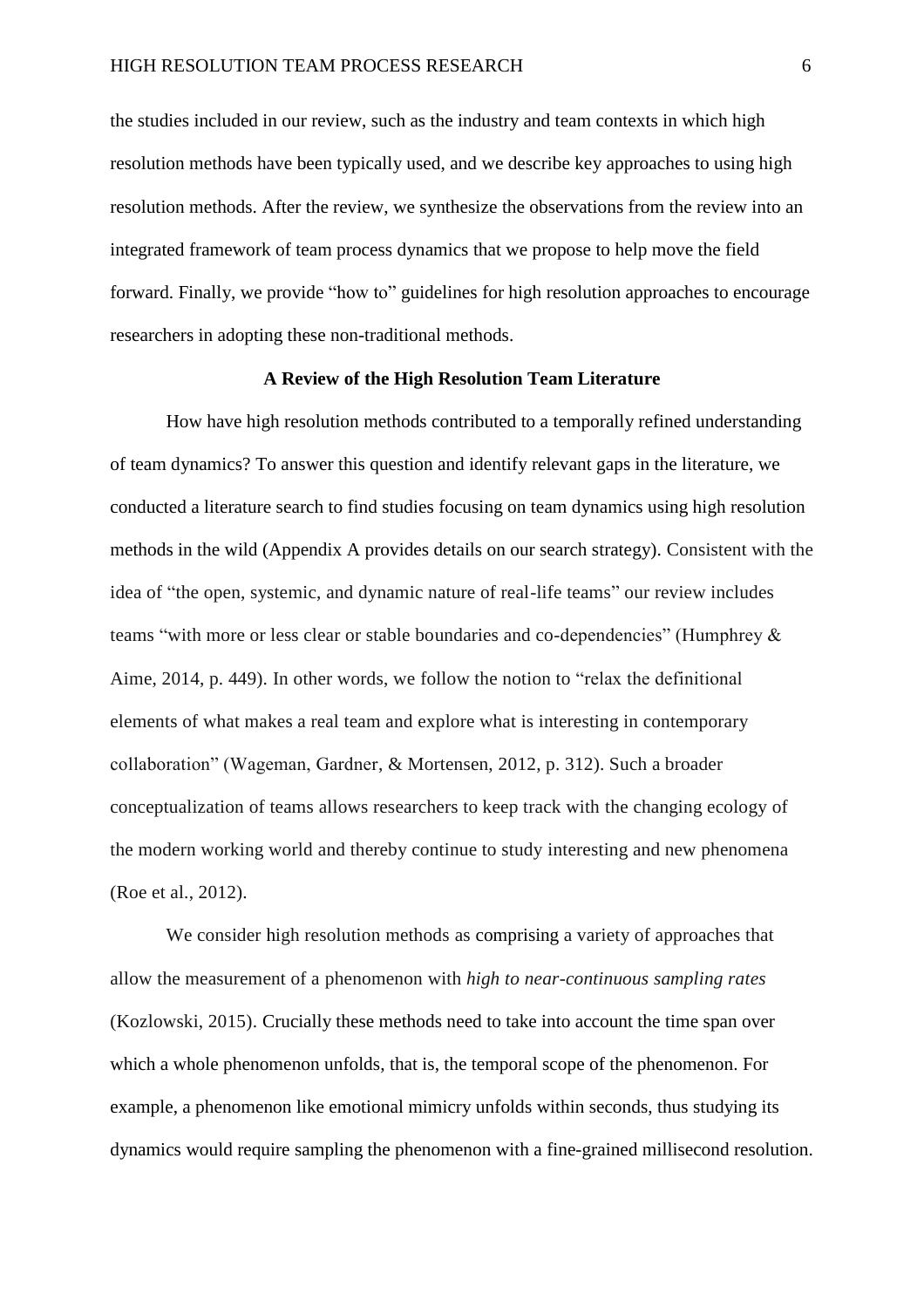the studies included in our review, such as the industry and team contexts in which high resolution methods have been typically used, and we describe key approaches to using high resolution methods. After the review, we synthesize the observations from the review into an integrated framework of team process dynamics that we propose to help move the field forward. Finally, we provide "how to" guidelines for high resolution approaches to encourage researchers in adopting these non-traditional methods.

## A Review of the High Resolution Team Literature

How have high resolution methods contributed to a temporally refined understanding of team dynamics? To answer this question and identify relevant gaps in the literature, we conducted a literature search to find studies focusing on team dynamics using high resolution methods in the wild (Appendix A provides details on our search strategy). Consistent with the idea of "the open, systemic, and dynamic nature of real-life teams" our review includes teams "with more or less clear or stable boundaries and co-dependencies" (Humphrey & Aime, 2014, p. 449). In other words, we follow the notion to "relax the definitional elements of what makes a real team and explore what is interesting in contemporary collaboration" (Wageman, Gardner, & Mortensen, 2012, p. 312). Such a broader conceptualization of teams allows researchers to keep track with the changing ecology of the modern working world and thereby continue to study interesting and new phenomena (Roe et al., 2012).

We consider high resolution methods as comprising a variety of approaches that allow the measurement of a phenomenon with *high to near-continuous sampling rates* (Kozlowski, 2015). Crucially these methods need to take into account the time span over which a whole phenomenon unfolds, that is, the temporal scope of the phenomenon. For example, a phenomenon like emotional mimicry unfolds within seconds, thus studying its dynamics would require sampling the phenomenon with a fine-grained millisecond resolution.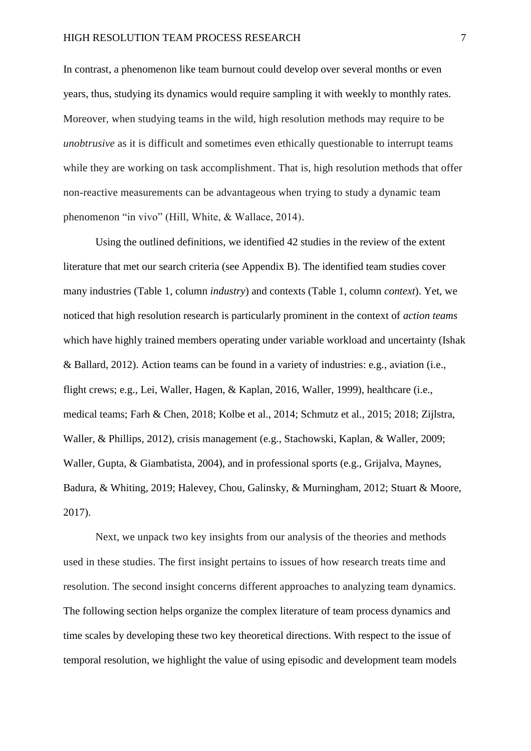In contrast, a phenomenon like team burnout could develop over several months or even years, thus, studying its dynamics would require sampling it with weekly to monthly rates. Moreover, when studying teams in the wild, high resolution methods may require to be *unobtrusive* as it is difficult and sometimes even ethically questionable to interrupt teams while they are working on task accomplishment. That is, high resolution methods that offer non-reactive measurements can be advantageous when trying to study a dynamic team phenomenon "in vivo" (Hill, White, & Wallace, 2014).

Using the outlined definitions, we identified 42 studies in the review of the extent literature that met our search criteria (see Appendix B). The identified team studies cover many industries (Table 1, column *industry*) and contexts (Table 1, column *context*). Yet, we noticed that high resolution research is particularly prominent in the context of *action teams* which have highly trained members operating under variable workload and uncertainty (Ishak & Ballard, 2012). Action teams can be found in a variety of industries: e.g., aviation (i.e., flight crews; e.g., Lei, Waller, Hagen, & Kaplan, 2016, Waller, 1999), healthcare (i.e., medical teams; Farh & Chen, 2018; Kolbe et al., 2014; Schmutz et al., 2015; 2018; Zijlstra, Waller, & Phillips, 2012), crisis management (e.g., Stachowski, Kaplan, & Waller, 2009; Waller, Gupta, & Giambatista, 2004), and in professional sports (e.g., Grijalva, Maynes, Badura, & Whiting, 2019; Halevey, Chou, Galinsky, & Murningham, 2012; Stuart & Moore, 2017).

Next, we unpack two key insights from our analysis of the theories and methods used in these studies. The first insight pertains to issues of how research treats time and resolution. The second insight concerns different approaches to analyzing team dynamics. The following section helps organize the complex literature of team process dynamics and time scales by developing these two key theoretical directions. With respect to the issue of temporal resolution, we highlight the value of using episodic and development team models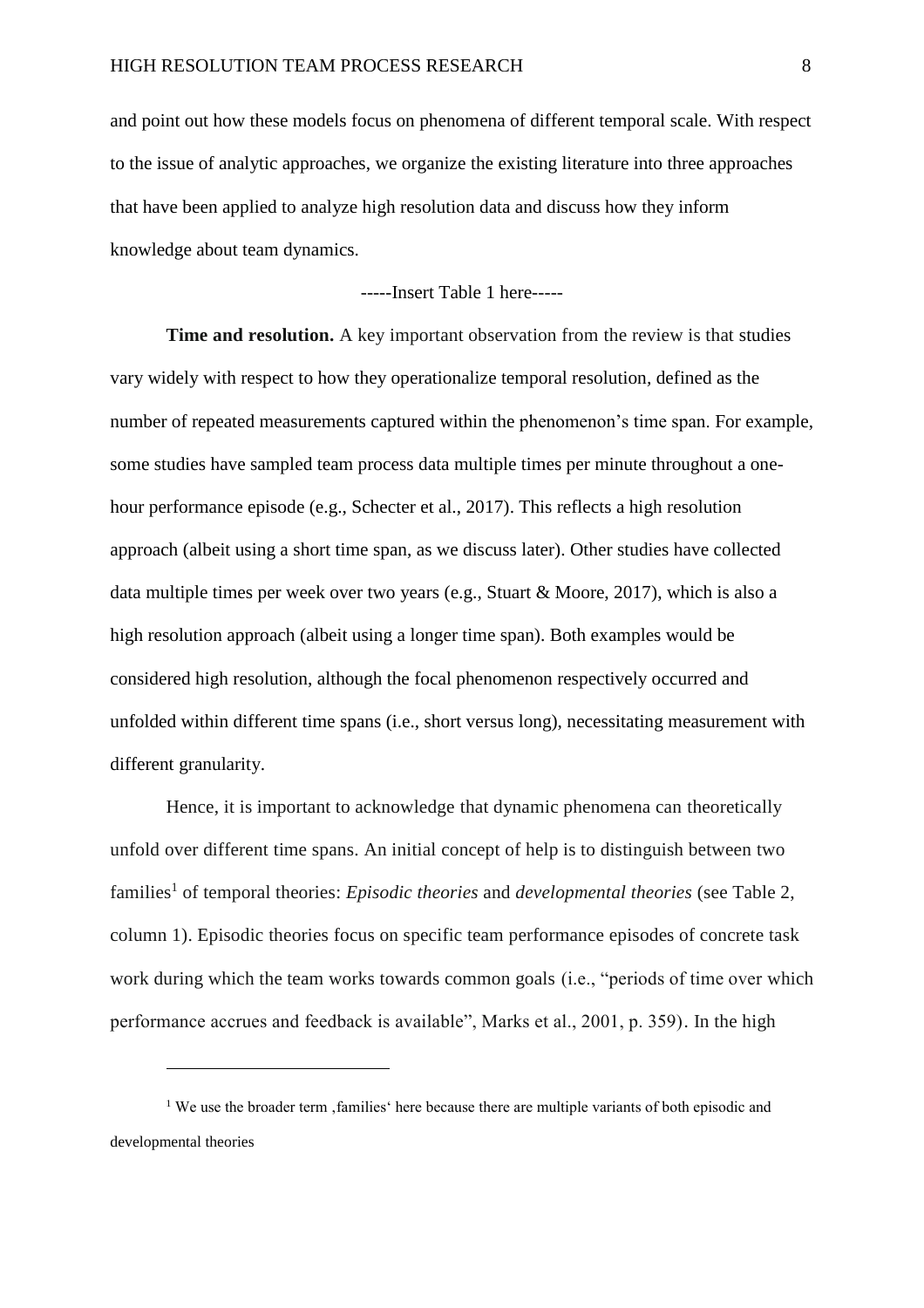and point out how these models focus on phenomena of different temporal scale. With respect to the issue of analytic approaches, we organize the existing literature into three approaches that have been applied to analyze high resolution data and discuss how they inform knowledge about team dynamics.

-----Insert Table 1 here-----

**Time and resolution.** A key important observation from the review is that studies vary widely with respect to how they operationalize temporal resolution, defined as the number of repeated measurements captured within the phenomenon's time span. For example, some studies have sampled team process data multiple times per minute throughout a one-hour performance episode (e.g., Schecter et al., 2017). This reflects a high resolution approach (albeit using a short time span, as we discuss later). Other studies have collected data multiple times per week over two years (e.g., Stuart & Moore, 2017), which is also a high resolution approach (albeit using a longer time span). Both examples would be considered high resolution, although the focal phenomenon respectively occurred and unfolded within different time spans (i.e., short versus long), necessitating measurement with different granularity.

Hence, it is important to acknowledge that dynamic phenomena can theoretically unfold over different time spans. An initial concept of help is to distinguish between two families[1] of temporal theories: *Episodic theories* and *developmental theories* (see Table 2, column 1). Episodic theories focus on specific team performance episodes of concrete task work during which the team works towards common goals (i.e., "periods of time over which performance accrues and feedback is available", Marks et al., 2001, p. 359). In the high

---

[1] We use the broader term ‚families' here because there are multiple variants of both episodic and developmental theories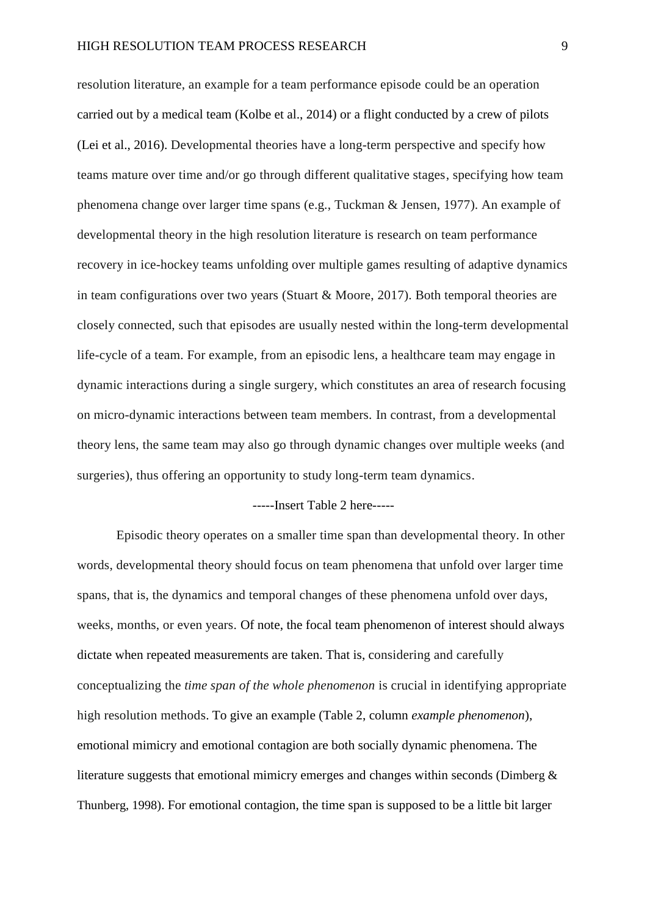resolution literature, an example for a team performance episode could be an operation carried out by a medical team (Kolbe et al., 2014) or a flight conducted by a crew of pilots (Lei et al., 2016). Developmental theories have a long-term perspective and specify how teams mature over time and/or go through different qualitative stages, specifying how team phenomena change over larger time spans (e.g., Tuckman & Jensen, 1977). An example of developmental theory in the high resolution literature is research on team performance recovery in ice-hockey teams unfolding over multiple games resulting of adaptive dynamics in team configurations over two years (Stuart & Moore, 2017). Both temporal theories are closely connected, such that episodes are usually nested within the long-term developmental life-cycle of a team. For example, from an episodic lens, a healthcare team may engage in dynamic interactions during a single surgery, which constitutes an area of research focusing on micro-dynamic interactions between team members. In contrast, from a developmental theory lens, the same team may also go through dynamic changes over multiple weeks (and surgeries), thus offering an opportunity to study long-term team dynamics.

-----Insert Table 2 here-----

Episodic theory operates on a smaller time span than developmental theory. In other words, developmental theory should focus on team phenomena that unfold over larger time spans, that is, the dynamics and temporal changes of these phenomena unfold over days, weeks, months, or even years. Of note, the focal team phenomenon of interest should always dictate when repeated measurements are taken. That is, considering and carefully conceptualizing the *time span of the whole phenomenon* is crucial in identifying appropriate high resolution methods. To give an example (Table 2, column *example phenomenon*), emotional mimicry and emotional contagion are both socially dynamic phenomena. The literature suggests that emotional mimicry emerges and changes within seconds (Dimberg & Thunberg, 1998). For emotional contagion, the time span is supposed to be a little bit larger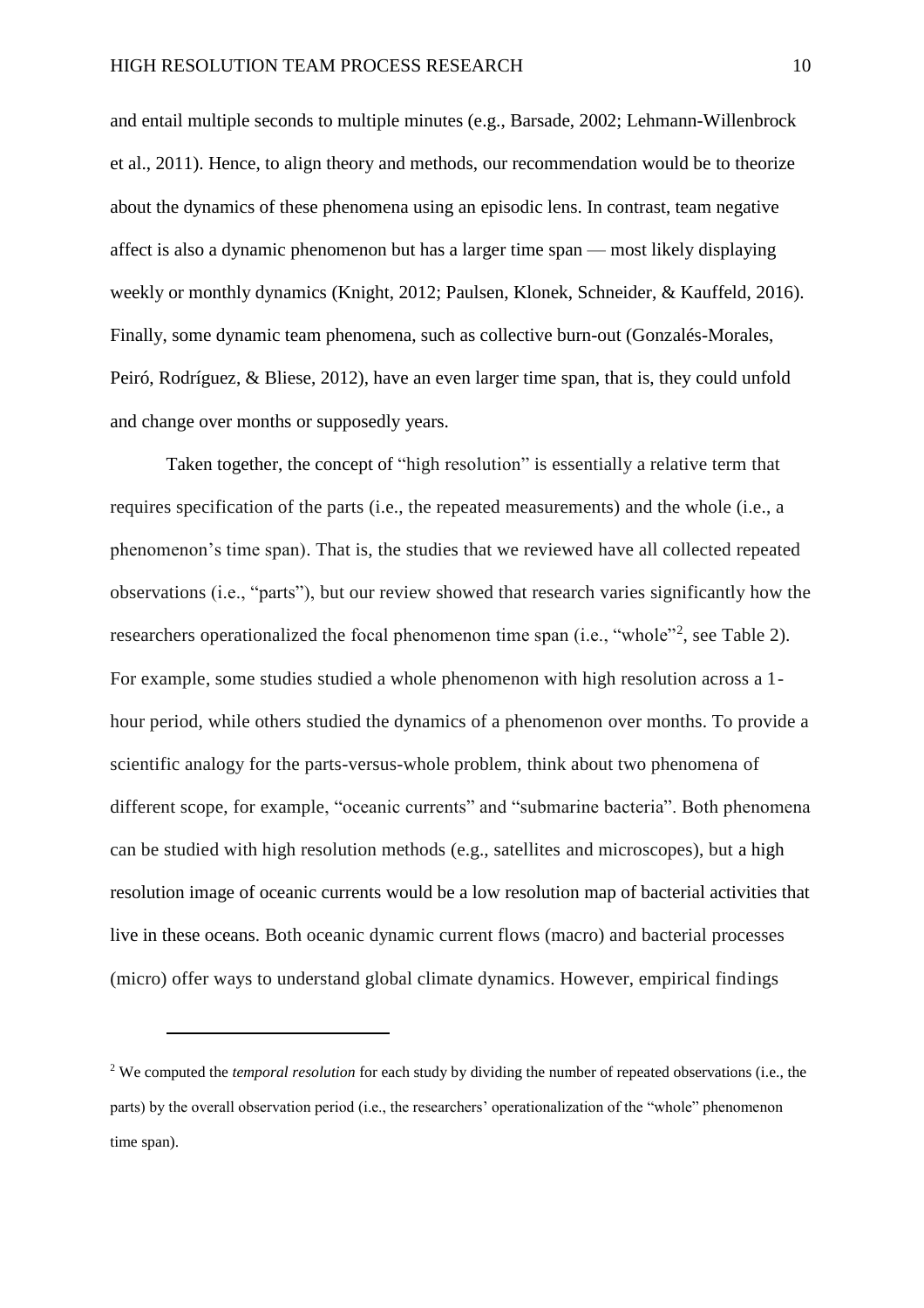and entail multiple seconds to multiple minutes (e.g., Barsade, 2002; Lehmann-Willenbrock et al., 2011). Hence, to align theory and methods, our recommendation would be to theorize about the dynamics of these phenomena using an episodic lens. In contrast, team negative affect is also a dynamic phenomenon but has a larger time span — most likely displaying weekly or monthly dynamics (Knight, 2012; Paulsen, Klonek, Schneider, & Kauffeld, 2016). Finally, some dynamic team phenomena, such as collective burn-out (Gonzalés-Morales, Peiró, Rodríguez, & Bliese, 2012), have an even larger time span, that is, they could unfold and change over months or supposedly years.

Taken together, the concept of "high resolution" is essentially a relative term that requires specification of the parts (i.e., the repeated measurements) and the whole (i.e., a phenomenon's time span). That is, the studies that we reviewed have all collected repeated observations (i.e., "parts"), but our review showed that research varies significantly how the researchers operationalized the focal phenomenon time span (i.e., "whole"[2], see Table 2). For example, some studies studied a whole phenomenon with high resolution across a 1-hour period, while others studied the dynamics of a phenomenon over months. To provide a scientific analogy for the parts-versus-whole problem, think about two phenomena of different scope, for example, "oceanic currents" and "submarine bacteria". Both phenomena can be studied with high resolution methods (e.g., satellites and microscopes), but a high resolution image of oceanic currents would be a low resolution map of bacterial activities that live in these oceans. Both oceanic dynamic current flows (macro) and bacterial processes (micro) offer ways to understand global climate dynamics. However, empirical findings

---

[2] We computed the *temporal resolution* for each study by dividing the number of repeated observations (i.e., the parts) by the overall observation period (i.e., the researchers' operationalization of the "whole" phenomenon time span).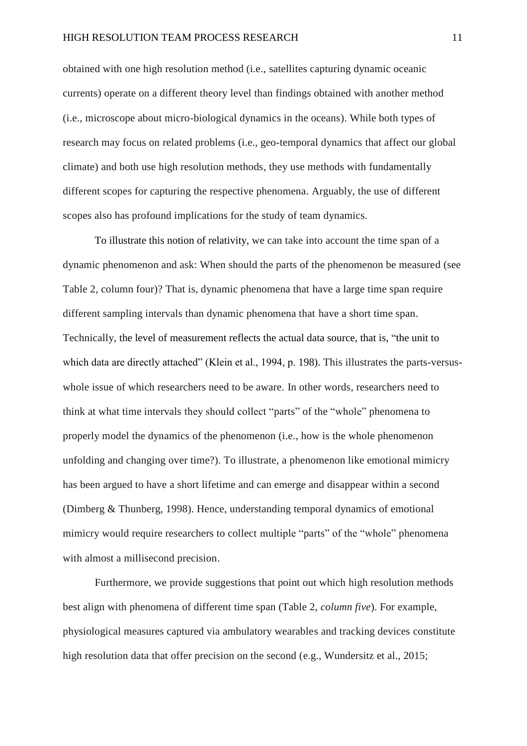obtained with one high resolution method (i.e., satellites capturing dynamic oceanic currents) operate on a different theory level than findings obtained with another method (i.e., microscope about micro-biological dynamics in the oceans). While both types of research may focus on related problems (i.e., geo-temporal dynamics that affect our global climate) and both use high resolution methods, they use methods with fundamentally different scopes for capturing the respective phenomena. Arguably, the use of different scopes also has profound implications for the study of team dynamics.

To illustrate this notion of relativity, we can take into account the time span of a dynamic phenomenon and ask: When should the parts of the phenomenon be measured (see Table 2, column four)? That is, dynamic phenomena that have a large time span require different sampling intervals than dynamic phenomena that have a short time span. Technically, the level of measurement reflects the actual data source, that is, "the unit to which data are directly attached" (Klein et al., 1994, p. 198). This illustrates the parts-versus-whole issue of which researchers need to be aware. In other words, researchers need to think at what time intervals they should collect "parts" of the "whole" phenomena to properly model the dynamics of the phenomenon (i.e., how is the whole phenomenon unfolding and changing over time?). To illustrate, a phenomenon like emotional mimicry has been argued to have a short lifetime and can emerge and disappear within a second (Dimberg & Thunberg, 1998). Hence, understanding temporal dynamics of emotional mimicry would require researchers to collect multiple "parts" of the "whole" phenomena with almost a millisecond precision.

Furthermore, we provide suggestions that point out which high resolution methods best align with phenomena of different time span (Table 2, *column five*). For example, physiological measures captured via ambulatory wearables and tracking devices constitute high resolution data that offer precision on the second (e.g., Wundersitz et al., 2015;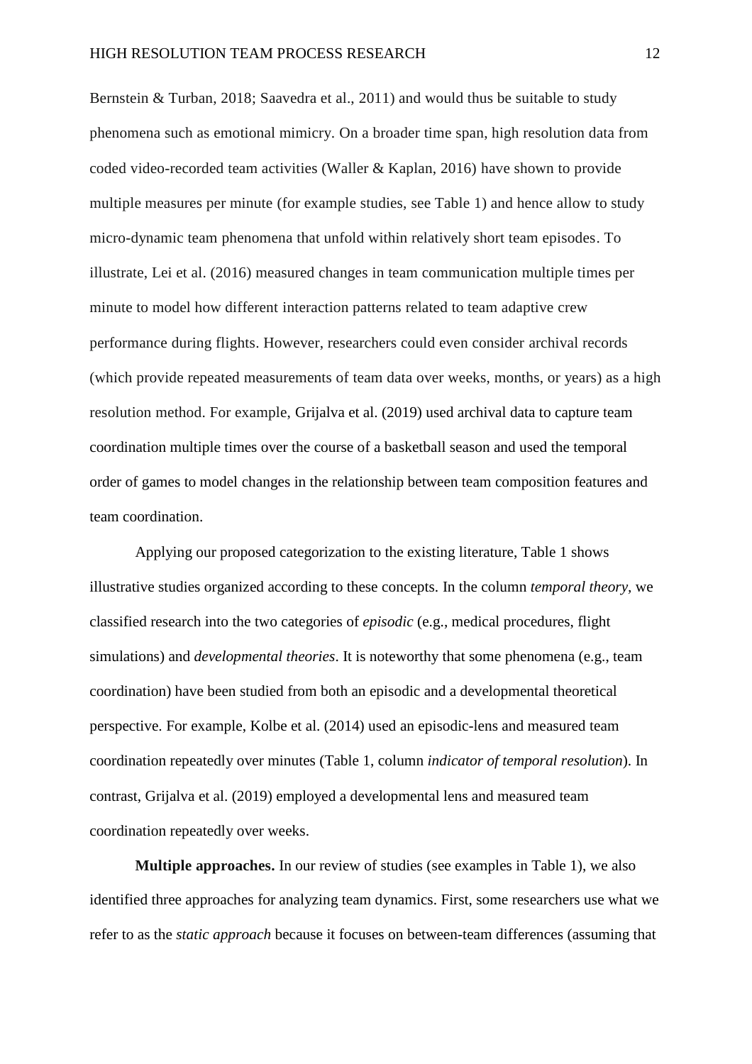Bernstein & Turban, 2018; Saavedra et al., 2011) and would thus be suitable to study phenomena such as emotional mimicry. On a broader time span, high resolution data from coded video-recorded team activities (Waller & Kaplan, 2016) have shown to provide multiple measures per minute (for example studies, see Table 1) and hence allow to study micro-dynamic team phenomena that unfold within relatively short team episodes. To illustrate, Lei et al. (2016) measured changes in team communication multiple times per minute to model how different interaction patterns related to team adaptive crew performance during flights. However, researchers could even consider archival records (which provide repeated measurements of team data over weeks, months, or years) as a high resolution method. For example, Grijalva et al. (2019) used archival data to capture team coordination multiple times over the course of a basketball season and used the temporal order of games to model changes in the relationship between team composition features and team coordination.

Applying our proposed categorization to the existing literature, Table 1 shows illustrative studies organized according to these concepts. In the column *temporal theory*, we classified research into the two categories of *episodic* (e.g., medical procedures, flight simulations) and *developmental theories*. It is noteworthy that some phenomena (e.g., team coordination) have been studied from both an episodic and a developmental theoretical perspective. For example, Kolbe et al. (2014) used an episodic-lens and measured team coordination repeatedly over minutes (Table 1, column *indicator of temporal resolution*). In contrast, Grijalva et al. (2019) employed a developmental lens and measured team coordination repeatedly over weeks.

**Multiple approaches.** In our review of studies (see examples in Table 1), we also identified three approaches for analyzing team dynamics. First, some researchers use what we refer to as the *static approach* because it focuses on between-team differences (assuming that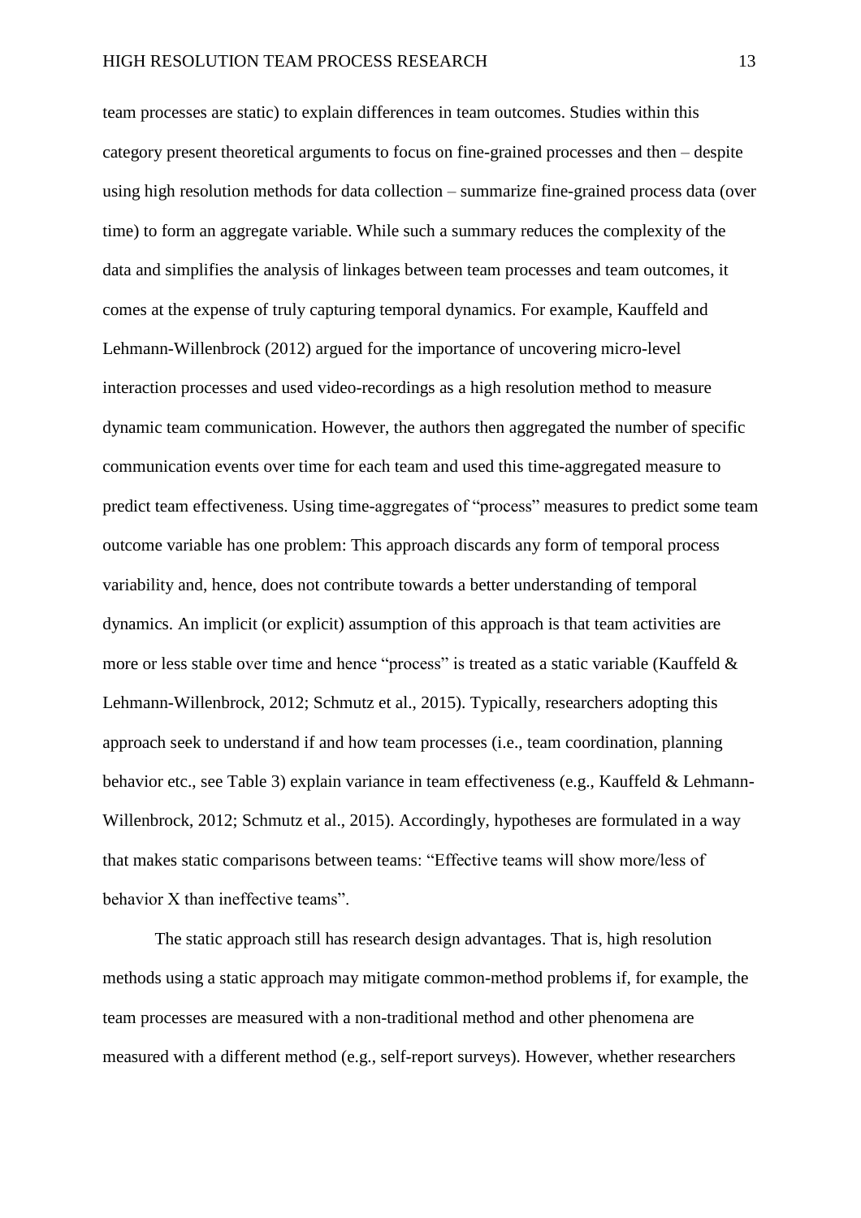team processes are static) to explain differences in team outcomes. Studies within this category present theoretical arguments to focus on fine-grained processes and then – despite using high resolution methods for data collection – summarize fine-grained process data (over time) to form an aggregate variable. While such a summary reduces the complexity of the data and simplifies the analysis of linkages between team processes and team outcomes, it comes at the expense of truly capturing temporal dynamics. For example, Kauffeld and Lehmann-Willenbrock (2012) argued for the importance of uncovering micro-level interaction processes and used video-recordings as a high resolution method to measure dynamic team communication. However, the authors then aggregated the number of specific communication events over time for each team and used this time-aggregated measure to predict team effectiveness. Using time-aggregates of "process" measures to predict some team outcome variable has one problem: This approach discards any form of temporal process variability and, hence, does not contribute towards a better understanding of temporal dynamics. An implicit (or explicit) assumption of this approach is that team activities are more or less stable over time and hence "process" is treated as a static variable (Kauffeld & Lehmann-Willenbrock, 2012; Schmutz et al., 2015). Typically, researchers adopting this approach seek to understand if and how team processes (i.e., team coordination, planning behavior etc., see Table 3) explain variance in team effectiveness (e.g., Kauffeld & Lehmann-Willenbrock, 2012; Schmutz et al., 2015). Accordingly, hypotheses are formulated in a way that makes static comparisons between teams: "Effective teams will show more/less of behavior X than ineffective teams".

The static approach still has research design advantages. That is, high resolution methods using a static approach may mitigate common-method problems if, for example, the team processes are measured with a non-traditional method and other phenomena are measured with a different method (e.g., self-report surveys). However, whether researchers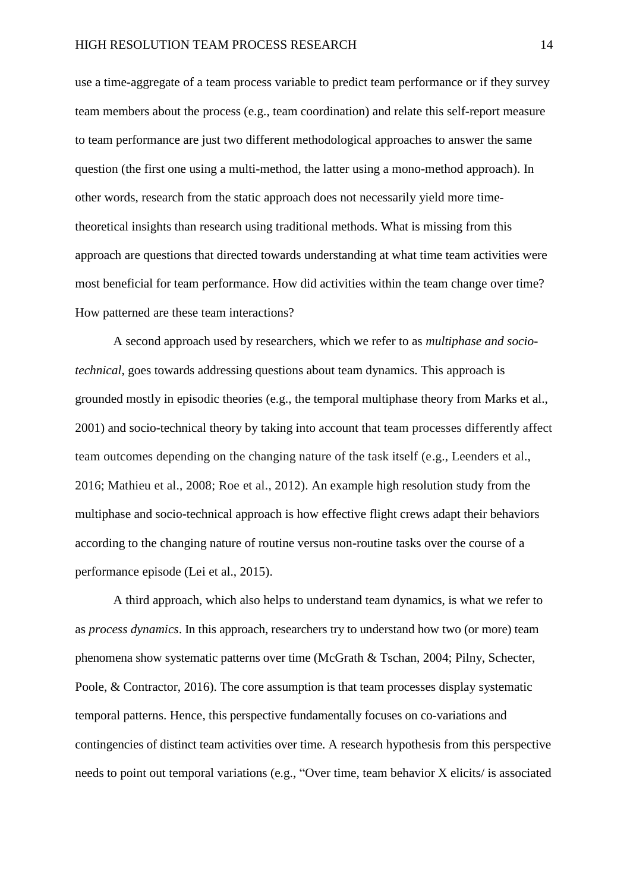use a time-aggregate of a team process variable to predict team performance or if they survey team members about the process (e.g., team coordination) and relate this self-report measure to team performance are just two different methodological approaches to answer the same question (the first one using a multi-method, the latter using a mono-method approach). In other words, research from the static approach does not necessarily yield more time-theoretical insights than research using traditional methods. What is missing from this approach are questions that directed towards understanding at what time team activities were most beneficial for team performance. How did activities within the team change over time? How patterned are these team interactions?

A second approach used by researchers, which we refer to as *multiphase and socio-technical*, goes towards addressing questions about team dynamics. This approach is grounded mostly in episodic theories (e.g., the temporal multiphase theory from Marks et al., 2001) and socio-technical theory by taking into account that team processes differently affect team outcomes depending on the changing nature of the task itself (e.g., Leenders et al., 2016; Mathieu et al., 2008; Roe et al., 2012). An example high resolution study from the multiphase and socio-technical approach is how effective flight crews adapt their behaviors according to the changing nature of routine versus non-routine tasks over the course of a performance episode (Lei et al., 2015).

A third approach, which also helps to understand team dynamics, is what we refer to as *process dynamics*. In this approach, researchers try to understand how two (or more) team phenomena show systematic patterns over time (McGrath & Tschan, 2004; Pilny, Schecter, Poole, & Contractor, 2016). The core assumption is that team processes display systematic temporal patterns. Hence, this perspective fundamentally focuses on co-variations and contingencies of distinct team activities over time. A research hypothesis from this perspective needs to point out temporal variations (e.g., "Over time, team behavior X elicits/ is associated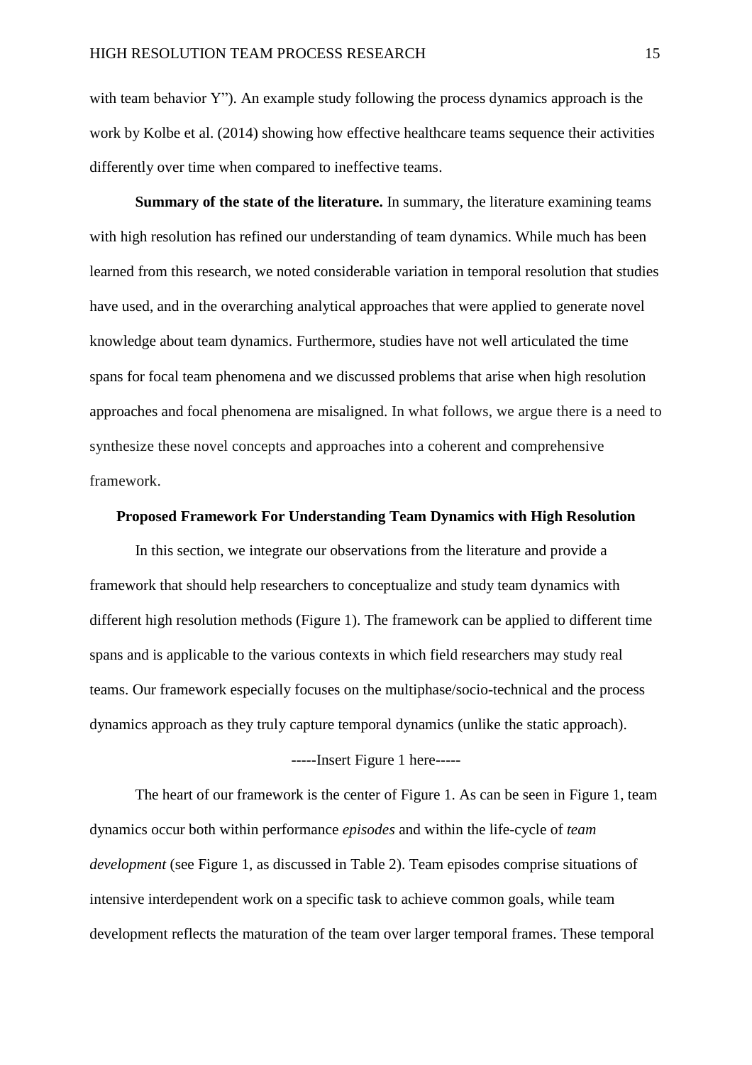with team behavior Y"). An example study following the process dynamics approach is the work by Kolbe et al. (2014) showing how effective healthcare teams sequence their activities differently over time when compared to ineffective teams.

**Summary of the state of the literature.** In summary, the literature examining teams with high resolution has refined our understanding of team dynamics. While much has been learned from this research, we noted considerable variation in temporal resolution that studies have used, and in the overarching analytical approaches that were applied to generate novel knowledge about team dynamics. Furthermore, studies have not well articulated the time spans for focal team phenomena and we discussed problems that arise when high resolution approaches and focal phenomena are misaligned. In what follows, we argue there is a need to synthesize these novel concepts and approaches into a coherent and comprehensive framework.

## Proposed Framework For Understanding Team Dynamics with High Resolution

In this section, we integrate our observations from the literature and provide a framework that should help researchers to conceptualize and study team dynamics with different high resolution methods (Figure 1). The framework can be applied to different time spans and is applicable to the various contexts in which field researchers may study real teams. Our framework especially focuses on the multiphase/socio-technical and the process dynamics approach as they truly capture temporal dynamics (unlike the static approach).

-----Insert Figure 1 here-----

The heart of our framework is the center of Figure 1. As can be seen in Figure 1, team dynamics occur both within performance *episodes* and within the life-cycle of *team development* (see Figure 1, as discussed in Table 2). Team episodes comprise situations of intensive interdependent work on a specific task to achieve common goals, while team development reflects the maturation of the team over larger temporal frames. These temporal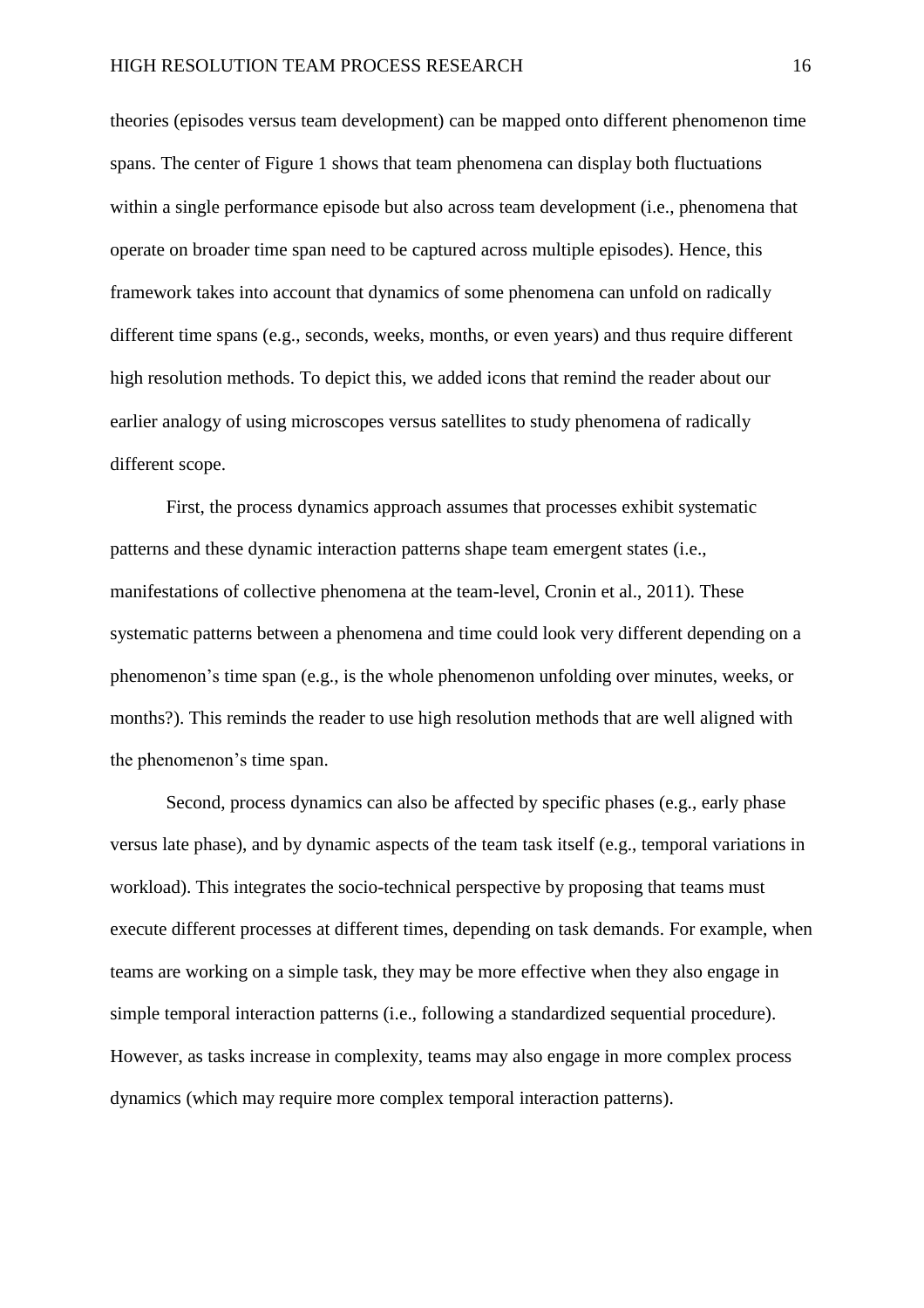theories (episodes versus team development) can be mapped onto different phenomenon time spans. The center of Figure 1 shows that team phenomena can display both fluctuations within a single performance episode but also across team development (i.e., phenomena that operate on broader time span need to be captured across multiple episodes). Hence, this framework takes into account that dynamics of some phenomena can unfold on radically different time spans (e.g., seconds, weeks, months, or even years) and thus require different high resolution methods. To depict this, we added icons that remind the reader about our earlier analogy of using microscopes versus satellites to study phenomena of radically different scope.

First, the process dynamics approach assumes that processes exhibit systematic patterns and these dynamic interaction patterns shape team emergent states (i.e., manifestations of collective phenomena at the team-level, Cronin et al., 2011). These systematic patterns between a phenomena and time could look very different depending on a phenomenon's time span (e.g., is the whole phenomenon unfolding over minutes, weeks, or months?). This reminds the reader to use high resolution methods that are well aligned with the phenomenon's time span.

Second, process dynamics can also be affected by specific phases (e.g., early phase versus late phase), and by dynamic aspects of the team task itself (e.g., temporal variations in workload). This integrates the socio-technical perspective by proposing that teams must execute different processes at different times, depending on task demands. For example, when teams are working on a simple task, they may be more effective when they also engage in simple temporal interaction patterns (i.e., following a standardized sequential procedure). However, as tasks increase in complexity, teams may also engage in more complex process dynamics (which may require more complex temporal interaction patterns).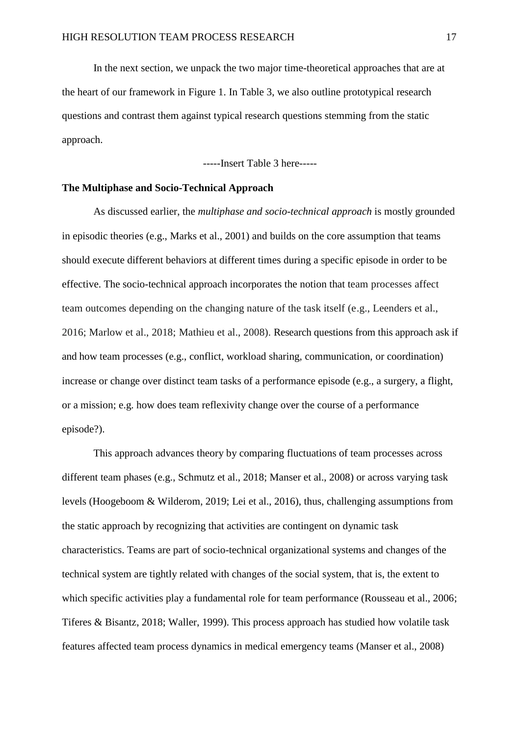In the next section, we unpack the two major time-theoretical approaches that are at the heart of our framework in Figure 1. In Table 3, we also outline prototypical research questions and contrast them against typical research questions stemming from the static approach.

-----Insert Table 3 here-----

**The Multiphase and Socio-Technical Approach**

As discussed earlier, the *multiphase and socio-technical approach* is mostly grounded in episodic theories (e.g., Marks et al., 2001) and builds on the core assumption that teams should execute different behaviors at different times during a specific episode in order to be effective. The socio-technical approach incorporates the notion that team processes affect team outcomes depending on the changing nature of the task itself (e.g., Leenders et al., 2016; Marlow et al., 2018; Mathieu et al., 2008). Research questions from this approach ask if and how team processes (e.g., conflict, workload sharing, communication, or coordination) increase or change over distinct team tasks of a performance episode (e.g., a surgery, a flight, or a mission; e.g. how does team reflexivity change over the course of a performance episode?).

This approach advances theory by comparing fluctuations of team processes across different team phases (e.g., Schmutz et al., 2018; Manser et al., 2008) or across varying task levels (Hoogeboom & Wilderom, 2019; Lei et al., 2016), thus, challenging assumptions from the static approach by recognizing that activities are contingent on dynamic task characteristics. Teams are part of socio-technical organizational systems and changes of the technical system are tightly related with changes of the social system, that is, the extent to which specific activities play a fundamental role for team performance (Rousseau et al., 2006; Tiferes & Bisantz, 2018; Waller, 1999). This process approach has studied how volatile task features affected team process dynamics in medical emergency teams (Manser et al., 2008)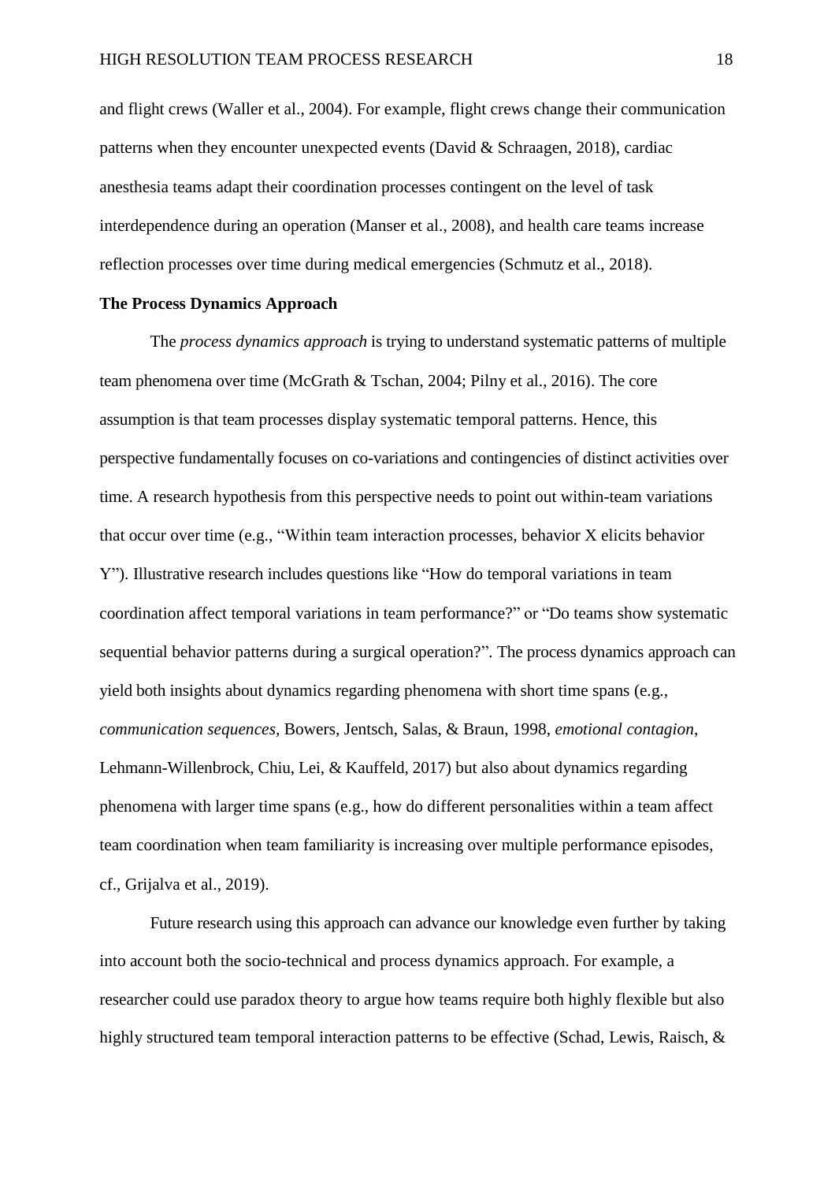and flight crews (Waller et al., 2004). For example, flight crews change their communication patterns when they encounter unexpected events (David & Schraagen, 2018), cardiac anesthesia teams adapt their coordination processes contingent on the level of task interdependence during an operation (Manser et al., 2008), and health care teams increase reflection processes over time during medical emergencies (Schmutz et al., 2018).

**The Process Dynamics Approach**

The *process dynamics approach* is trying to understand systematic patterns of multiple team phenomena over time (McGrath & Tschan, 2004; Pilny et al., 2016). The core assumption is that team processes display systematic temporal patterns. Hence, this perspective fundamentally focuses on co-variations and contingencies of distinct activities over time. A research hypothesis from this perspective needs to point out within-team variations that occur over time (e.g., "Within team interaction processes, behavior X elicits behavior Y"). Illustrative research includes questions like "How do temporal variations in team coordination affect temporal variations in team performance?" or "Do teams show systematic sequential behavior patterns during a surgical operation?". The process dynamics approach can yield both insights about dynamics regarding phenomena with short time spans (e.g., *communication sequences*, Bowers, Jentsch, Salas, & Braun, 1998, *emotional contagion*, Lehmann-Willenbrock, Chiu, Lei, & Kauffeld, 2017) but also about dynamics regarding phenomena with larger time spans (e.g., how do different personalities within a team affect team coordination when team familiarity is increasing over multiple performance episodes, cf., Grijalva et al., 2019).

Future research using this approach can advance our knowledge even further by taking into account both the socio-technical and process dynamics approach. For example, a researcher could use paradox theory to argue how teams require both highly flexible but also highly structured team temporal interaction patterns to be effective (Schad, Lewis, Raisch, &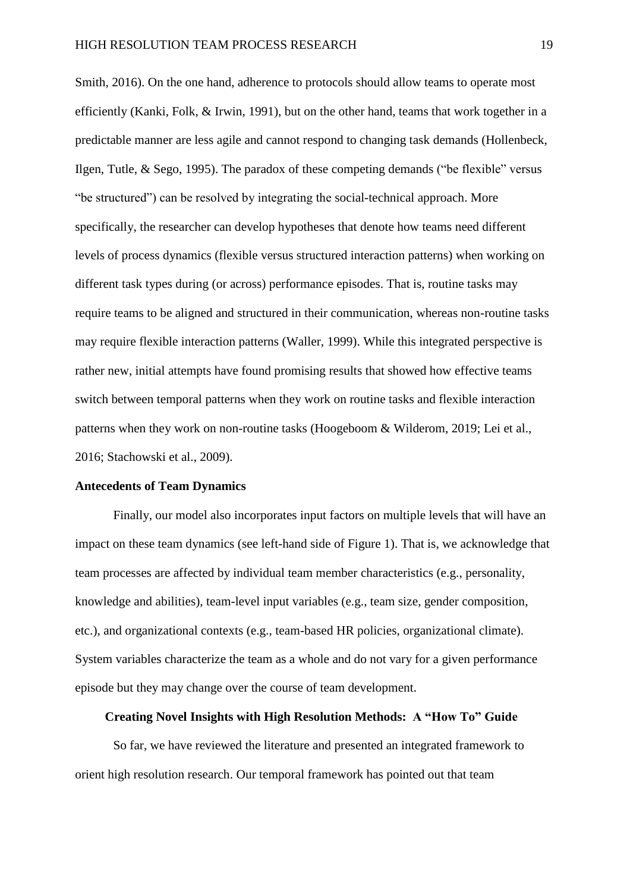Smith, 2016). On the one hand, adherence to protocols should allow teams to operate most efficiently (Kanki, Folk, & Irwin, 1991), but on the other hand, teams that work together in a predictable manner are less agile and cannot respond to changing task demands (Hollenbeck, Ilgen, Tutle, & Sego, 1995). The paradox of these competing demands ("be flexible" versus "be structured") can be resolved by integrating the social-technical approach. More specifically, the researcher can develop hypotheses that denote how teams need different levels of process dynamics (flexible versus structured interaction patterns) when working on different task types during (or across) performance episodes. That is, routine tasks may require teams to be aligned and structured in their communication, whereas non-routine tasks may require flexible interaction patterns (Waller, 1999). While this integrated perspective is rather new, initial attempts have found promising results that showed how effective teams switch between temporal patterns when they work on routine tasks and flexible interaction patterns when they work on non-routine tasks (Hoogeboom & Wilderom, 2019; Lei et al., 2016; Stachowski et al., 2009).

### Antecedents of Team Dynamics

Finally, our model also incorporates input factors on multiple levels that will have an impact on these team dynamics (see left-hand side of Figure 1). That is, we acknowledge that team processes are affected by individual team member characteristics (e.g., personality, knowledge and abilities), team-level input variables (e.g., team size, gender composition, etc.), and organizational contexts (e.g., team-based HR policies, organizational climate). System variables characterize the team as a whole and do not vary for a given performance episode but they may change over the course of team development.

## Creating Novel Insights with High Resolution Methods: A "How To" Guide

So far, we have reviewed the literature and presented an integrated framework to orient high resolution research. Our temporal framework has pointed out that team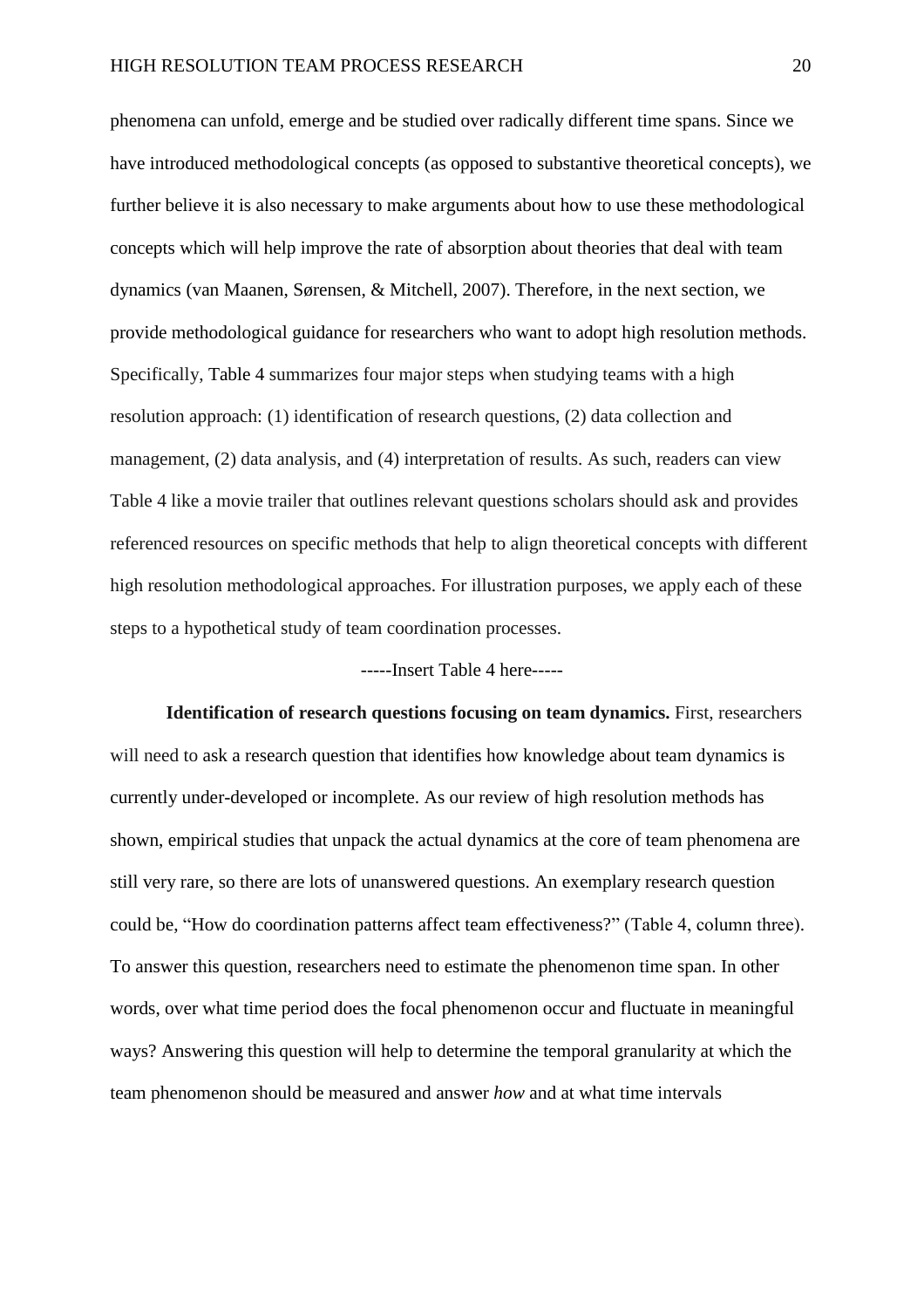phenomena can unfold, emerge and be studied over radically different time spans. Since we have introduced methodological concepts (as opposed to substantive theoretical concepts), we further believe it is also necessary to make arguments about how to use these methodological concepts which will help improve the rate of absorption about theories that deal with team dynamics (van Maanen, Sørensen, & Mitchell, 2007). Therefore, in the next section, we provide methodological guidance for researchers who want to adopt high resolution methods. Specifically, Table 4 summarizes four major steps when studying teams with a high resolution approach: (1) identification of research questions, (2) data collection and management, (2) data analysis, and (4) interpretation of results. As such, readers can view Table 4 like a movie trailer that outlines relevant questions scholars should ask and provides referenced resources on specific methods that help to align theoretical concepts with different high resolution methodological approaches. For illustration purposes, we apply each of these steps to a hypothetical study of team coordination processes.

-----Insert Table 4 here-----

**Identification of research questions focusing on team dynamics.** First, researchers will need to ask a research question that identifies how knowledge about team dynamics is currently under-developed or incomplete. As our review of high resolution methods has shown, empirical studies that unpack the actual dynamics at the core of team phenomena are still very rare, so there are lots of unanswered questions. An exemplary research question could be, "How do coordination patterns affect team effectiveness?" (Table 4, column three). To answer this question, researchers need to estimate the phenomenon time span. In other words, over what time period does the focal phenomenon occur and fluctuate in meaningful ways? Answering this question will help to determine the temporal granularity at which the team phenomenon should be measured and answer *how* and at what time intervals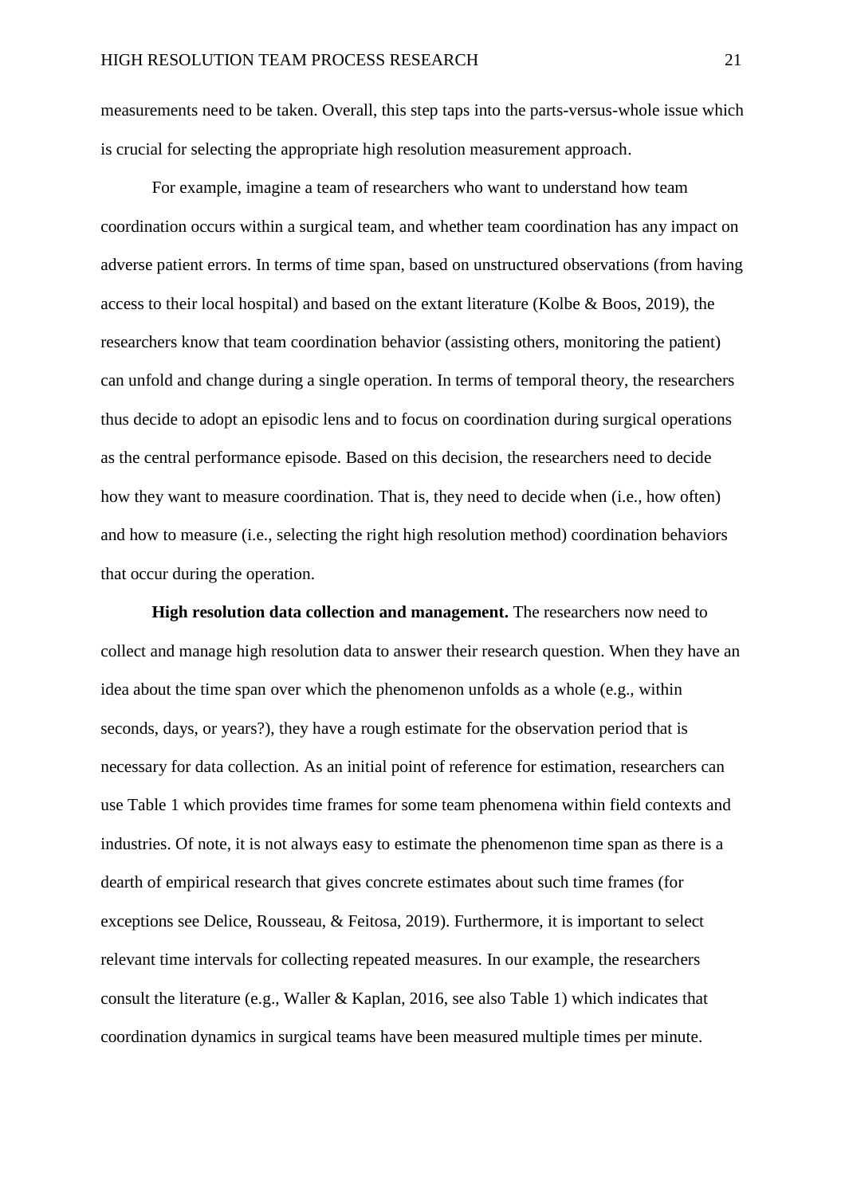measurements need to be taken. Overall, this step taps into the parts-versus-whole issue which is crucial for selecting the appropriate high resolution measurement approach.

For example, imagine a team of researchers who want to understand how team coordination occurs within a surgical team, and whether team coordination has any impact on adverse patient errors. In terms of time span, based on unstructured observations (from having access to their local hospital) and based on the extant literature (Kolbe & Boos, 2019), the researchers know that team coordination behavior (assisting others, monitoring the patient) can unfold and change during a single operation. In terms of temporal theory, the researchers thus decide to adopt an episodic lens and to focus on coordination during surgical operations as the central performance episode. Based on this decision, the researchers need to decide how they want to measure coordination. That is, they need to decide when (i.e., how often) and how to measure (i.e., selecting the right high resolution method) coordination behaviors that occur during the operation.

**High resolution data collection and management.** The researchers now need to collect and manage high resolution data to answer their research question. When they have an idea about the time span over which the phenomenon unfolds as a whole (e.g., within seconds, days, or years?), they have a rough estimate for the observation period that is necessary for data collection. As an initial point of reference for estimation, researchers can use Table 1 which provides time frames for some team phenomena within field contexts and industries. Of note, it is not always easy to estimate the phenomenon time span as there is a dearth of empirical research that gives concrete estimates about such time frames (for exceptions see Delice, Rousseau, & Feitosa, 2019). Furthermore, it is important to select relevant time intervals for collecting repeated measures. In our example, the researchers consult the literature (e.g., Waller & Kaplan, 2016, see also Table 1) which indicates that coordination dynamics in surgical teams have been measured multiple times per minute.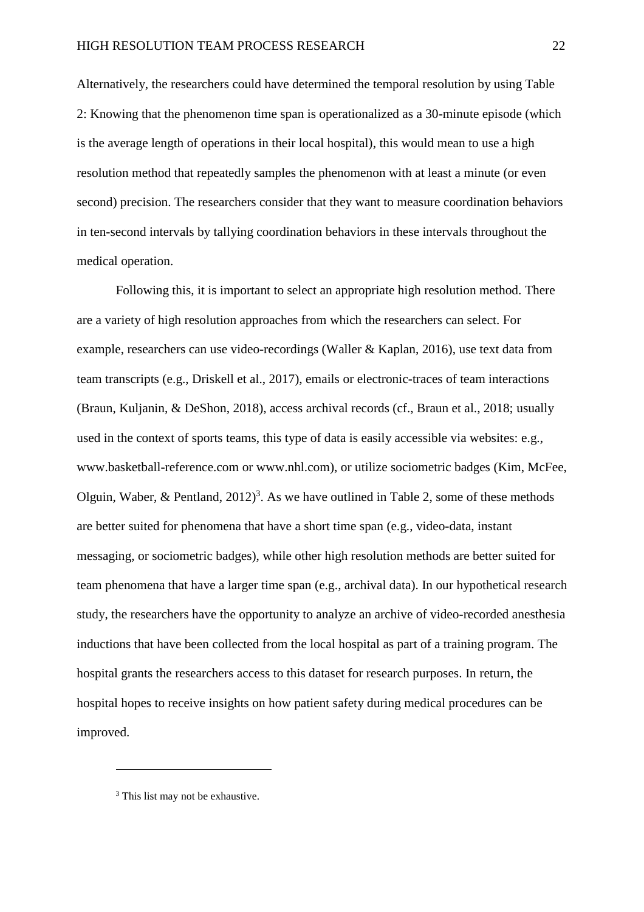Alternatively, the researchers could have determined the temporal resolution by using Table 2: Knowing that the phenomenon time span is operationalized as a 30-minute episode (which is the average length of operations in their local hospital), this would mean to use a high resolution method that repeatedly samples the phenomenon with at least a minute (or even second) precision. The researchers consider that they want to measure coordination behaviors in ten-second intervals by tallying coordination behaviors in these intervals throughout the medical operation.

Following this, it is important to select an appropriate high resolution method. There are a variety of high resolution approaches from which the researchers can select. For example, researchers can use video-recordings (Waller & Kaplan, 2016), use text data from team transcripts (e.g., Driskell et al., 2017), emails or electronic-traces of team interactions (Braun, Kuljanin, & DeShon, 2018), access archival records (cf., Braun et al., 2018; usually used in the context of sports teams, this type of data is easily accessible via websites: e.g., www.basketball-reference.com or www.nhl.com), or utilize sociometric badges (Kim, McFee, Olguin, Waber, & Pentland, 2012)[3]. As we have outlined in Table 2, some of these methods are better suited for phenomena that have a short time span (e.g., video-data, instant messaging, or sociometric badges), while other high resolution methods are better suited for team phenomena that have a larger time span (e.g., archival data). In our hypothetical research study, the researchers have the opportunity to analyze an archive of video-recorded anesthesia inductions that have been collected from the local hospital as part of a training program. The hospital grants the researchers access to this dataset for research purposes. In return, the hospital hopes to receive insights on how patient safety during medical procedures can be improved.

[3] This list may not be exhaustive.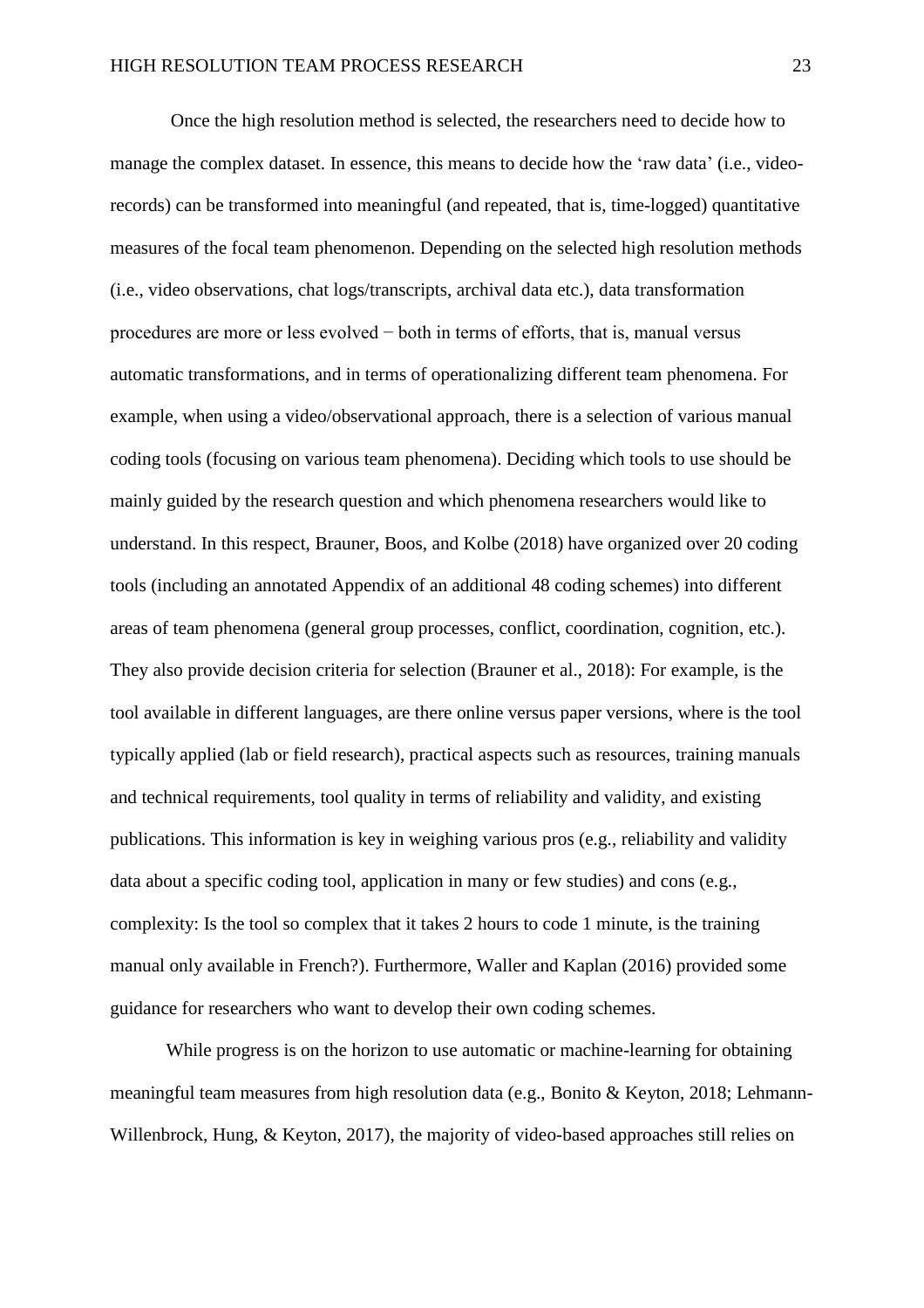Once the high resolution method is selected, the researchers need to decide how to manage the complex dataset. In essence, this means to decide how the 'raw data' (i.e., video-records) can be transformed into meaningful (and repeated, that is, time-logged) quantitative measures of the focal team phenomenon. Depending on the selected high resolution methods (i.e., video observations, chat logs/transcripts, archival data etc.), data transformation procedures are more or less evolved − both in terms of efforts, that is, manual versus automatic transformations, and in terms of operationalizing different team phenomena. For example, when using a video/observational approach, there is a selection of various manual coding tools (focusing on various team phenomena). Deciding which tools to use should be mainly guided by the research question and which phenomena researchers would like to understand. In this respect, Brauner, Boos, and Kolbe (2018) have organized over 20 coding tools (including an annotated Appendix of an additional 48 coding schemes) into different areas of team phenomena (general group processes, conflict, coordination, cognition, etc.). They also provide decision criteria for selection (Brauner et al., 2018): For example, is the tool available in different languages, are there online versus paper versions, where is the tool typically applied (lab or field research), practical aspects such as resources, training manuals and technical requirements, tool quality in terms of reliability and validity, and existing publications. This information is key in weighing various pros (e.g., reliability and validity data about a specific coding tool, application in many or few studies) and cons (e.g., complexity: Is the tool so complex that it takes 2 hours to code 1 minute, is the training manual only available in French?). Furthermore, Waller and Kaplan (2016) provided some guidance for researchers who want to develop their own coding schemes.

While progress is on the horizon to use automatic or machine-learning for obtaining meaningful team measures from high resolution data (e.g., Bonito & Keyton, 2018; Lehmann-Willenbrock, Hung, & Keyton, 2017), the majority of video-based approaches still relies on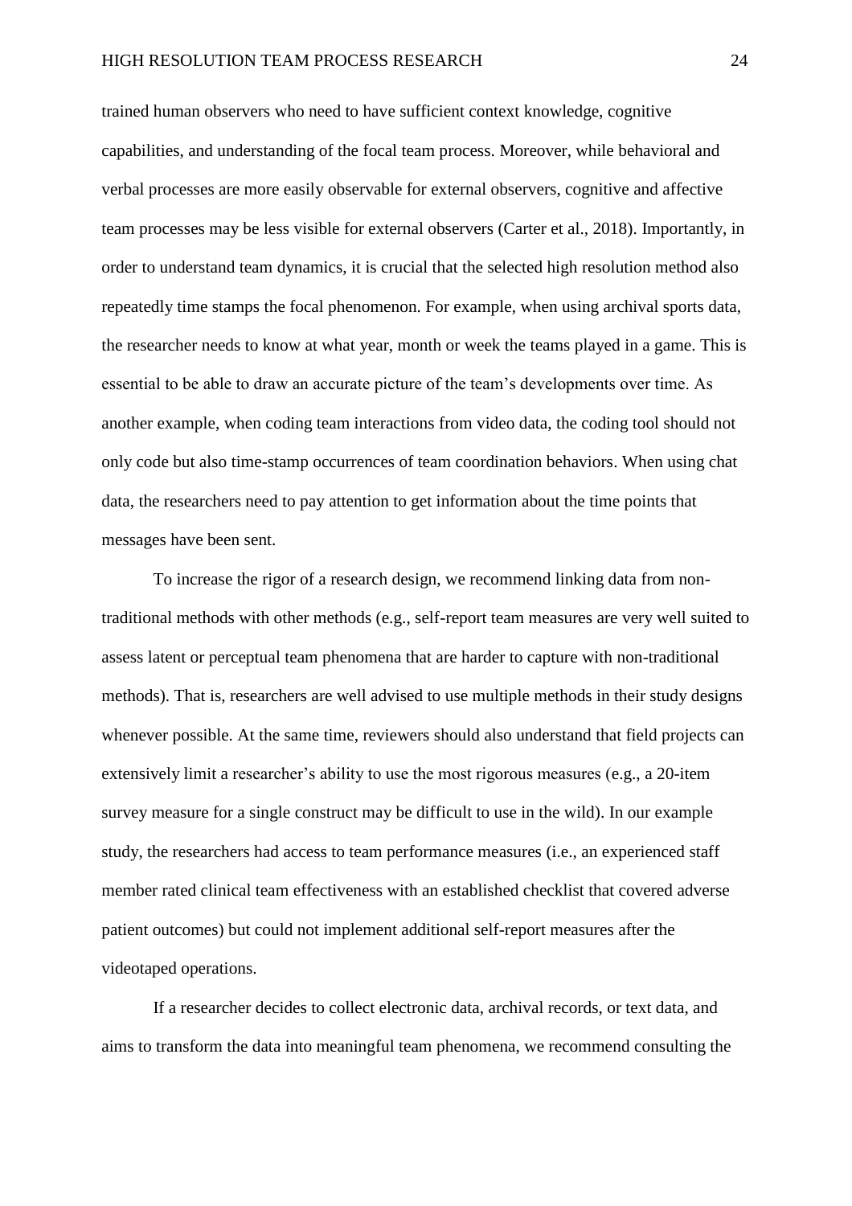trained human observers who need to have sufficient context knowledge, cognitive capabilities, and understanding of the focal team process. Moreover, while behavioral and verbal processes are more easily observable for external observers, cognitive and affective team processes may be less visible for external observers (Carter et al., 2018). Importantly, in order to understand team dynamics, it is crucial that the selected high resolution method also repeatedly time stamps the focal phenomenon. For example, when using archival sports data, the researcher needs to know at what year, month or week the teams played in a game. This is essential to be able to draw an accurate picture of the team's developments over time. As another example, when coding team interactions from video data, the coding tool should not only code but also time-stamp occurrences of team coordination behaviors. When using chat data, the researchers need to pay attention to get information about the time points that messages have been sent.

To increase the rigor of a research design, we recommend linking data from non-traditional methods with other methods (e.g., self-report team measures are very well suited to assess latent or perceptual team phenomena that are harder to capture with non-traditional methods). That is, researchers are well advised to use multiple methods in their study designs whenever possible. At the same time, reviewers should also understand that field projects can extensively limit a researcher's ability to use the most rigorous measures (e.g., a 20-item survey measure for a single construct may be difficult to use in the wild). In our example study, the researchers had access to team performance measures (i.e., an experienced staff member rated clinical team effectiveness with an established checklist that covered adverse patient outcomes) but could not implement additional self-report measures after the videotaped operations.

If a researcher decides to collect electronic data, archival records, or text data, and aims to transform the data into meaningful team phenomena, we recommend consulting the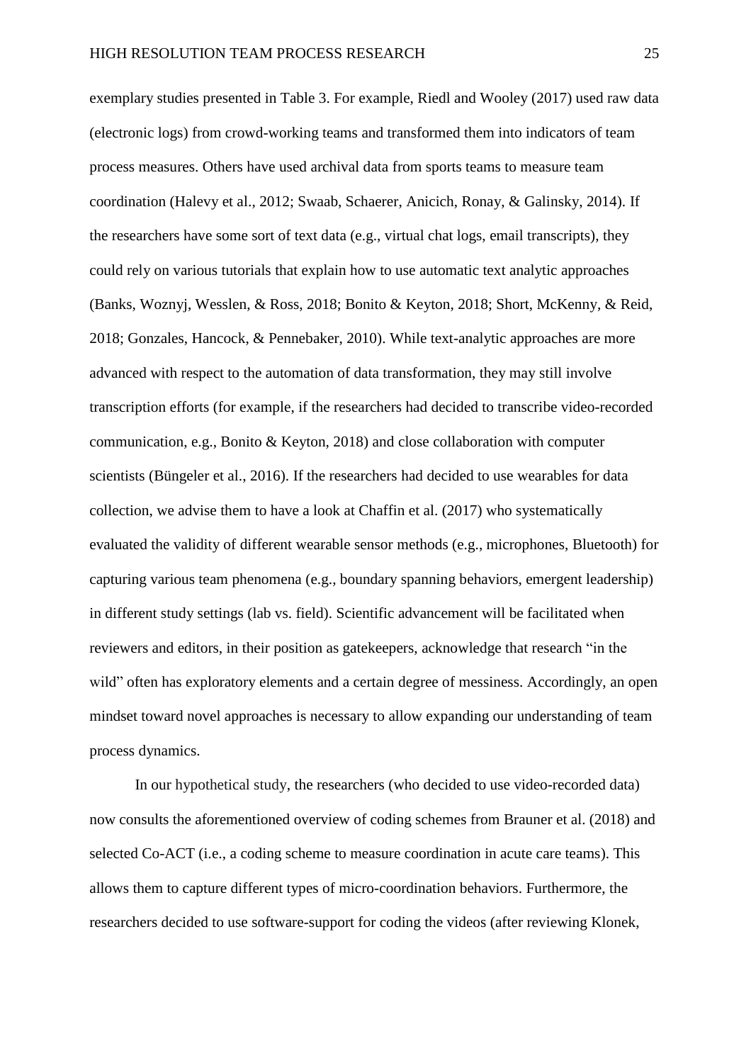exemplary studies presented in Table 3. For example, Riedl and Wooley (2017) used raw data (electronic logs) from crowd-working teams and transformed them into indicators of team process measures. Others have used archival data from sports teams to measure team coordination (Halevy et al., 2012; Swaab, Schaerer, Anicich, Ronay, & Galinsky, 2014). If the researchers have some sort of text data (e.g., virtual chat logs, email transcripts), they could rely on various tutorials that explain how to use automatic text analytic approaches (Banks, Woznyj, Wesslen, & Ross, 2018; Bonito & Keyton, 2018; Short, McKenny, & Reid, 2018; Gonzales, Hancock, & Pennebaker, 2010). While text-analytic approaches are more advanced with respect to the automation of data transformation, they may still involve transcription efforts (for example, if the researchers had decided to transcribe video-recorded communication, e.g., Bonito & Keyton, 2018) and close collaboration with computer scientists (Büngeler et al., 2016). If the researchers had decided to use wearables for data collection, we advise them to have a look at Chaffin et al. (2017) who systematically evaluated the validity of different wearable sensor methods (e.g., microphones, Bluetooth) for capturing various team phenomena (e.g., boundary spanning behaviors, emergent leadership) in different study settings (lab vs. field). Scientific advancement will be facilitated when reviewers and editors, in their position as gatekeepers, acknowledge that research "in the wild" often has exploratory elements and a certain degree of messiness. Accordingly, an open mindset toward novel approaches is necessary to allow expanding our understanding of team process dynamics.

In our hypothetical study, the researchers (who decided to use video-recorded data) now consults the aforementioned overview of coding schemes from Brauner et al. (2018) and selected Co-ACT (i.e., a coding scheme to measure coordination in acute care teams). This allows them to capture different types of micro-coordination behaviors. Furthermore, the researchers decided to use software-support for coding the videos (after reviewing Klonek,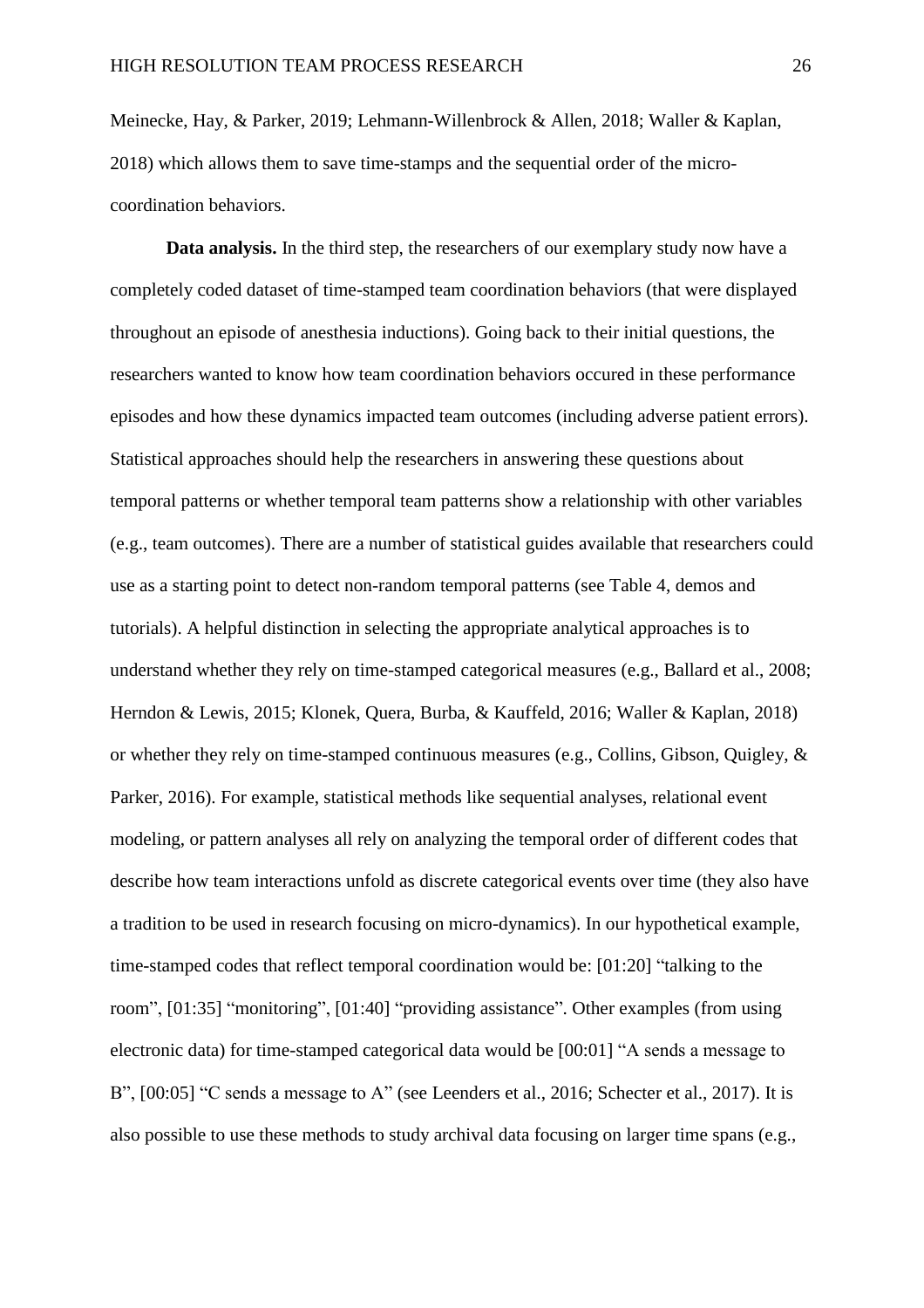Meinecke, Hay, & Parker, 2019; Lehmann-Willenbrock & Allen, 2018; Waller & Kaplan, 2018) which allows them to save time-stamps and the sequential order of the micro-coordination behaviors.

**Data analysis.** In the third step, the researchers of our exemplary study now have a completely coded dataset of time-stamped team coordination behaviors (that were displayed throughout an episode of anesthesia inductions). Going back to their initial questions, the researchers wanted to know how team coordination behaviors occured in these performance episodes and how these dynamics impacted team outcomes (including adverse patient errors). Statistical approaches should help the researchers in answering these questions about temporal patterns or whether temporal team patterns show a relationship with other variables (e.g., team outcomes). There are a number of statistical guides available that researchers could use as a starting point to detect non-random temporal patterns (see Table 4, demos and tutorials). A helpful distinction in selecting the appropriate analytical approaches is to understand whether they rely on time-stamped categorical measures (e.g., Ballard et al., 2008; Herndon & Lewis, 2015; Klonek, Quera, Burba, & Kauffeld, 2016; Waller & Kaplan, 2018) or whether they rely on time-stamped continuous measures (e.g., Collins, Gibson, Quigley, & Parker, 2016). For example, statistical methods like sequential analyses, relational event modeling, or pattern analyses all rely on analyzing the temporal order of different codes that describe how team interactions unfold as discrete categorical events over time (they also have a tradition to be used in research focusing on micro-dynamics). In our hypothetical example, time-stamped codes that reflect temporal coordination would be: [01:20] "talking to the room", [01:35] "monitoring", [01:40] "providing assistance". Other examples (from using electronic data) for time-stamped categorical data would be [00:01] "A sends a message to B", [00:05] "C sends a message to A" (see Leenders et al., 2016; Schecter et al., 2017). It is also possible to use these methods to study archival data focusing on larger time spans (e.g.,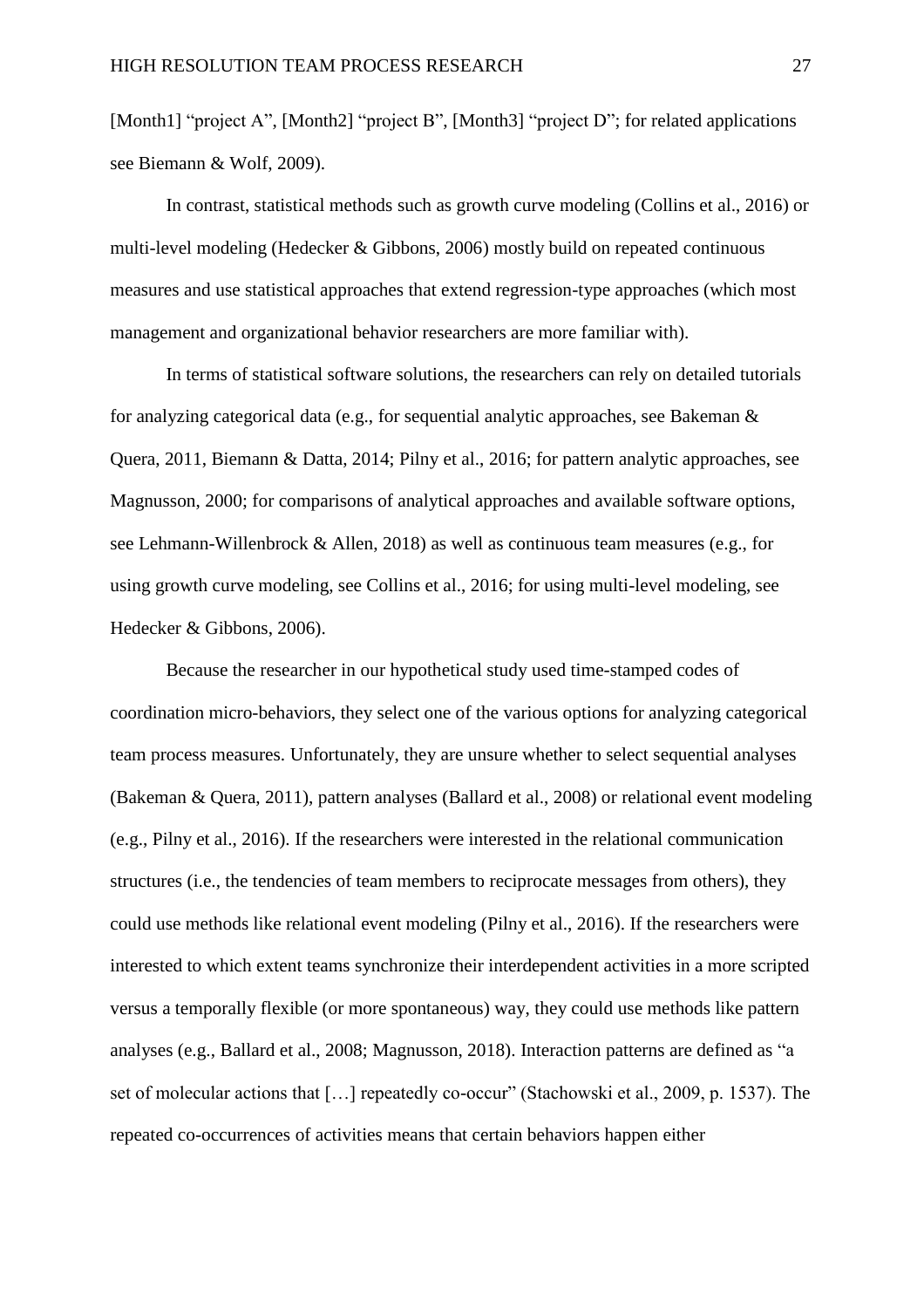[Month1] "project A", [Month2] "project B", [Month3] "project D"; for related applications see Biemann & Wolf, 2009).

In contrast, statistical methods such as growth curve modeling (Collins et al., 2016) or multi-level modeling (Hedecker & Gibbons, 2006) mostly build on repeated continuous measures and use statistical approaches that extend regression-type approaches (which most management and organizational behavior researchers are more familiar with).

In terms of statistical software solutions, the researchers can rely on detailed tutorials for analyzing categorical data (e.g., for sequential analytic approaches, see Bakeman & Quera, 2011, Biemann & Datta, 2014; Pilny et al., 2016; for pattern analytic approaches, see Magnusson, 2000; for comparisons of analytical approaches and available software options, see Lehmann-Willenbrock & Allen, 2018) as well as continuous team measures (e.g., for using growth curve modeling, see Collins et al., 2016; for using multi-level modeling, see Hedecker & Gibbons, 2006).

Because the researcher in our hypothetical study used time-stamped codes of coordination micro-behaviors, they select one of the various options for analyzing categorical team process measures. Unfortunately, they are unsure whether to select sequential analyses (Bakeman & Quera, 2011), pattern analyses (Ballard et al., 2008) or relational event modeling (e.g., Pilny et al., 2016). If the researchers were interested in the relational communication structures (i.e., the tendencies of team members to reciprocate messages from others), they could use methods like relational event modeling (Pilny et al., 2016). If the researchers were interested to which extent teams synchronize their interdependent activities in a more scripted versus a temporally flexible (or more spontaneous) way, they could use methods like pattern analyses (e.g., Ballard et al., 2008; Magnusson, 2018). Interaction patterns are defined as "a set of molecular actions that […] repeatedly co-occur" (Stachowski et al., 2009, p. 1537). The repeated co-occurrences of activities means that certain behaviors happen either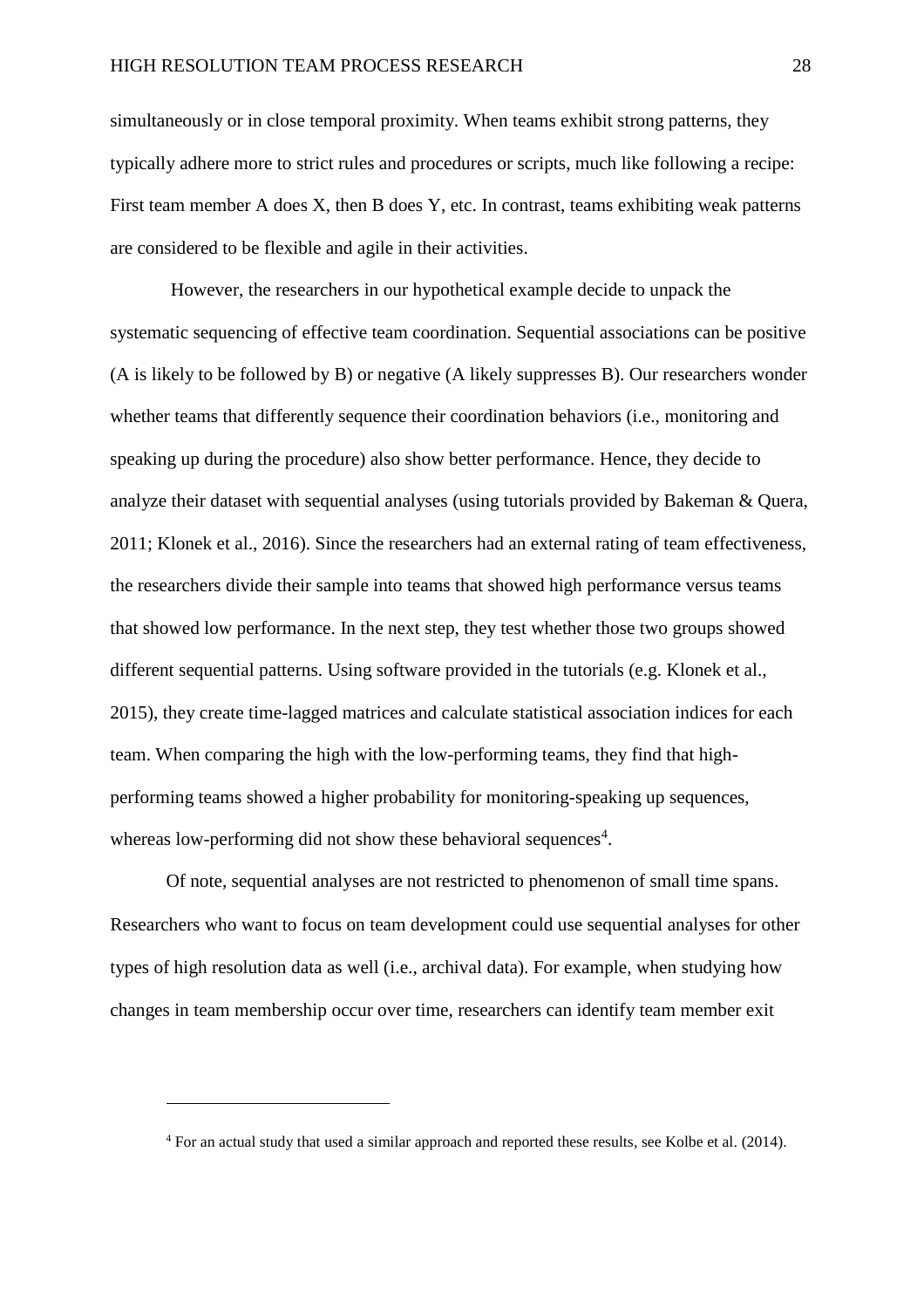simultaneously or in close temporal proximity. When teams exhibit strong patterns, they typically adhere more to strict rules and procedures or scripts, much like following a recipe: First team member A does X, then B does Y, etc. In contrast, teams exhibiting weak patterns are considered to be flexible and agile in their activities.

However, the researchers in our hypothetical example decide to unpack the systematic sequencing of effective team coordination. Sequential associations can be positive (A is likely to be followed by B) or negative (A likely suppresses B). Our researchers wonder whether teams that differently sequence their coordination behaviors (i.e., monitoring and speaking up during the procedure) also show better performance. Hence, they decide to analyze their dataset with sequential analyses (using tutorials provided by Bakeman & Quera, 2011; Klonek et al., 2016). Since the researchers had an external rating of team effectiveness, the researchers divide their sample into teams that showed high performance versus teams that showed low performance. In the next step, they test whether those two groups showed different sequential patterns. Using software provided in the tutorials (e.g. Klonek et al., 2015), they create time-lagged matrices and calculate statistical association indices for each team. When comparing the high with the low-performing teams, they find that high-performing teams showed a higher probability for monitoring-speaking up sequences, whereas low-performing did not show these behavioral sequences[4].

Of note, sequential analyses are not restricted to phenomenon of small time spans. Researchers who want to focus on team development could use sequential analyses for other types of high resolution data as well (i.e., archival data). For example, when studying how changes in team membership occur over time, researchers can identify team member exit

---

[4] For an actual study that used a similar approach and reported these results, see Kolbe et al. (2014).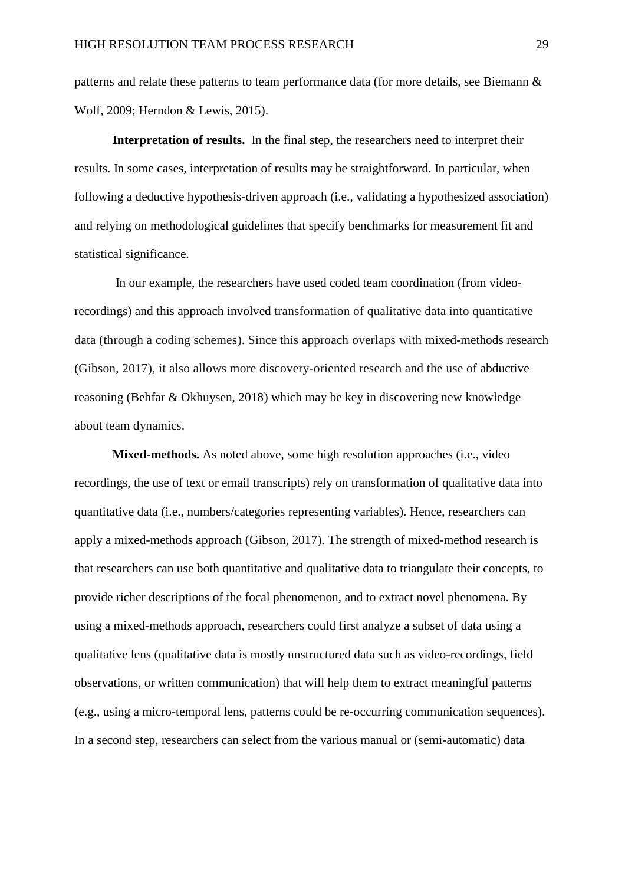patterns and relate these patterns to team performance data (for more details, see Biemann & Wolf, 2009; Herndon & Lewis, 2015).

**Interpretation of results.** In the final step, the researchers need to interpret their results. In some cases, interpretation of results may be straightforward. In particular, when following a deductive hypothesis-driven approach (i.e., validating a hypothesized association) and relying on methodological guidelines that specify benchmarks for measurement fit and statistical significance.

In our example, the researchers have used coded team coordination (from video-recordings) and this approach involved transformation of qualitative data into quantitative data (through a coding schemes). Since this approach overlaps with mixed-methods research (Gibson, 2017), it also allows more discovery-oriented research and the use of abductive reasoning (Behfar & Okhuysen, 2018) which may be key in discovering new knowledge about team dynamics.

**Mixed-methods.** As noted above, some high resolution approaches (i.e., video recordings, the use of text or email transcripts) rely on transformation of qualitative data into quantitative data (i.e., numbers/categories representing variables). Hence, researchers can apply a mixed-methods approach (Gibson, 2017). The strength of mixed-method research is that researchers can use both quantitative and qualitative data to triangulate their concepts, to provide richer descriptions of the focal phenomenon, and to extract novel phenomena. By using a mixed-methods approach, researchers could first analyze a subset of data using a qualitative lens (qualitative data is mostly unstructured data such as video-recordings, field observations, or written communication) that will help them to extract meaningful patterns (e.g., using a micro-temporal lens, patterns could be re-occurring communication sequences). In a second step, researchers can select from the various manual or (semi-automatic) data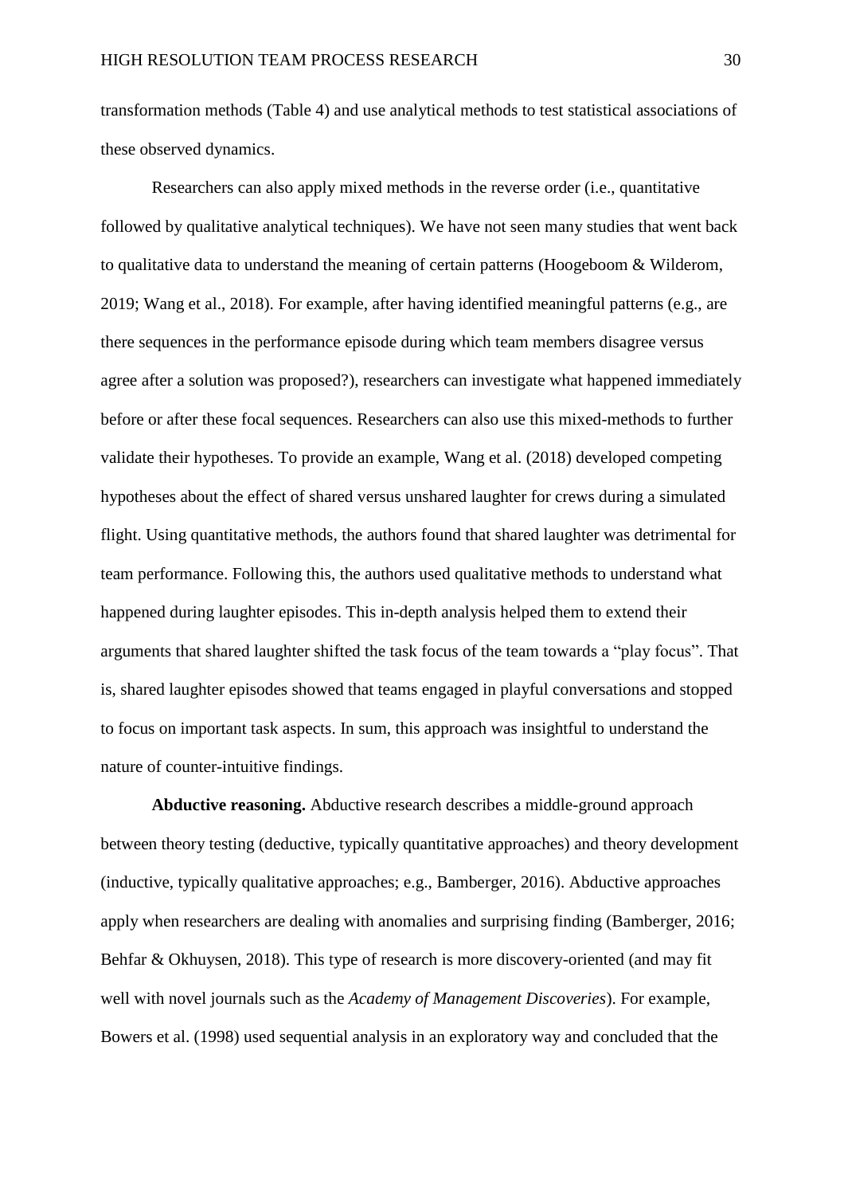transformation methods (Table 4) and use analytical methods to test statistical associations of these observed dynamics.

Researchers can also apply mixed methods in the reverse order (i.e., quantitative followed by qualitative analytical techniques). We have not seen many studies that went back to qualitative data to understand the meaning of certain patterns (Hoogeboom & Wilderom, 2019; Wang et al., 2018). For example, after having identified meaningful patterns (e.g., are there sequences in the performance episode during which team members disagree versus agree after a solution was proposed?), researchers can investigate what happened immediately before or after these focal sequences. Researchers can also use this mixed-methods to further validate their hypotheses. To provide an example, Wang et al. (2018) developed competing hypotheses about the effect of shared versus unshared laughter for crews during a simulated flight. Using quantitative methods, the authors found that shared laughter was detrimental for team performance. Following this, the authors used qualitative methods to understand what happened during laughter episodes. This in-depth analysis helped them to extend their arguments that shared laughter shifted the task focus of the team towards a "play focus". That is, shared laughter episodes showed that teams engaged in playful conversations and stopped to focus on important task aspects. In sum, this approach was insightful to understand the nature of counter-intuitive findings.

**Abductive reasoning.** Abductive research describes a middle-ground approach between theory testing (deductive, typically quantitative approaches) and theory development (inductive, typically qualitative approaches; e.g., Bamberger, 2016). Abductive approaches apply when researchers are dealing with anomalies and surprising finding (Bamberger, 2016; Behfar & Okhuysen, 2018). This type of research is more discovery-oriented (and may fit well with novel journals such as the *Academy of Management Discoveries*). For example, Bowers et al. (1998) used sequential analysis in an exploratory way and concluded that the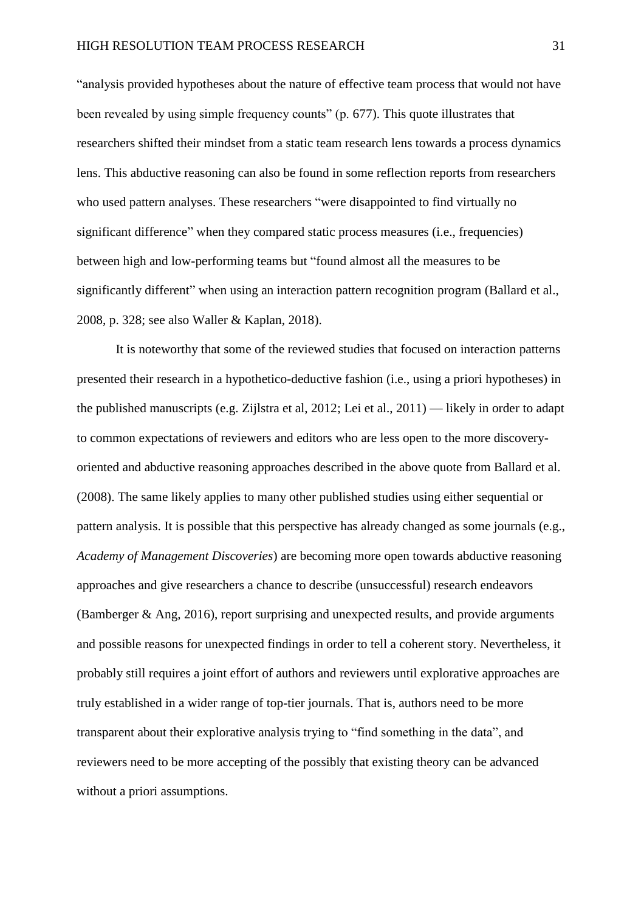"analysis provided hypotheses about the nature of effective team process that would not have been revealed by using simple frequency counts" (p. 677). This quote illustrates that researchers shifted their mindset from a static team research lens towards a process dynamics lens. This abductive reasoning can also be found in some reflection reports from researchers who used pattern analyses. These researchers "were disappointed to find virtually no significant difference" when they compared static process measures (i.e., frequencies) between high and low-performing teams but "found almost all the measures to be significantly different" when using an interaction pattern recognition program (Ballard et al., 2008, p. 328; see also Waller & Kaplan, 2018).

It is noteworthy that some of the reviewed studies that focused on interaction patterns presented their research in a hypothetico-deductive fashion (i.e., using a priori hypotheses) in the published manuscripts (e.g. Zijlstra et al, 2012; Lei et al., 2011) — likely in order to adapt to common expectations of reviewers and editors who are less open to the more discovery-oriented and abductive reasoning approaches described in the above quote from Ballard et al. (2008). The same likely applies to many other published studies using either sequential or pattern analysis. It is possible that this perspective has already changed as some journals (e.g., *Academy of Management Discoveries*) are becoming more open towards abductive reasoning approaches and give researchers a chance to describe (unsuccessful) research endeavors (Bamberger & Ang, 2016), report surprising and unexpected results, and provide arguments and possible reasons for unexpected findings in order to tell a coherent story. Nevertheless, it probably still requires a joint effort of authors and reviewers until explorative approaches are truly established in a wider range of top-tier journals. That is, authors need to be more transparent about their explorative analysis trying to "find something in the data", and reviewers need to be more accepting of the possibly that existing theory can be advanced without a priori assumptions.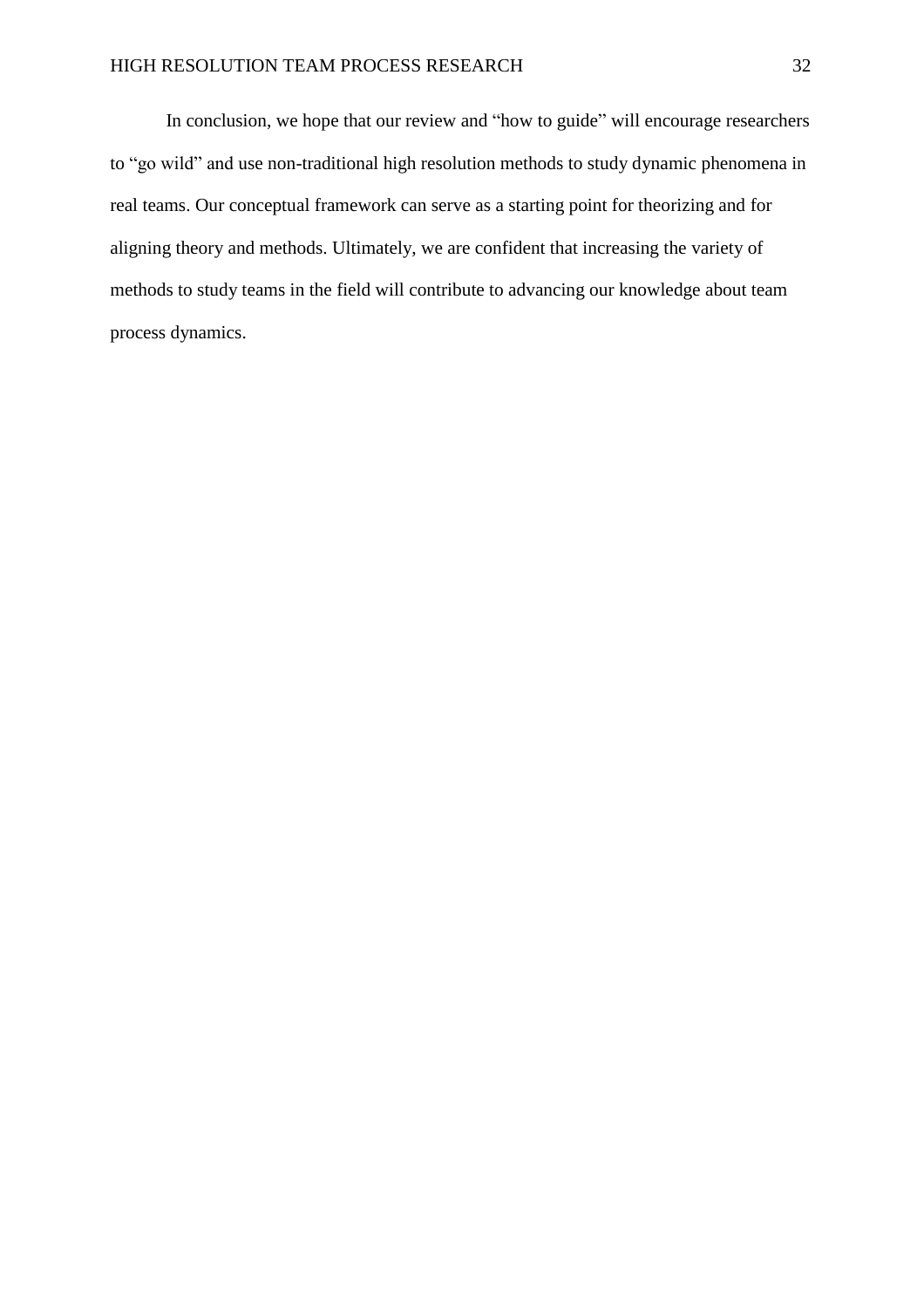In conclusion, we hope that our review and "how to guide" will encourage researchers to "go wild" and use non-traditional high resolution methods to study dynamic phenomena in real teams. Our conceptual framework can serve as a starting point for theorizing and for aligning theory and methods. Ultimately, we are confident that increasing the variety of methods to study teams in the field will contribute to advancing our knowledge about team process dynamics.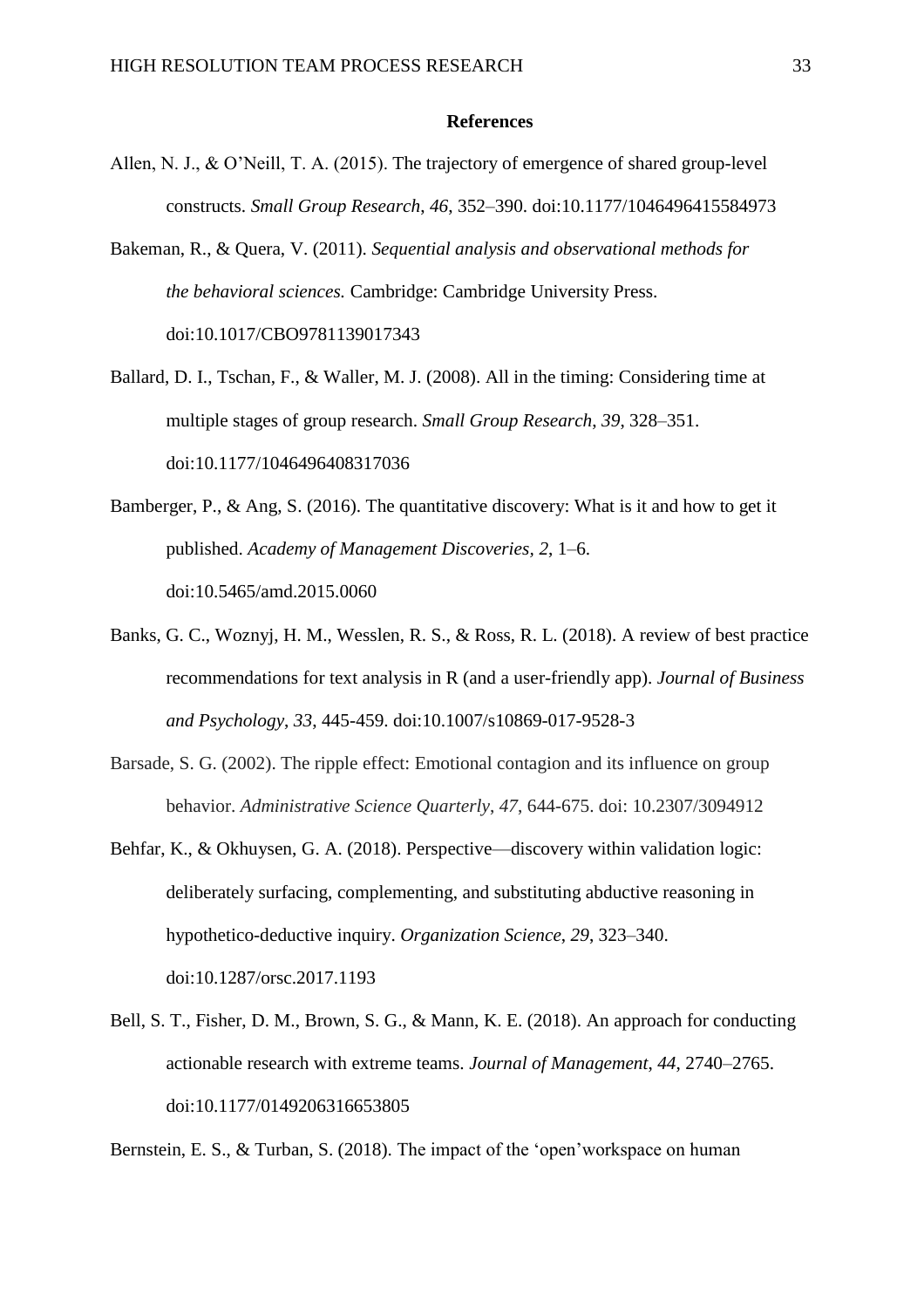# References

Allen, N. J., & O'Neill, T. A. (2015). The trajectory of emergence of shared group-level constructs. *Small Group Research*, *46*, 352–390. doi:10.1177/1046496415584973

Bakeman, R., & Quera, V. (2011). *Sequential analysis and observational methods for the behavioral sciences.* Cambridge: Cambridge University Press. doi:10.1017/CBO9781139017343

Ballard, D. I., Tschan, F., & Waller, M. J. (2008). All in the timing: Considering time at multiple stages of group research. *Small Group Research*, *39*, 328–351. doi:10.1177/1046496408317036

Bamberger, P., & Ang, S. (2016). The quantitative discovery: What is it and how to get it published. *Academy of Management Discoveries, 2*, 1–6. doi:10.5465/amd.2015.0060

Banks, G. C., Woznyj, H. M., Wesslen, R. S., & Ross, R. L. (2018). A review of best practice recommendations for text analysis in R (and a user-friendly app). *Journal of Business and Psychology*, *33*, 445-459. doi:10.1007/s10869-017-9528-3

Barsade, S. G. (2002). The ripple effect: Emotional contagion and its influence on group behavior. *Administrative Science Quarterly*, *47*, 644-675. doi: 10.2307/3094912

Behfar, K., & Okhuysen, G. A. (2018). Perspective—discovery within validation logic: deliberately surfacing, complementing, and substituting abductive reasoning in hypothetico-deductive inquiry. *Organization Science*, *29*, 323–340. doi:10.1287/orsc.2017.1193

Bell, S. T., Fisher, D. M., Brown, S. G., & Mann, K. E. (2018). An approach for conducting actionable research with extreme teams. *Journal of Management*, *44*, 2740–2765. doi:10.1177/0149206316653805

Bernstein, E. S., & Turban, S. (2018). The impact of the 'open'workspace on human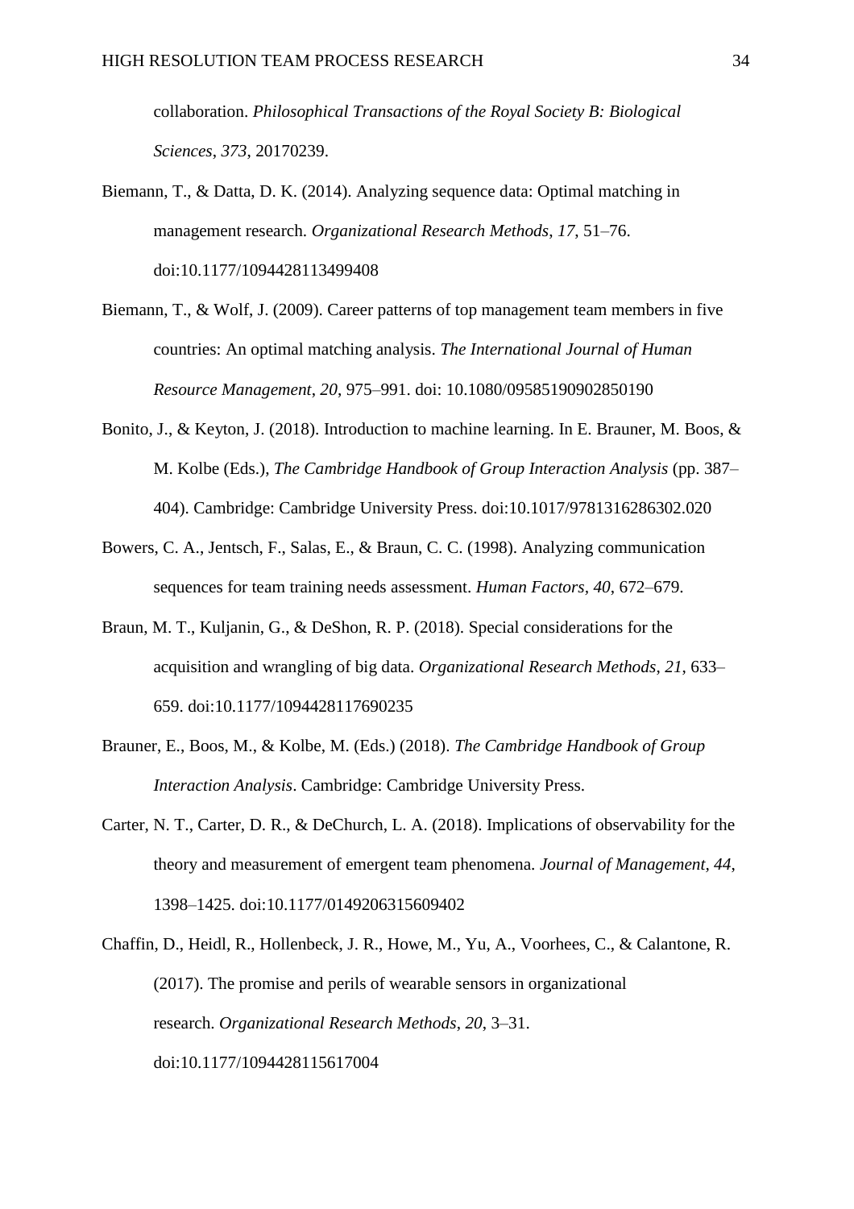collaboration. *Philosophical Transactions of the Royal Society B: Biological Sciences*, *373*, 20170239.

Biemann, T., & Datta, D. K. (2014). Analyzing sequence data: Optimal matching in management research. *Organizational Research Methods*, *17*, 51–76. doi:10.1177/1094428113499408

Biemann, T., & Wolf, J. (2009). Career patterns of top management team members in five countries: An optimal matching analysis. *The International Journal of Human Resource Management*, *20*, 975–991. doi: 10.1080/09585190902850190

Bonito, J., & Keyton, J. (2018). Introduction to machine learning. In E. Brauner, M. Boos, & M. Kolbe (Eds.), *The Cambridge Handbook of Group Interaction Analysis* (pp. 387–404). Cambridge: Cambridge University Press. doi:10.1017/9781316286302.020

Bowers, C. A., Jentsch, F., Salas, E., & Braun, C. C. (1998). Analyzing communication sequences for team training needs assessment. *Human Factors, 40*, 672–679.

Braun, M. T., Kuljanin, G., & DeShon, R. P. (2018). Special considerations for the acquisition and wrangling of big data. *Organizational Research Methods*, *21*, 633–659. doi:10.1177/1094428117690235

Brauner, E., Boos, M., & Kolbe, M. (Eds.) (2018). *The Cambridge Handbook of Group Interaction Analysis*. Cambridge: Cambridge University Press.

Carter, N. T., Carter, D. R., & DeChurch, L. A. (2018). Implications of observability for the theory and measurement of emergent team phenomena. *Journal of Management, 44*, 1398–1425. doi:10.1177/0149206315609402

Chaffin, D., Heidl, R., Hollenbeck, J. R., Howe, M., Yu, A., Voorhees, C., & Calantone, R. (2017). The promise and perils of wearable sensors in organizational research. *Organizational Research Methods*, *20*, 3–31. doi:10.1177/1094428115617004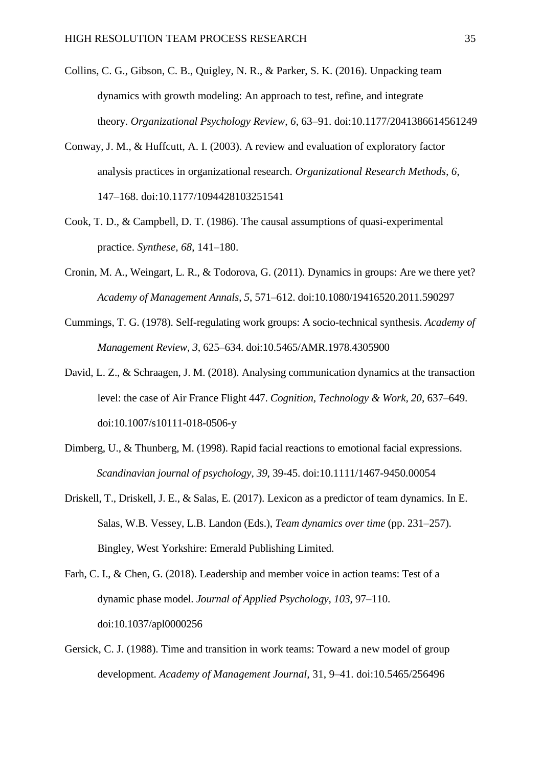Collins, C. G., Gibson, C. B., Quigley, N. R., & Parker, S. K. (2016). Unpacking team dynamics with growth modeling: An approach to test, refine, and integrate theory. *Organizational Psychology Review*, *6*, 63–91. doi:10.1177/2041386614561249

Conway, J. M., & Huffcutt, A. I. (2003). A review and evaluation of exploratory factor analysis practices in organizational research. *Organizational Research Methods, 6*, 147–168. doi:10.1177/1094428103251541

Cook, T. D., & Campbell, D. T. (1986). The causal assumptions of quasi-experimental practice. *Synthese, 68*, 141–180.

Cronin, M. A., Weingart, L. R., & Todorova, G. (2011). Dynamics in groups: Are we there yet? *Academy of Management Annals, 5*, 571–612. doi:10.1080/19416520.2011.590297

Cummings, T. G. (1978). Self-regulating work groups: A socio-technical synthesis. *Academy of Management Review, 3*, 625–634. doi:10.5465/AMR.1978.4305900

David, L. Z., & Schraagen, J. M. (2018). Analysing communication dynamics at the transaction level: the case of Air France Flight 447. *Cognition, Technology & Work, 20*, 637–649. doi:10.1007/s10111-018-0506-y

Dimberg, U., & Thunberg, M. (1998). Rapid facial reactions to emotional facial expressions. *Scandinavian journal of psychology*, *39*, 39-45. doi:10.1111/1467-9450.00054

Driskell, T., Driskell, J. E., & Salas, E. (2017). Lexicon as a predictor of team dynamics. In E. Salas, W.B. Vessey, L.B. Landon (Eds.), *Team dynamics over time* (pp. 231–257). Bingley, West Yorkshire: Emerald Publishing Limited.

Farh, C. I., & Chen, G. (2018). Leadership and member voice in action teams: Test of a dynamic phase model. *Journal of Applied Psychology, 103*, 97–110. doi:10.1037/apl0000256

Gersick, C. J. (1988). Time and transition in work teams: Toward a new model of group development. *Academy of Management Journal,* 31, 9–41. doi:10.5465/256496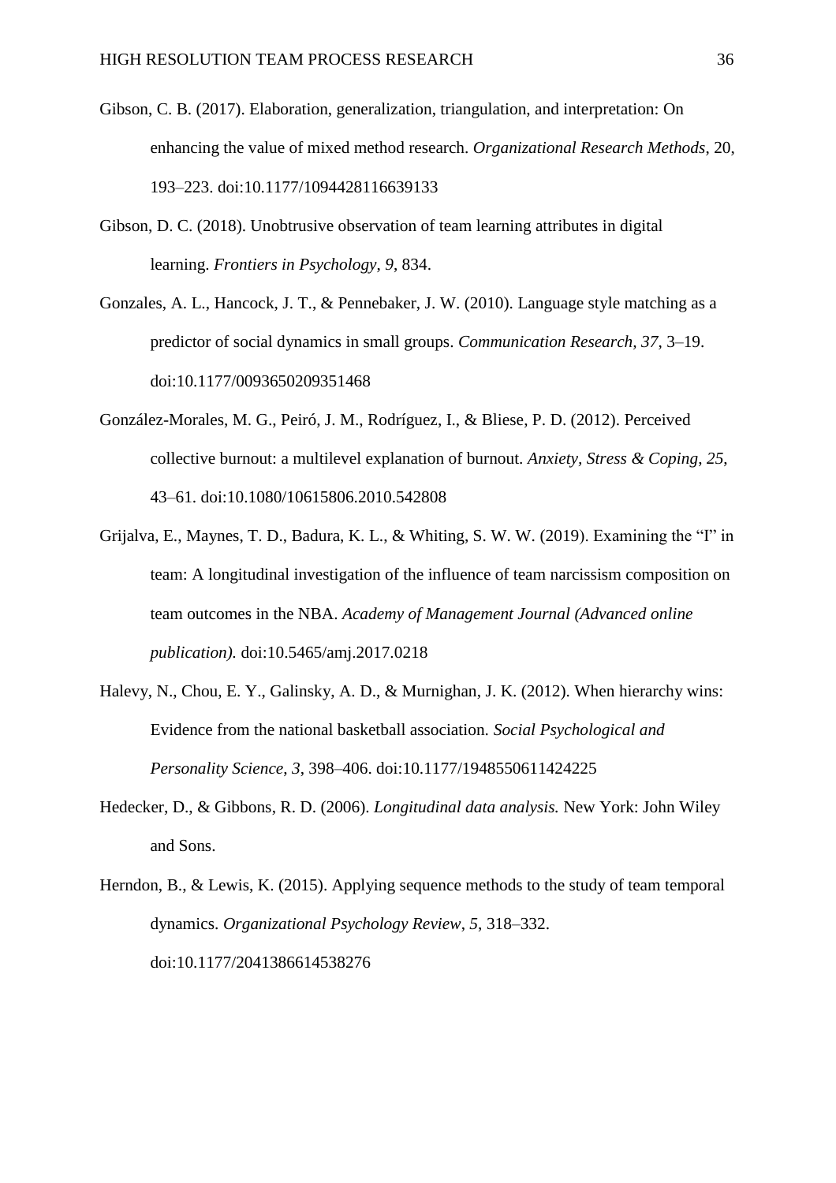Gibson, C. B. (2017). Elaboration, generalization, triangulation, and interpretation: On enhancing the value of mixed method research. *Organizational Research Methods*, 20, 193–223. doi:10.1177/1094428116639133

Gibson, D. C. (2018). Unobtrusive observation of team learning attributes in digital learning. *Frontiers in Psychology*, *9*, 834.

Gonzales, A. L., Hancock, J. T., & Pennebaker, J. W. (2010). Language style matching as a predictor of social dynamics in small groups. *Communication Research, 37*, 3–19. doi:10.1177/0093650209351468

González-Morales, M. G., Peiró, J. M., Rodríguez, I., & Bliese, P. D. (2012). Perceived collective burnout: a multilevel explanation of burnout. *Anxiety, Stress & Coping, 25*, 43–61. doi:10.1080/10615806.2010.542808

Grijalva, E., Maynes, T. D., Badura, K. L., & Whiting, S. W. W. (2019). Examining the "I" in team: A longitudinal investigation of the influence of team narcissism composition on team outcomes in the NBA. *Academy of Management Journal (Advanced online publication).* doi:10.5465/amj.2017.0218

Halevy, N., Chou, E. Y., Galinsky, A. D., & Murnighan, J. K. (2012). When hierarchy wins: Evidence from the national basketball association. *Social Psychological and Personality Science*, *3*, 398–406. doi:10.1177/1948550611424225

Hedecker, D., & Gibbons, R. D. (2006). *Longitudinal data analysis.* New York: John Wiley and Sons.

Herndon, B., & Lewis, K. (2015). Applying sequence methods to the study of team temporal dynamics. *Organizational Psychology Review*, *5*, 318–332. doi:10.1177/2041386614538276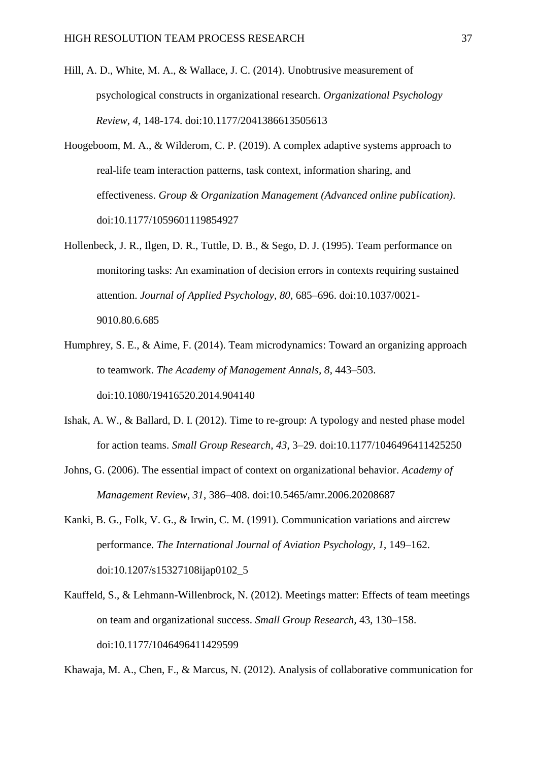Hill, A. D., White, M. A., & Wallace, J. C. (2014). Unobtrusive measurement of psychological constructs in organizational research. *Organizational Psychology Review*, *4*, 148-174. doi:10.1177/2041386613505613

Hoogeboom, M. A., & Wilderom, C. P. (2019). A complex adaptive systems approach to real-life team interaction patterns, task context, information sharing, and effectiveness. *Group & Organization Management (Advanced online publication)*. doi:10.1177/1059601119854927

Hollenbeck, J. R., Ilgen, D. R., Tuttle, D. B., & Sego, D. J. (1995). Team performance on monitoring tasks: An examination of decision errors in contexts requiring sustained attention. *Journal of Applied Psychology, 80*, 685–696. doi:10.1037/0021-9010.80.6.685

Humphrey, S. E., & Aime, F. (2014). Team microdynamics: Toward an organizing approach to teamwork. *The Academy of Management Annals, 8*, 443–503. doi:10.1080/19416520.2014.904140

Ishak, A. W., & Ballard, D. I. (2012). Time to re-group: A typology and nested phase model for action teams. *Small Group Research, 43*, 3–29. doi:10.1177/1046496411425250

Johns, G. (2006). The essential impact of context on organizational behavior. *Academy of Management Review*, *31*, 386–408. doi:10.5465/amr.2006.20208687

Kanki, B. G., Folk, V. G., & Irwin, C. M. (1991). Communication variations and aircrew performance. *The International Journal of Aviation Psychology*, *1*, 149–162. doi:10.1207/s15327108ijap0102_5

Kauffeld, S., & Lehmann-Willenbrock, N. (2012). Meetings matter: Effects of team meetings on team and organizational success. *Small Group Research*, 43, 130–158. doi:10.1177/1046496411429599

Khawaja, M. A., Chen, F., & Marcus, N. (2012). Analysis of collaborative communication for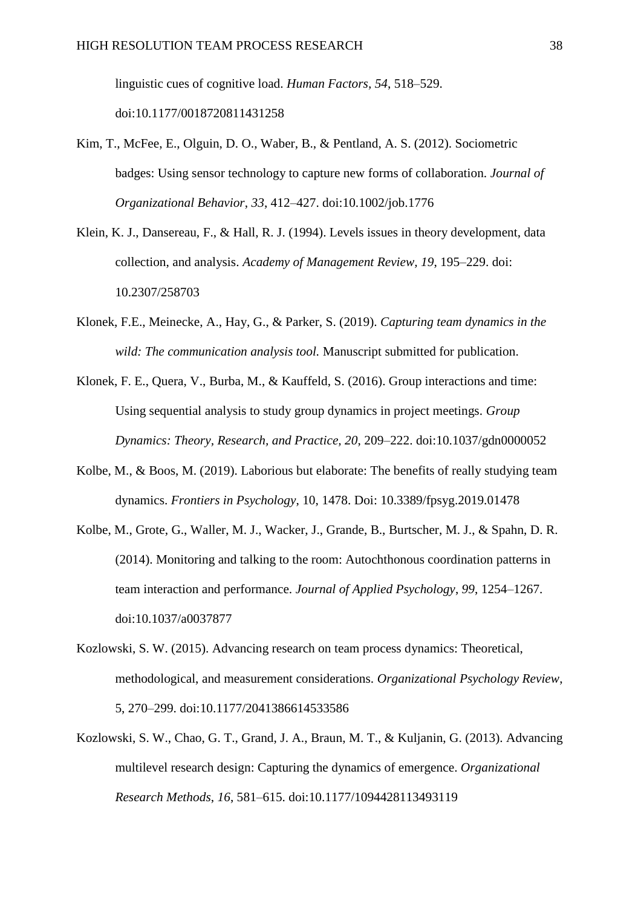linguistic cues of cognitive load. *Human Factors*, *54*, 518–529. doi:10.1177/0018720811431258

Kim, T., McFee, E., Olguin, D. O., Waber, B., & Pentland, A. S. (2012). Sociometric badges: Using sensor technology to capture new forms of collaboration. *Journal of Organizational Behavior*, *33*, 412–427. doi:10.1002/job.1776

Klein, K. J., Dansereau, F., & Hall, R. J. (1994). Levels issues in theory development, data collection, and analysis. *Academy of Management Review, 19*, 195–229. doi: 10.2307/258703

Klonek, F.E., Meinecke, A., Hay, G., & Parker, S. (2019). *Capturing team dynamics in the wild: The communication analysis tool.* Manuscript submitted for publication.

Klonek, F. E., Quera, V., Burba, M., & Kauffeld, S. (2016). Group interactions and time: Using sequential analysis to study group dynamics in project meetings. *Group Dynamics: Theory, Research, and Practice*, *20*, 209–222. doi:10.1037/gdn0000052

Kolbe, M., & Boos, M. (2019). Laborious but elaborate: The benefits of really studying team dynamics. *Frontiers in Psychology*, 10, 1478. Doi: 10.3389/fpsyg.2019.01478

Kolbe, M., Grote, G., Waller, M. J., Wacker, J., Grande, B., Burtscher, M. J., & Spahn, D. R. (2014). Monitoring and talking to the room: Autochthonous coordination patterns in team interaction and performance. *Journal of Applied Psychology*, *99*, 1254–1267. doi:10.1037/a0037877

Kozlowski, S. W. (2015). Advancing research on team process dynamics: Theoretical, methodological, and measurement considerations. *Organizational Psychology Review*, 5, 270–299. doi:10.1177/2041386614533586

Kozlowski, S. W., Chao, G. T., Grand, J. A., Braun, M. T., & Kuljanin, G. (2013). Advancing multilevel research design: Capturing the dynamics of emergence. *Organizational Research Methods*, *16*, 581–615. doi:10.1177/1094428113493119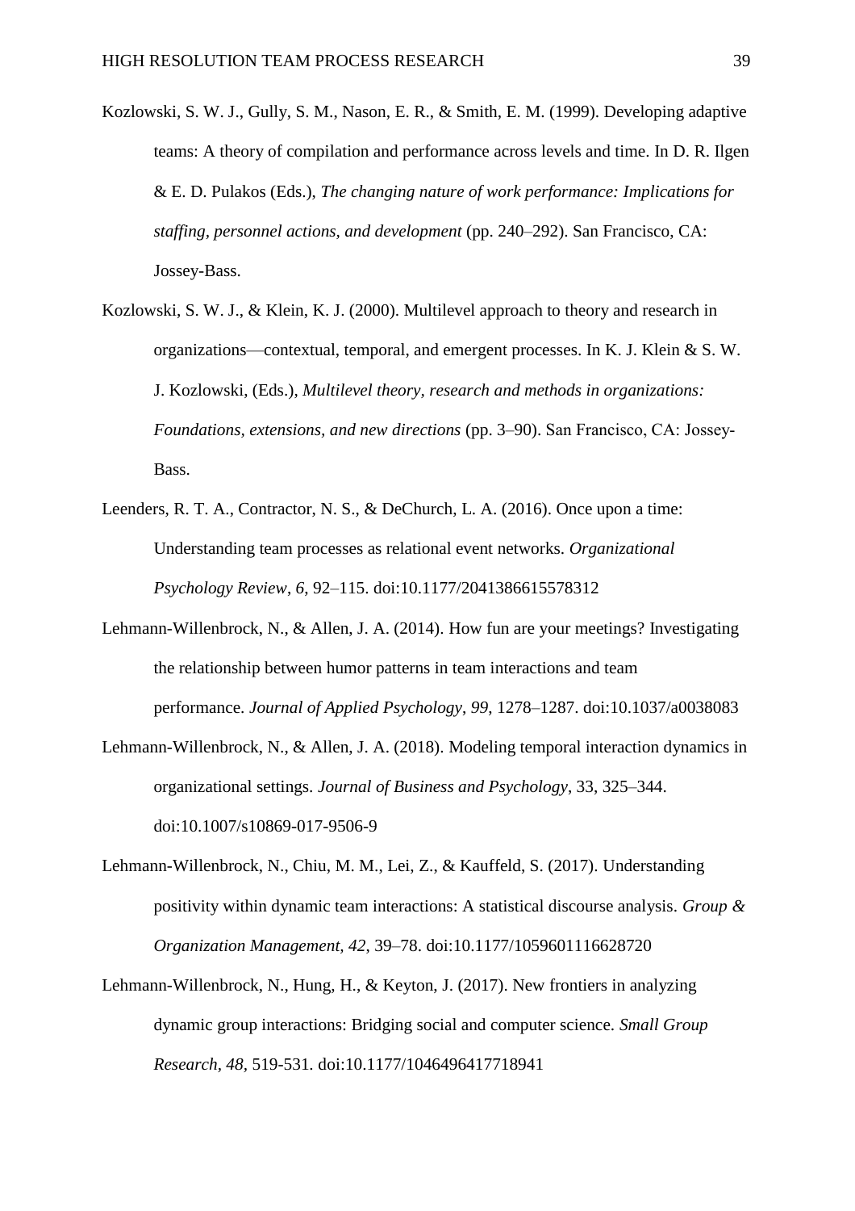Kozlowski, S. W. J., Gully, S. M., Nason, E. R., & Smith, E. M. (1999). Developing adaptive teams: A theory of compilation and performance across levels and time. In D. R. Ilgen & E. D. Pulakos (Eds.), *The changing nature of work performance: Implications for staffing, personnel actions, and development* (pp. 240–292). San Francisco, CA: Jossey-Bass.

Kozlowski, S. W. J., & Klein, K. J. (2000). Multilevel approach to theory and research in organizations—contextual, temporal, and emergent processes. In K. J. Klein & S. W. J. Kozlowski, (Eds.), *Multilevel theory, research and methods in organizations: Foundations, extensions, and new directions* (pp. 3–90). San Francisco, CA: Jossey-Bass.

Leenders, R. T. A., Contractor, N. S., & DeChurch, L. A. (2016). Once upon a time: Understanding team processes as relational event networks. *Organizational Psychology Review*, *6*, 92–115. doi:10.1177/2041386615578312

Lehmann-Willenbrock, N., & Allen, J. A. (2014). How fun are your meetings? Investigating the relationship between humor patterns in team interactions and team performance. *Journal of Applied Psychology*, *99*, 1278–1287. doi:10.1037/a0038083

Lehmann-Willenbrock, N., & Allen, J. A. (2018). Modeling temporal interaction dynamics in organizational settings. *Journal of Business and Psychology*, 33, 325–344. doi:10.1007/s10869-017-9506-9

Lehmann-Willenbrock, N., Chiu, M. M., Lei, Z., & Kauffeld, S. (2017). Understanding positivity within dynamic team interactions: A statistical discourse analysis. *Group & Organization Management, 42*, 39–78. doi:10.1177/1059601116628720

Lehmann-Willenbrock, N., Hung, H., & Keyton, J. (2017). New frontiers in analyzing dynamic group interactions: Bridging social and computer science. *Small Group Research*, *48*, 519-531. doi:10.1177/1046496417718941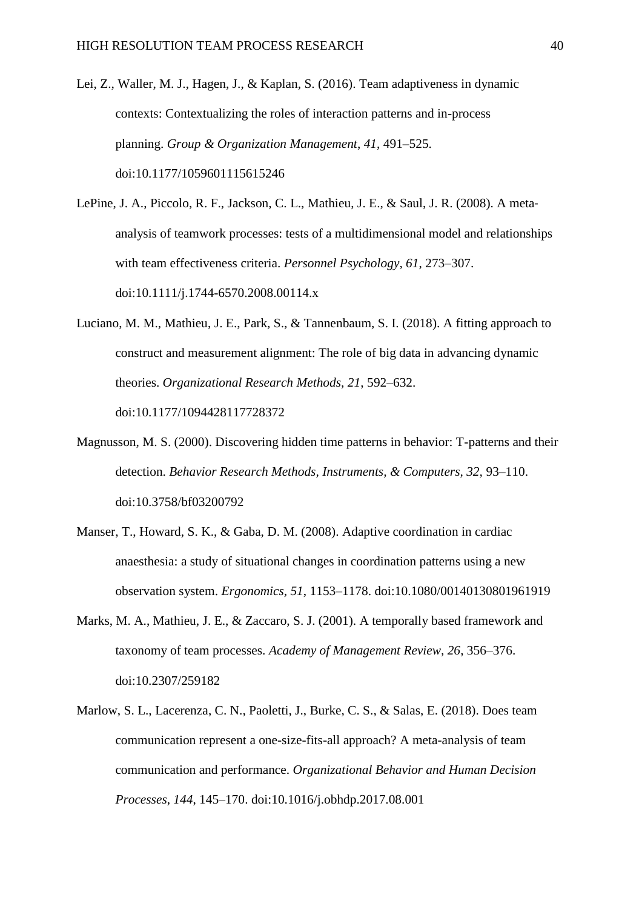Lei, Z., Waller, M. J., Hagen, J., & Kaplan, S. (2016). Team adaptiveness in dynamic contexts: Contextualizing the roles of interaction patterns and in-process planning. *Group & Organization Management*, *41*, 491–525. doi:10.1177/1059601115615246

LePine, J. A., Piccolo, R. F., Jackson, C. L., Mathieu, J. E., & Saul, J. R. (2008). A meta-analysis of teamwork processes: tests of a multidimensional model and relationships with team effectiveness criteria. *Personnel Psychology*, *61*, 273–307. doi:10.1111/j.1744-6570.2008.00114.x

Luciano, M. M., Mathieu, J. E., Park, S., & Tannenbaum, S. I. (2018). A fitting approach to construct and measurement alignment: The role of big data in advancing dynamic theories. *Organizational Research Methods*, *21*, 592–632. doi:10.1177/1094428117728372

Magnusson, M. S. (2000). Discovering hidden time patterns in behavior: T-patterns and their detection. *Behavior Research Methods, Instruments, & Computers, 32*, 93–110. doi:10.3758/bf03200792

Manser, T., Howard, S. K., & Gaba, D. M. (2008). Adaptive coordination in cardiac anaesthesia: a study of situational changes in coordination patterns using a new observation system. *Ergonomics*, *51*, 1153–1178. doi:10.1080/00140130801961919

Marks, M. A., Mathieu, J. E., & Zaccaro, S. J. (2001). A temporally based framework and taxonomy of team processes. *Academy of Management Review*, *26*, 356–376. doi:10.2307/259182

Marlow, S. L., Lacerenza, C. N., Paoletti, J., Burke, C. S., & Salas, E. (2018). Does team communication represent a one-size-fits-all approach? A meta-analysis of team communication and performance. *Organizational Behavior and Human Decision Processes*, *144*, 145–170. doi:10.1016/j.obhdp.2017.08.001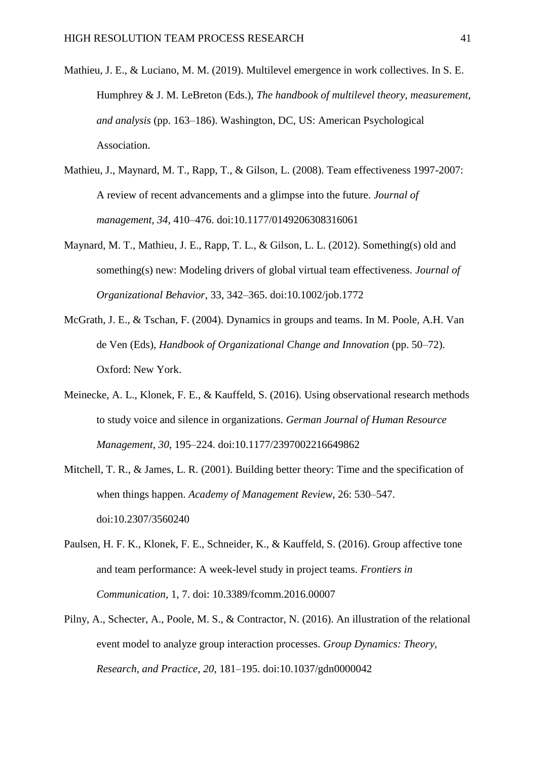Mathieu, J. E., & Luciano, M. M. (2019). Multilevel emergence in work collectives. In S. E. Humphrey & J. M. LeBreton (Eds.), *The handbook of multilevel theory, measurement, and analysis* (pp. 163–186). Washington, DC, US: American Psychological Association.

Mathieu, J., Maynard, M. T., Rapp, T., & Gilson, L. (2008). Team effectiveness 1997-2007: A review of recent advancements and a glimpse into the future. *Journal of management, 34*, 410–476. doi:10.1177/0149206308316061

Maynard, M. T., Mathieu, J. E., Rapp, T. L., & Gilson, L. L. (2012). Something(s) old and something(s) new: Modeling drivers of global virtual team effectiveness. *Journal of Organizational Behavior*, 33, 342–365. doi:10.1002/job.1772

McGrath, J. E., & Tschan, F. (2004). Dynamics in groups and teams. In M. Poole, A.H. Van de Ven (Eds), *Handbook of Organizational Change and Innovation* (pp. 50–72). Oxford: New York.

Meinecke, A. L., Klonek, F. E., & Kauffeld, S. (2016). Using observational research methods to study voice and silence in organizations. *German Journal of Human Resource Management*, *30*, 195–224. doi:10.1177/2397002216649862

Mitchell, T. R., & James, L. R. (2001). Building better theory: Time and the specification of when things happen. *Academy of Management Review*, 26: 530–547. doi:10.2307/3560240

Paulsen, H. F. K., Klonek, F. E., Schneider, K., & Kauffeld, S. (2016). Group affective tone and team performance: A week-level study in project teams. *Frontiers in Communication*, 1, 7. doi: 10.3389/fcomm.2016.00007

Pilny, A., Schecter, A., Poole, M. S., & Contractor, N. (2016). An illustration of the relational event model to analyze group interaction processes. *Group Dynamics: Theory, Research, and Practice*, *20*, 181–195. doi:10.1037/gdn0000042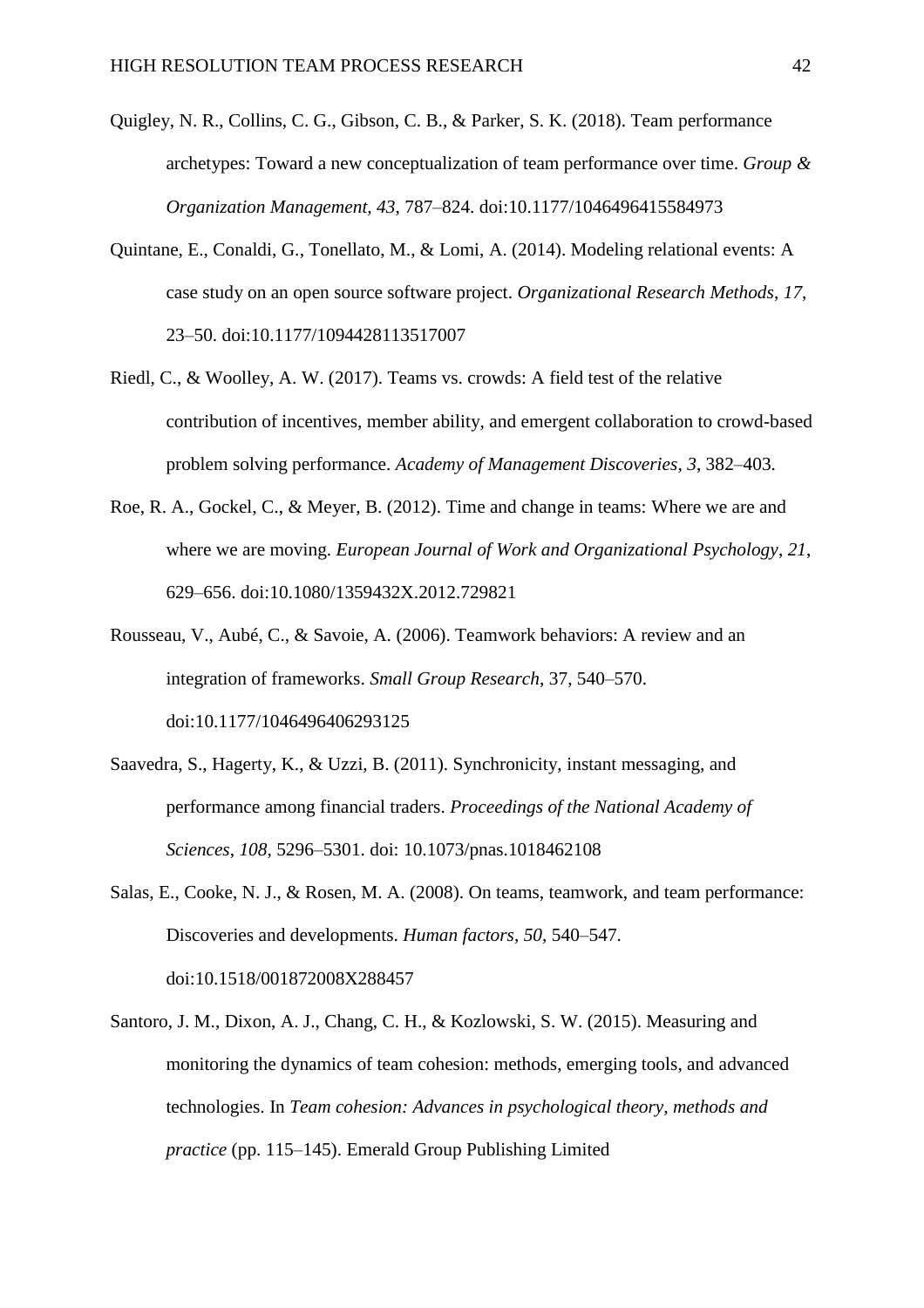Quigley, N. R., Collins, C. G., Gibson, C. B., & Parker, S. K. (2018). Team performance archetypes: Toward a new conceptualization of team performance over time. *Group & Organization Management*, *43*, 787–824. doi:10.1177/1046496415584973

Quintane, E., Conaldi, G., Tonellato, M., & Lomi, A. (2014). Modeling relational events: A case study on an open source software project. *Organizational Research Methods*, *17*, 23–50. doi:10.1177/1094428113517007

Riedl, C., & Woolley, A. W. (2017). Teams vs. crowds: A field test of the relative contribution of incentives, member ability, and emergent collaboration to crowd-based problem solving performance. *Academy of Management Discoveries*, *3*, 382–403.

Roe, R. A., Gockel, C., & Meyer, B. (2012). Time and change in teams: Where we are and where we are moving. *European Journal of Work and Organizational Psychology*, *21*, 629–656. doi:10.1080/1359432X.2012.729821

Rousseau, V., Aubé, C., & Savoie, A. (2006). Teamwork behaviors: A review and an integration of frameworks. *Small Group Research*, 37, 540–570. doi:10.1177/1046496406293125

Saavedra, S., Hagerty, K., & Uzzi, B. (2011). Synchronicity, instant messaging, and performance among financial traders. *Proceedings of the National Academy of Sciences*, *108*, 5296–5301. doi: 10.1073/pnas.1018462108

Salas, E., Cooke, N. J., & Rosen, M. A. (2008). On teams, teamwork, and team performance: Discoveries and developments. *Human factors*, *50*, 540–547. doi:10.1518/001872008X288457

Santoro, J. M., Dixon, A. J., Chang, C. H., & Kozlowski, S. W. (2015). Measuring and monitoring the dynamics of team cohesion: methods, emerging tools, and advanced technologies. In *Team cohesion: Advances in psychological theory, methods and practice* (pp. 115–145). Emerald Group Publishing Limited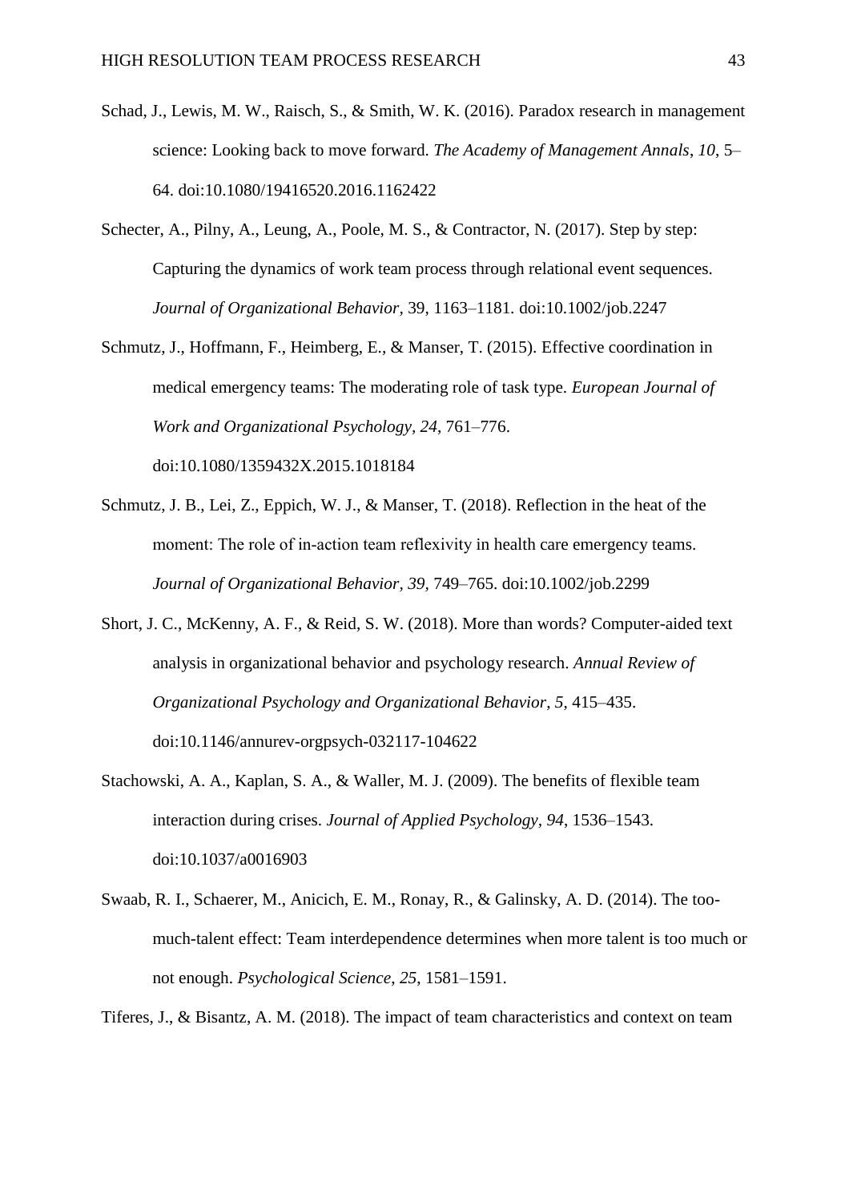Schad, J., Lewis, M. W., Raisch, S., & Smith, W. K. (2016). Paradox research in management science: Looking back to move forward. *The Academy of Management Annals*, *10*, 5–64. doi:10.1080/19416520.2016.1162422

Schecter, A., Pilny, A., Leung, A., Poole, M. S., & Contractor, N. (2017). Step by step: Capturing the dynamics of work team process through relational event sequences. *Journal of Organizational Behavior*, 39, 1163–1181. doi:10.1002/job.2247

Schmutz, J., Hoffmann, F., Heimberg, E., & Manser, T. (2015). Effective coordination in medical emergency teams: The moderating role of task type. *European Journal of Work and Organizational Psychology*, *24*, 761–776. doi:10.1080/1359432X.2015.1018184

Schmutz, J. B., Lei, Z., Eppich, W. J., & Manser, T. (2018). Reflection in the heat of the moment: The role of in-action team reflexivity in health care emergency teams. *Journal of Organizational Behavior, 39*, 749–765. doi:10.1002/job.2299

Short, J. C., McKenny, A. F., & Reid, S. W. (2018). More than words? Computer-aided text analysis in organizational behavior and psychology research. *Annual Review of Organizational Psychology and Organizational Behavior*, *5*, 415–435. doi:10.1146/annurev-orgpsych-032117-104622

Stachowski, A. A., Kaplan, S. A., & Waller, M. J. (2009). The benefits of flexible team interaction during crises. *Journal of Applied Psychology*, *94*, 1536–1543. doi:10.1037/a0016903

Swaab, R. I., Schaerer, M., Anicich, E. M., Ronay, R., & Galinsky, A. D. (2014). The too-much-talent effect: Team interdependence determines when more talent is too much or not enough. *Psychological Science*, *25*, 1581–1591.

Tiferes, J., & Bisantz, A. M. (2018). The impact of team characteristics and context on team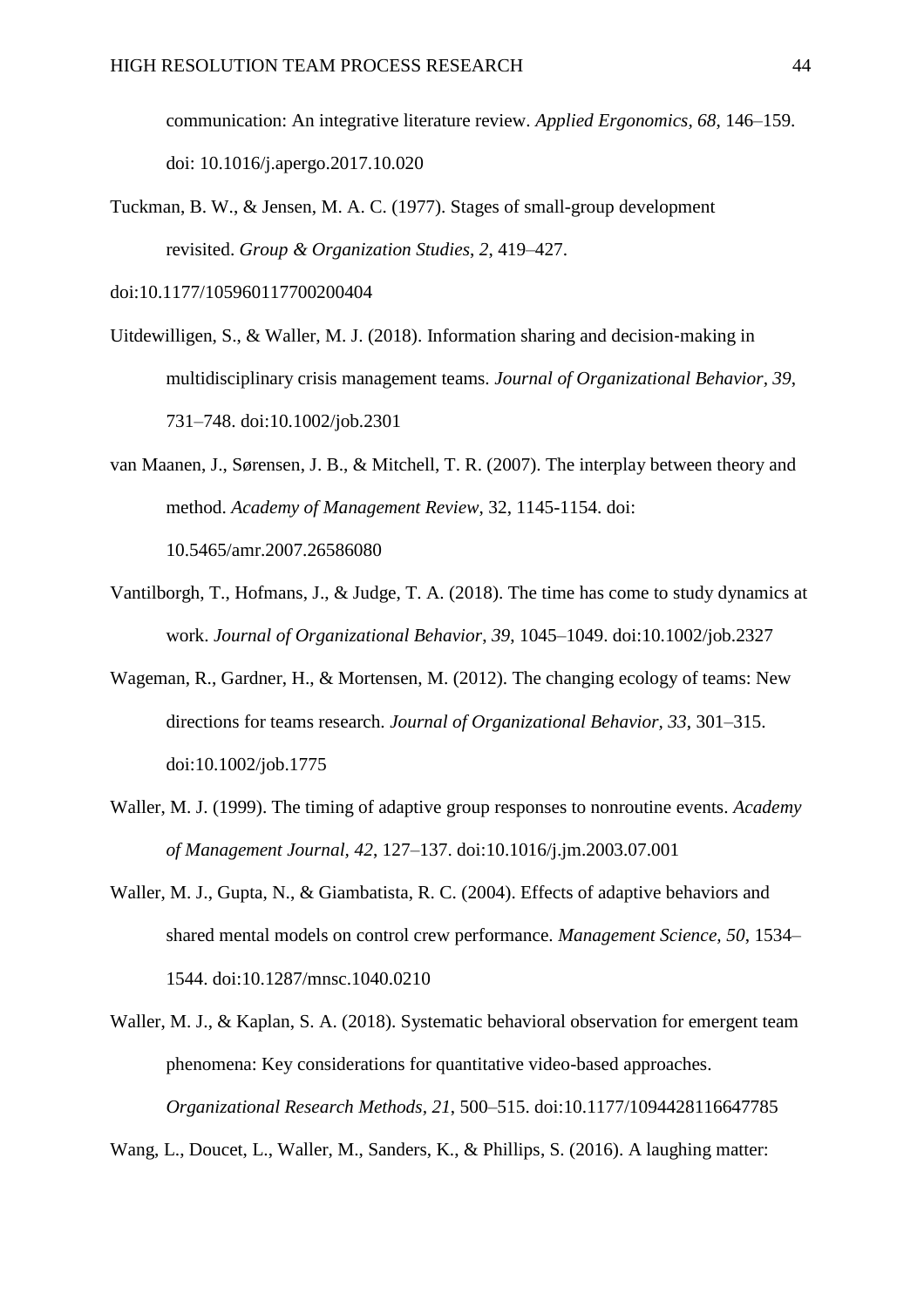communication: An integrative literature review. *Applied Ergonomics, 68*, 146–159. doi: 10.1016/j.apergo.2017.10.020

Tuckman, B. W., & Jensen, M. A. C. (1977). Stages of small-group development revisited. *Group & Organization Studies*, *2*, 419–427.

doi:10.1177/105960117700200404

Uitdewilligen, S., & Waller, M. J. (2018). Information sharing and decision-making in multidisciplinary crisis management teams. *Journal of Organizational Behavior*, *39*, 731–748. doi:10.1002/job.2301

van Maanen, J., Sørensen, J. B., & Mitchell, T. R. (2007). The interplay between theory and method. *Academy of Management Review*, 32, 1145-1154. doi: 10.5465/amr.2007.26586080

Vantilborgh, T., Hofmans, J., & Judge, T. A. (2018). The time has come to study dynamics at work. *Journal of Organizational Behavior*, *39*, 1045–1049. doi:10.1002/job.2327

Wageman, R., Gardner, H., & Mortensen, M. (2012). The changing ecology of teams: New directions for teams research. *Journal of Organizational Behavior, 33*, 301–315. doi:10.1002/job.1775

Waller, M. J. (1999). The timing of adaptive group responses to nonroutine events. *Academy of Management Journal, 42*, 127–137. doi:10.1016/j.jm.2003.07.001

Waller, M. J., Gupta, N., & Giambatista, R. C. (2004). Effects of adaptive behaviors and shared mental models on control crew performance. *Management Science, 50*, 1534–1544. doi:10.1287/mnsc.1040.0210

Waller, M. J., & Kaplan, S. A. (2018). Systematic behavioral observation for emergent team phenomena: Key considerations for quantitative video-based approaches. *Organizational Research Methods*, *21*, 500–515. doi:10.1177/1094428116647785

Wang, L., Doucet, L., Waller, M., Sanders, K., & Phillips, S. (2016). A laughing matter: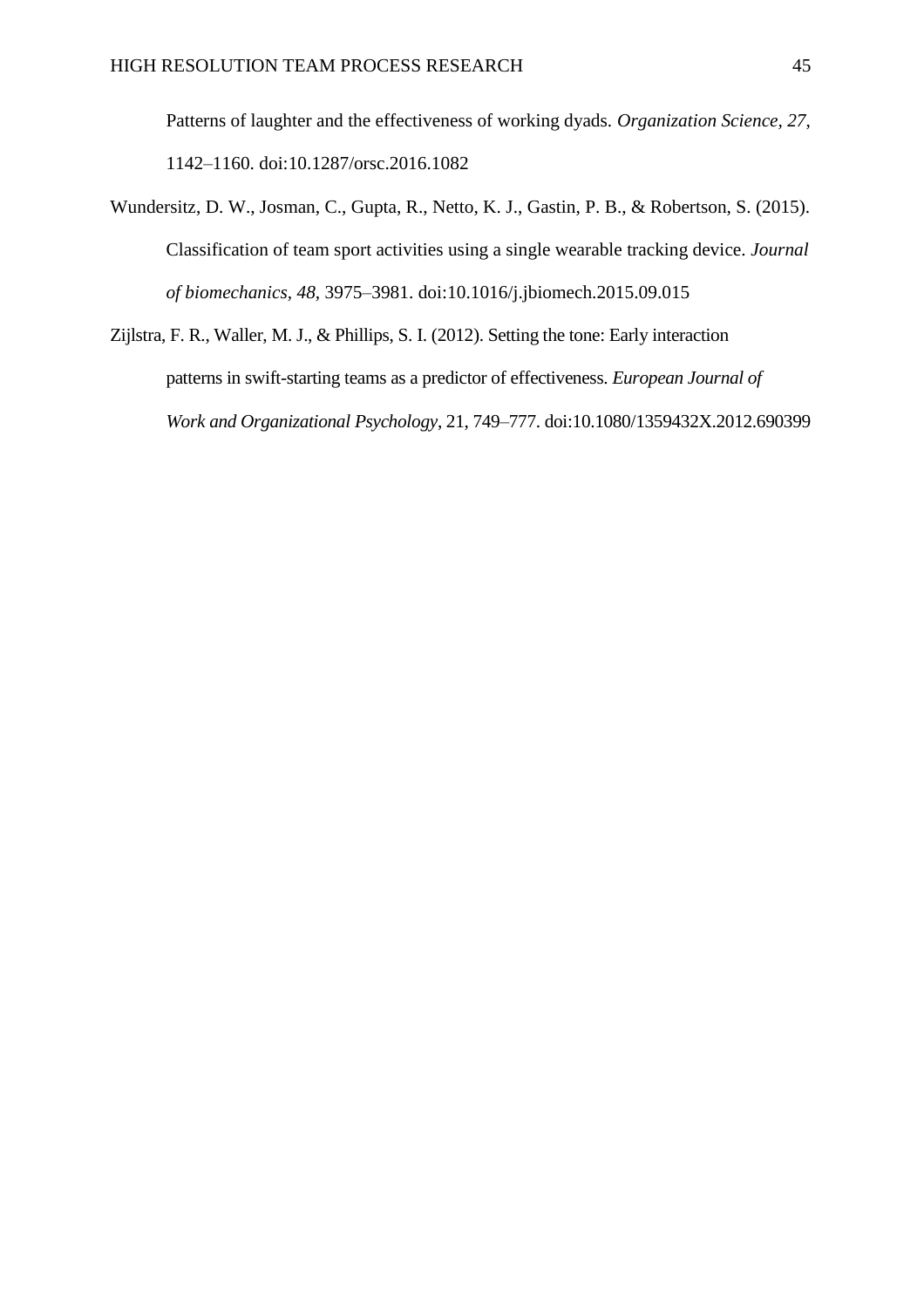Patterns of laughter and the effectiveness of working dyads. *Organization Science*, *27*, 1142–1160. doi:10.1287/orsc.2016.1082

Wundersitz, D. W., Josman, C., Gupta, R., Netto, K. J., Gastin, P. B., & Robertson, S. (2015). Classification of team sport activities using a single wearable tracking device. *Journal of biomechanics*, *48*, 3975–3981. doi:10.1016/j.jbiomech.2015.09.015

Zijlstra, F. R., Waller, M. J., & Phillips, S. I. (2012). Setting the tone: Early interaction patterns in swift-starting teams as a predictor of effectiveness. *European Journal of Work and Organizational Psychology*, 21, 749–777. doi:10.1080/1359432X.2012.690399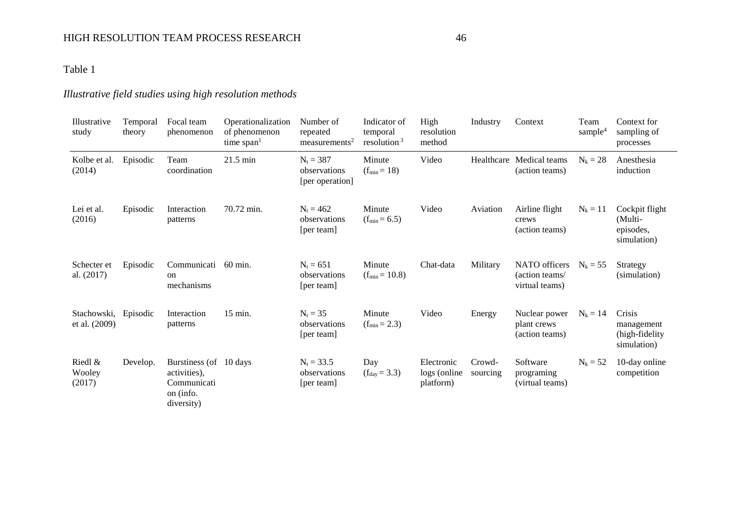Table 1

*Illustrative field studies using high resolution methods*

| Illustrative study | Temporal theory | Focal team phenomenon | Operationalization of phenomenon time span[1] | Number of repeated measurements[2] | Indicator of temporal resolution[3] | High resolution method | Industry | Context | Team sample[4] | Context for sampling of processes |
|---|---|---|---|---|---|---|---|---|---|---|
| Kolbe et al. (2014) | Episodic | Team coordination | 21.5 min | $N_t = 387$ observations [per operation] | Minute ($f_{min} = 18$) | Video | Healthcare | Medical teams (action teams) | $N_k = 28$ | Anesthesia induction |
| Lei et al. (2016) | Episodic | Interaction patterns | 70.72 min. | $N_t = 462$ observations [per team] | Minute ($f_{min} = 6.5$) | Video | Aviation | Airline flight crews (action teams) | $N_k = 11$ | Cockpit flight (Multi-episodes, simulation) |
| Schecter et al. (2017) | Episodic | Communication mechanisms | 60 min. | $N_t = 651$ observations [per team] | Minute ($f_{min} = 10.8$) | Chat-data | Military | NATO officers (action teams/ virtual teams) | $N_k = 55$ | Strategy (simulation) |
| Stachowski, et al. (2009) | Episodic | Interaction patterns | 15 min. | $N_t = 35$ observations [per team] | Minute ($f_{min} = 2.3$) | Video | Energy | Nuclear power plant crews (action teams) | $N_k = 14$ | Crisis management (high-fidelity simulation) |
| Riedl & Wooley (2017) | Develop. | Burstiness (of activities), Communication (info. diversity) | 10 days | $N_t = 33.5$ observations [per team] | Day ($f_{day} = 3.3$) | Electronic logs (online platform) | Crowd-sourcing | Software programing (virtual teams) | $N_k = 52$ | 10-day online competition |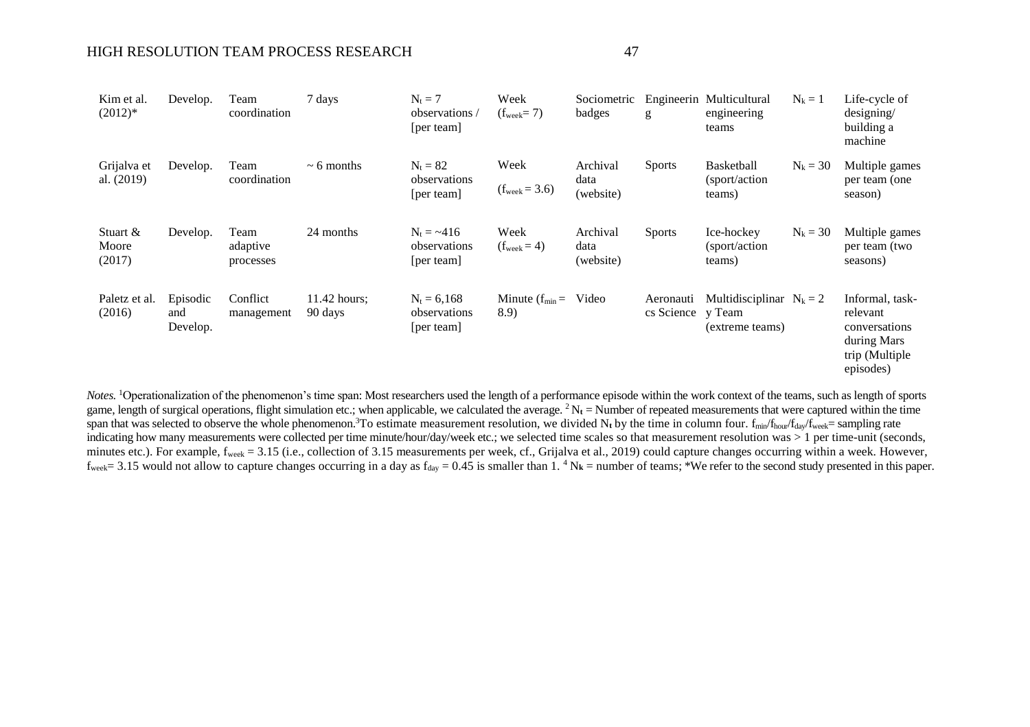| | | | | | | | | | | |
|---|---|---|---|---|---|---|---|---|---|---|
| Kim et al. (2012)* | Develop. | Team coordination | 7 days | $N_t = 7$ observations / [per team] | Week ($f_{week} = 7$) | Sociometric badges | Engineering | Multicultural engineering teams | $N_k = 1$ | Life-cycle of designing/ building a machine |
| Grijalva et al. (2019) | Develop. | Team coordination | ~ 6 months | $N_t = 82$ observations [per team] | Week ($f_{week} = 3.6$) | Archival data (website) | Sports | Basketball (sport/action teams) | $N_k = 30$ | Multiple games per team (one season) |
| Stuart & Moore (2017) | Develop. | Team adaptive processes | 24 months | $N_t = \sim 416$ observations [per team] | Week ($f_{week} = 4$) | Archival data (website) | Sports | Ice-hockey (sport/action teams) | $N_k = 30$ | Multiple games per team (two seasons) |
| Paletz et al. (2016) | Episodic and Develop. | Conflict management | 11.42 hours; 90 days | $N_t = 6{,}168$ observations [per team] | Minute ($f_{min} = 8.9$) | Video | Aeronautics Science | Multidisciplinary Team (extreme teams) | $N_k = 2$ | Informal, task-relevant conversations during Mars trip (Multiple episodes) |

*Notes.* [1]Operationalization of the phenomenon's time span: Most researchers used the length of a performance episode within the work context of the teams, such as length of sports game, length of surgical operations, flight simulation etc.; when applicable, we calculated the average. [2] $N_t$ = Number of repeated measurements that were captured within the time span that was selected to observe the whole phenomenon.[3]To estimate measurement resolution, we divided $N_t$ by the time in column four. $f_{min}/f_{hour}/f_{day}/f_{week}$= sampling rate indicating how many measurements were collected per time minute/hour/day/week etc.; we selected time scales so that measurement resolution was > 1 per time-unit (seconds, minutes etc.). For example, $f_{week} = 3.15$ (i.e., collection of 3.15 measurements per week, cf., Grijalva et al., 2019) could capture changes occurring within a week. However, $f_{week} = 3.15$ would not allow to capture changes occurring in a day as $f_{day} = 0.45$ is smaller than 1. [4] $N_k$ = number of teams; *We refer to the second study presented in this paper.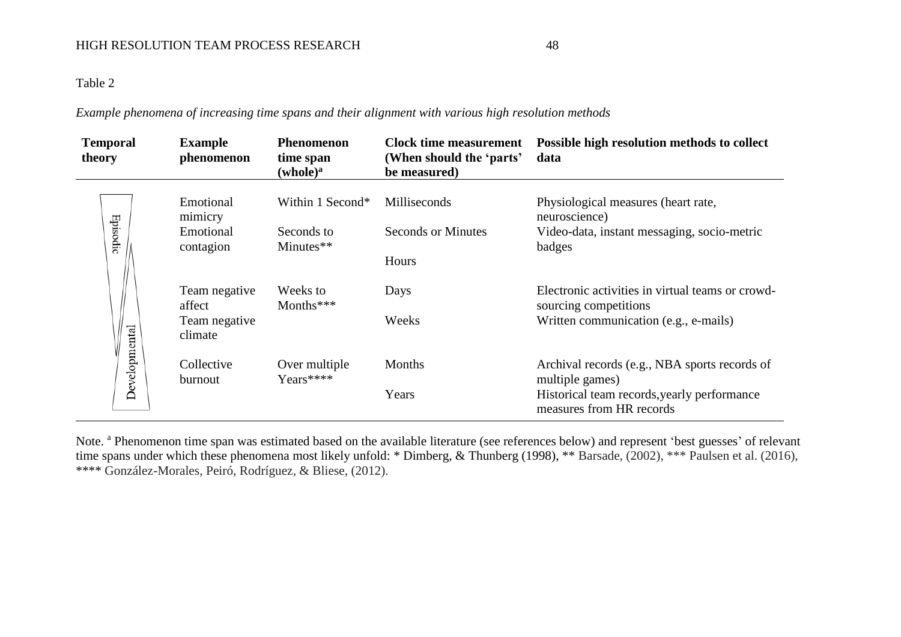Table 2

*Example phenomena of increasing time spans and their alignment with various high resolution methods*

| Temporal theory | Example phenomenon | Phenomenon time span (whole)[a] | Clock time measurement (When should the 'parts' be measured) | Possible high resolution methods to collect data |
|---|---|---|---|---|
| Episodic | Emotional mimicry | Within 1 Second* | Milliseconds | Physiological measures (heart rate, neuroscience) |
| | Emotional contagion | Seconds to Minutes** | Seconds or Minutes | Video-data, instant messaging, socio-metric badges |
| | | | Hours | |
| | Team negative affect | Weeks to Months*** | Days | Electronic activities in virtual teams or crowd-sourcing competitions |
| | Team negative climate | | Weeks | Written communication (e.g., e-mails) |
| Developmental | Collective burnout | Over multiple Years**** | Months | Archival records (e.g., NBA sports records of multiple games) |
| | | | Years | Historical team records,yearly performance measures from HR records |

Note. [a] Phenomenon time span was estimated based on the available literature (see references below) and represent 'best guesses' of relevant time spans under which these phenomena most likely unfold: * Dimberg, & Thunberg (1998), ** Barsade, (2002), *** Paulsen et al. (2016), **** González-Morales, Peiró, Rodríguez, & Bliese, (2012).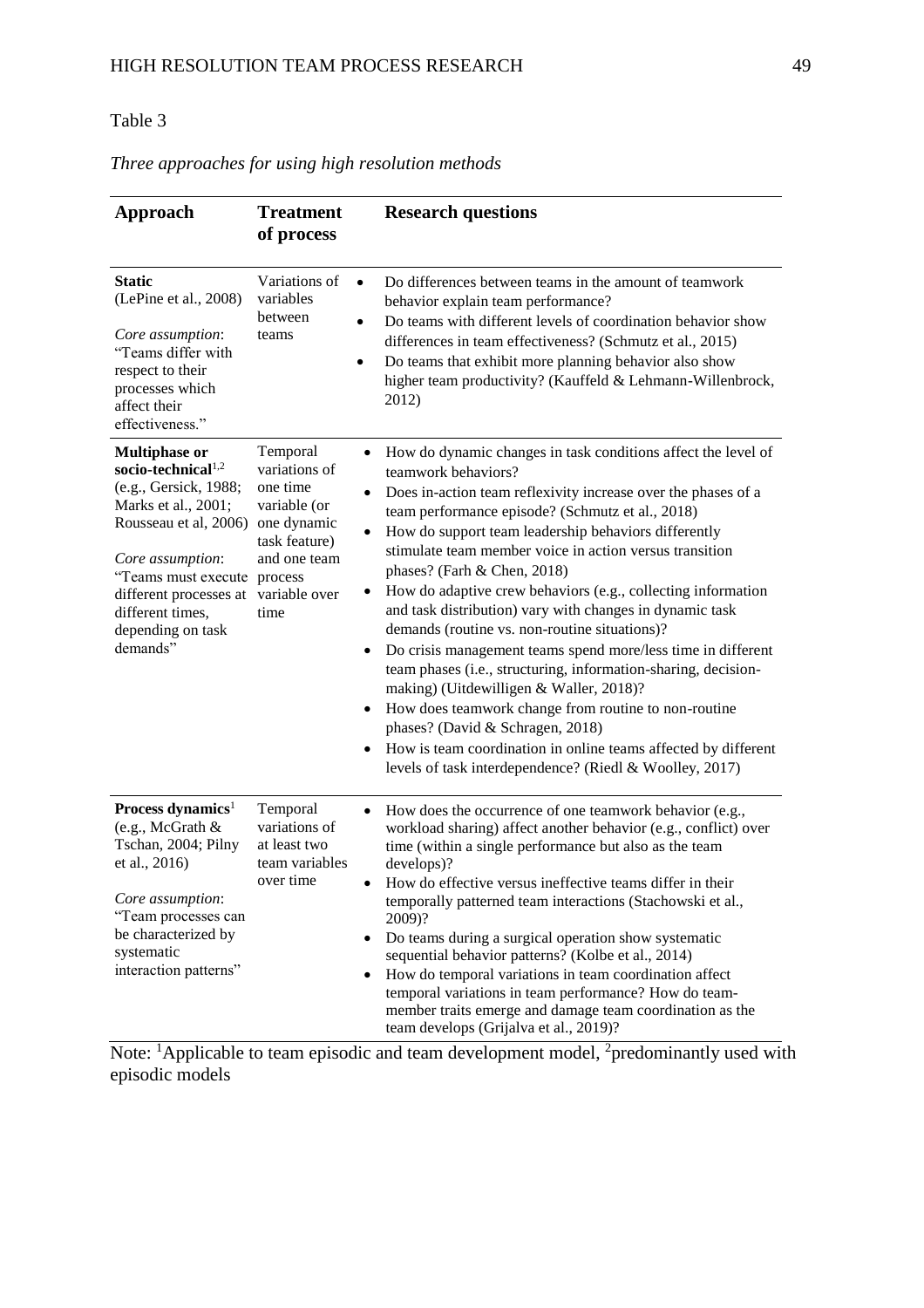Table 3

*Three approaches for using high resolution methods*

| Approach | Treatment of process | Research questions |
|---|---|---|
| **Static** (LePine et al., 2008)<br><br>*Core assumption*: "Teams differ with respect to their processes which affect their effectiveness." | Variations of variables between teams | • Do differences between teams in the amount of teamwork behavior explain team performance?<br>• Do teams with different levels of coordination behavior show differences in team effectiveness? (Schmutz et al., 2015)<br>• Do teams that exhibit more planning behavior also show higher team productivity? (Kauffeld & Lehmann-Willenbrock, 2012) |
| **Multiphase or socio-technical**[1,2] (e.g., Gersick, 1988; Marks et al., 2001; Rousseau et al, 2006)<br><br>*Core assumption*: "Teams must execute different processes at different times, depending on task demands" | Temporal variations of one time variable (or one dynamic task feature) and one team process variable over time | • How do dynamic changes in task conditions affect the level of teamwork behaviors?<br>• Does in-action team reflexivity increase over the phases of a team performance episode? (Schmutz et al., 2018)<br>• How do support team leadership behaviors differently stimulate team member voice in action versus transition phases? (Farh & Chen, 2018)<br>• How do adaptive crew behaviors (e.g., collecting information and task distribution) vary with changes in dynamic task demands (routine vs. non-routine situations)?<br>• Do crisis management teams spend more/less time in different team phases (i.e., structuring, information-sharing, decision-making) (Uitdewilligen & Waller, 2018)?<br>• How does teamwork change from routine to non-routine phases? (David & Schragen, 2018)<br>• How is team coordination in online teams affected by different levels of task interdependence? (Riedl & Woolley, 2017) |
| **Process dynamics**[1] (e.g., McGrath & Tschan, 2004; Pilny et al., 2016)<br><br>*Core assumption*: "Team processes can be characterized by systematic interaction patterns" | Temporal variations of at least two team variables over time | • How does the occurrence of one teamwork behavior (e.g., workload sharing) affect another behavior (e.g., conflict) over time (within a single performance but also as the team develops)?<br>• How do effective versus ineffective teams differ in their temporally patterned team interactions (Stachowski et al., 2009)?<br>• Do teams during a surgical operation show systematic sequential behavior patterns? (Kolbe et al., 2014)<br>• How do temporal variations in team coordination affect temporal variations in team performance? How do team-member traits emerge and damage team coordination as the team develops (Grijalva et al., 2019)? |

Note: [1]Applicable to team episodic and team development model, [2]predominantly used with episodic models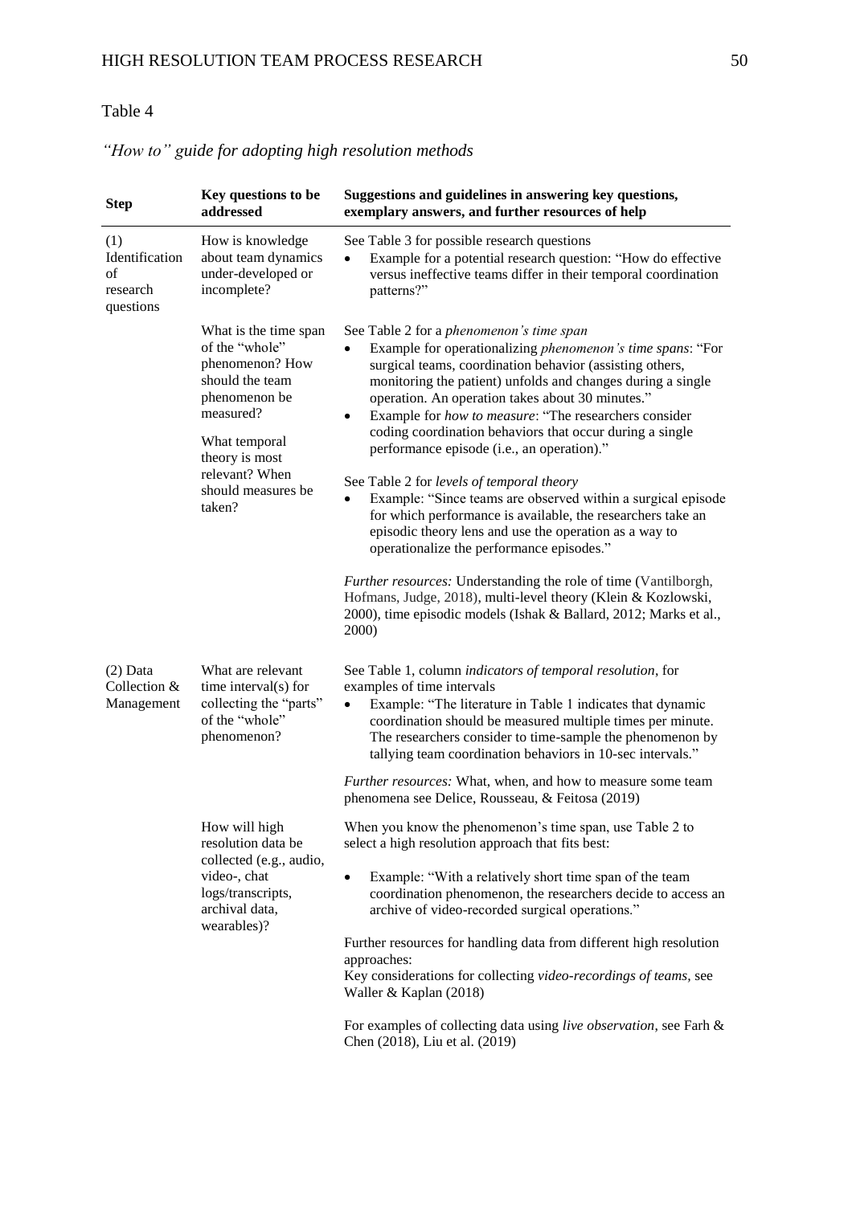Table 4

*"How to" guide for adopting high resolution methods*

| Step | Key questions to be addressed | Suggestions and guidelines in answering key questions, exemplary answers, and further resources of help |
|---|---|---|
| (1) Identification of research questions | How is knowledge about team dynamics under-developed or incomplete? | See Table 3 for possible research questions<br>• Example for a potential research question: "How do effective versus ineffective teams differ in their temporal coordination patterns?" |
| | What is the time span of the "whole" phenomenon? How should the team phenomenon be measured?<br><br>What temporal theory is most relevant? When should measures be taken? | See Table 2 for a *phenomenon's time span*<br>• Example for operationalizing *phenomenon's time spans*: "For surgical teams, coordination behavior (assisting others, monitoring the patient) unfolds and changes during a single operation. An operation takes about 30 minutes."<br>• Example for *how to measure*: "The researchers consider coding coordination behaviors that occur during a single performance episode (i.e., an operation)."<br><br>See Table 2 for *levels of temporal theory*<br>• Example: "Since teams are observed within a surgical episode for which performance is available, the researchers take an episodic theory lens and use the operation as a way to operationalize the performance episodes."<br><br>*Further resources:* Understanding the role of time (Vantilborgh, Hofmans, Judge, 2018), multi-level theory (Klein & Kozlowski, 2000), time episodic models (Ishak & Ballard, 2012; Marks et al., 2000) |
| (2) Data Collection & Management | What are relevant time interval(s) for collecting the "parts" of the "whole" phenomenon? | See Table 1, column *indicators of temporal resolution*, for examples of time intervals<br>• Example: "The literature in Table 1 indicates that dynamic coordination should be measured multiple times per minute. The researchers consider to time-sample the phenomenon by tallying team coordination behaviors in 10-sec intervals."<br><br>*Further resources:* What, when, and how to measure some team phenomena see Delice, Rousseau, & Feitosa (2019) |
| | How will high resolution data be collected (e.g., audio, video-, chat logs/transcripts, archival data, wearables)? | When you know the phenomenon's time span, use Table 2 to select a high resolution approach that fits best:<br><br>• Example: "With a relatively short time span of the team coordination phenomenon, the researchers decide to access an archive of video-recorded surgical operations."<br><br>Further resources for handling data from different high resolution approaches:<br>Key considerations for collecting *video-recordings of teams*, see Waller & Kaplan (2018)<br><br>For examples of collecting data using *live observation*, see Farh & Chen (2018), Liu et al. (2019) |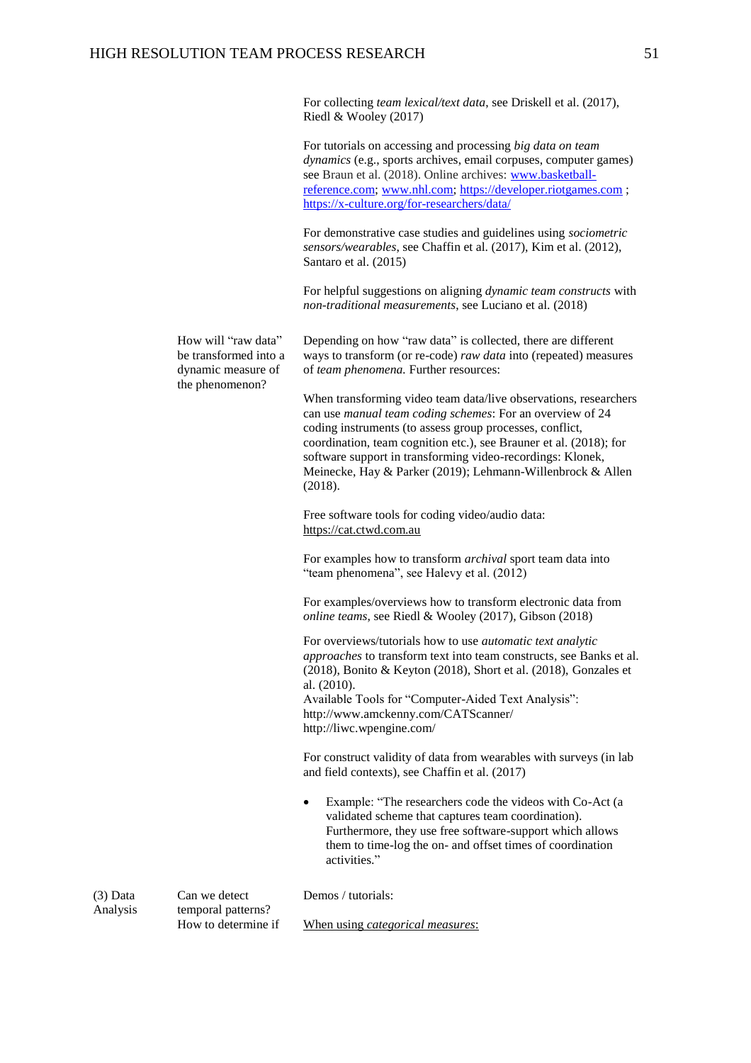| | | |
|---|---|---|
| | | For collecting *team lexical/text data*, see Driskell et al. (2017), Riedl & Wooley (2017)<br><br>For tutorials on accessing and processing *big data on team dynamics* (e.g., sports archives, email corpuses, computer games) see Braun et al. (2018). Online archives: www.basketball-reference.com; www.nhl.com; https://developer.riotgames.com ; https://x-culture.org/for-researchers/data/<br><br>For demonstrative case studies and guidelines using *sociometric sensors/wearables*, see Chaffin et al. (2017), Kim et al. (2012), Santaro et al. (2015)<br><br>For helpful suggestions on aligning *dynamic team constructs* with *non-traditional measurements*, see Luciano et al. (2018) |
| | How will "raw data" be transformed into a dynamic measure of the phenomenon? | Depending on how "raw data" is collected, there are different ways to transform (or re-code) *raw data* into (repeated) measures of *team phenomena.* Further resources:<br><br>When transforming video team data/live observations, researchers can use *manual team coding schemes*: For an overview of 24 coding instruments (to assess group processes, conflict, coordination, team cognition etc.), see Brauner et al. (2018); for software support in transforming video-recordings: Klonek, Meinecke, Hay & Parker (2019); Lehmann-Willenbrock & Allen (2018).<br><br>Free software tools for coding video/audio data: https://cat.ctwd.com.au<br><br>For examples how to transform *archival* sport team data into "team phenomena", see Halevy et al. (2012)<br><br>For examples/overviews how to transform electronic data from *online teams*, see Riedl & Wooley (2017), Gibson (2018)<br><br>For overviews/tutorials how to use *automatic text analytic approaches* to transform text into team constructs, see Banks et al. (2018), Bonito & Keyton (2018), Short et al. (2018), Gonzales et al. (2010).<br>Available Tools for "Computer-Aided Text Analysis": http://www.amckenny.com/CATScanner/ http://liwc.wpengine.com/<br><br>For construct validity of data from wearables with surveys (in lab and field contexts), see Chaffin et al. (2017)<br><br>• Example: "The researchers code the videos with Co-Act (a validated scheme that captures team coordination). Furthermore, they use free software-support which allows them to time-log the on- and offset times of coordination activities." |
| (3) Data Analysis | Can we detect temporal patterns? How to determine if | Demos / tutorials:<br><br><u>When using *categorical measures*:</u> |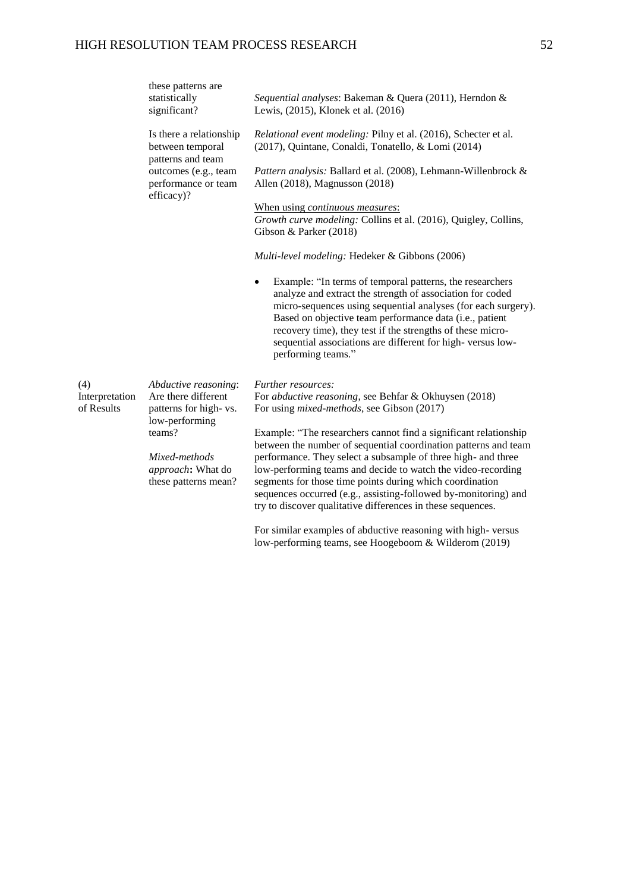| | | |
|---|---|---|
| | these patterns are statistically significant? | *Sequential analyses*: Bakeman & Quera (2011), Herndon & Lewis, (2015), Klonek et al. (2016) |
| | Is there a relationship between temporal patterns and team outcomes (e.g., team performance or team efficacy)? | *Relational event modeling:* Pilny et al. (2016), Schecter et al. (2017), Quintane, Conaldi, Tonatello, & Lomi (2014)<br><br>*Pattern analysis:* Ballard et al. (2008), Lehmann-Willenbrock & Allen (2018), Magnusson (2018)<br><br>When using *continuous measures*:<br>*Growth curve modeling:* Collins et al. (2016), Quigley, Collins, Gibson & Parker (2018)<br><br>*Multi-level modeling:* Hedeker & Gibbons (2006)<br><br>• Example: "In terms of temporal patterns, the researchers analyze and extract the strength of association for coded micro-sequences using sequential analyses (for each surgery). Based on objective team performance data (i.e., patient recovery time), they test if the strengths of these micro-sequential associations are different for high- versus low-performing teams." |
| (4) Interpretation of Results | *Abductive reasoning*: Are there different patterns for high- vs. low-performing teams?<br><br>*Mixed-methods approach*: What do these patterns mean? | *Further resources:*<br>For *abductive reasoning*, see Behfar & Okhuysen (2018)<br>For using *mixed-methods*, see Gibson (2017)<br><br>Example: "The researchers cannot find a significant relationship between the number of sequential coordination patterns and team performance. They select a subsample of three high- and three low-performing teams and decide to watch the video-recording segments for those time points during which coordination sequences occurred (e.g., assisting-followed by-monitoring) and try to discover qualitative differences in these sequences.<br><br>For similar examples of abductive reasoning with high- versus low-performing teams, see Hoogeboom & Wilderom (2019) |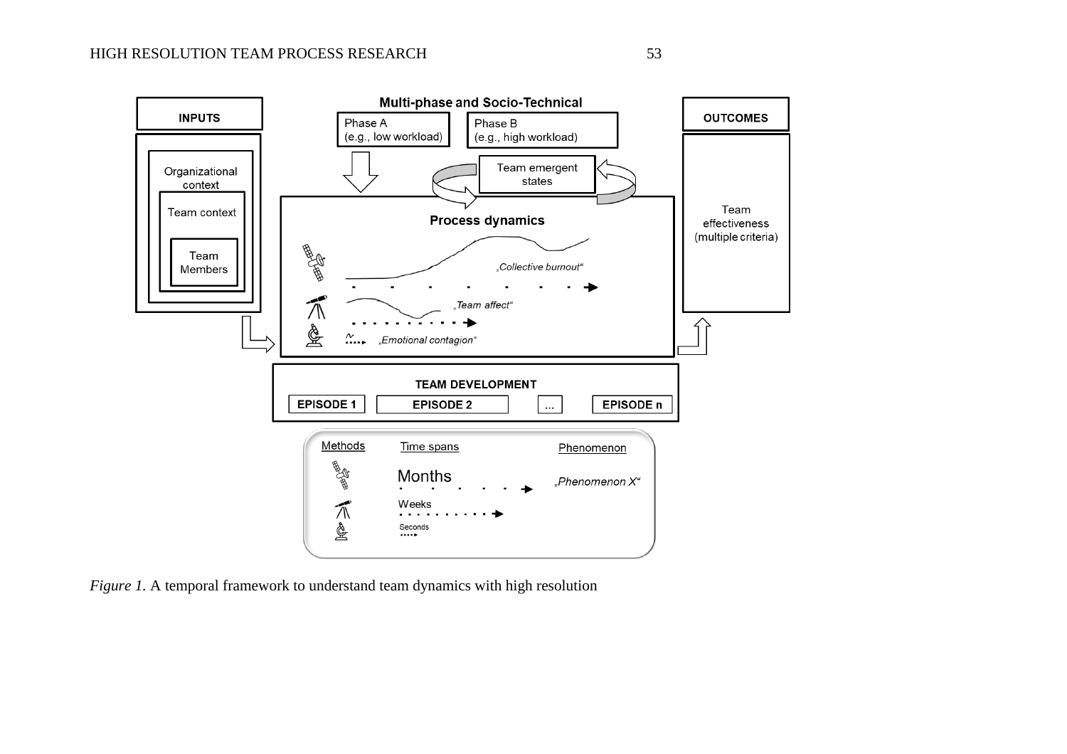**Multi-phase and Socio-Technical**

**INPUTS**

Organizational context

Team context

Team Members

Phase A
(e.g., low workload)

Phase B
(e.g., high workload)

Team emergent states

**Process dynamics**

„Collective burnout"

„Team affect"

„Emotional contagion"

**OUTCOMES**

Team effectiveness
(multiple criteria)

**TEAM DEVELOPMENT**

**EPISODE 1** **EPISODE 2** ... **EPISODE n**

Methods

Time spans

Phenomenon

Months

„Phenomenon X"

Weeks

Seconds

*Figure 1.* A temporal framework to understand team dynamics with high resolution